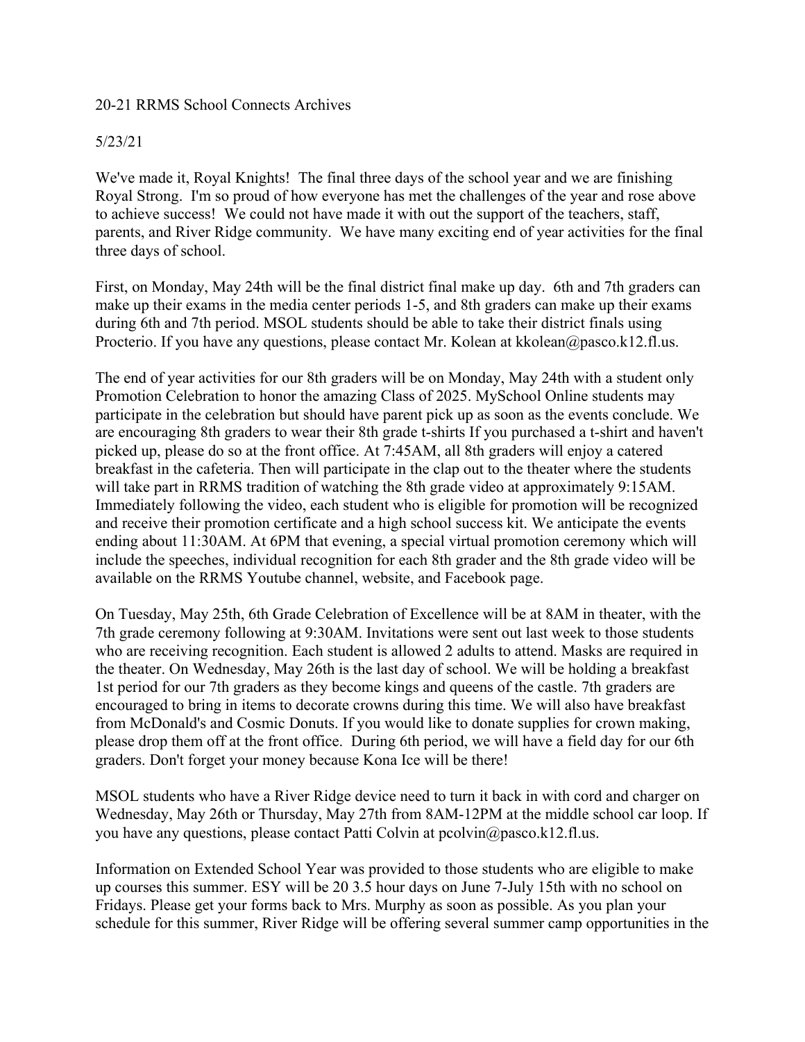20-21 RRMS School Connects Archives

5/23/21

We've made it, Royal Knights! The final three days of the school year and we are finishing Royal Strong. I'm so proud of how everyone has met the challenges of the year and rose above to achieve success! We could not have made it with out the support of the teachers, staff, parents, and River Ridge community. We have many exciting end of year activities for the final three days of school.

First, on Monday, May 24th will be the final district final make up day. 6th and 7th graders can make up their exams in the media center periods 1-5, and 8th graders can make up their exams during 6th and 7th period. MSOL students should be able to take their district finals using Procterio. If you have any questions, please contact Mr. Kolean at kkolean@pasco.k12.fl.us.

The end of year activities for our 8th graders will be on Monday, May 24th with a student only Promotion Celebration to honor the amazing Class of 2025. MySchool Online students may participate in the celebration but should have parent pick up as soon as the events conclude. We are encouraging 8th graders to wear their 8th grade t-shirts If you purchased a t-shirt and haven't picked up, please do so at the front office. At 7:45AM, all 8th graders will enjoy a catered breakfast in the cafeteria. Then will participate in the clap out to the theater where the students will take part in RRMS tradition of watching the 8th grade video at approximately 9:15AM. Immediately following the video, each student who is eligible for promotion will be recognized and receive their promotion certificate and a high school success kit. We anticipate the events ending about 11:30AM. At 6PM that evening, a special virtual promotion ceremony which will include the speeches, individual recognition for each 8th grader and the 8th grade video will be available on the RRMS Youtube channel, website, and Facebook page.

On Tuesday, May 25th, 6th Grade Celebration of Excellence will be at 8AM in theater, with the 7th grade ceremony following at 9:30AM. Invitations were sent out last week to those students who are receiving recognition. Each student is allowed 2 adults to attend. Masks are required in the theater. On Wednesday, May 26th is the last day of school. We will be holding a breakfast 1st period for our 7th graders as they become kings and queens of the castle. 7th graders are encouraged to bring in items to decorate crowns during this time. We will also have breakfast from McDonald's and Cosmic Donuts. If you would like to donate supplies for crown making, please drop them off at the front office. During 6th period, we will have a field day for our 6th graders. Don't forget your money because Kona Ice will be there!

MSOL students who have a River Ridge device need to turn it back in with cord and charger on Wednesday, May 26th or Thursday, May 27th from 8AM-12PM at the middle school car loop. If you have any questions, please contact Patti Colvin at pcolvin@pasco.k12.fl.us.

Information on Extended School Year was provided to those students who are eligible to make up courses this summer. ESY will be 20 3.5 hour days on June 7-July 15th with no school on Fridays. Please get your forms back to Mrs. Murphy as soon as possible. As you plan your schedule for this summer, River Ridge will be offering several summer camp opportunities in the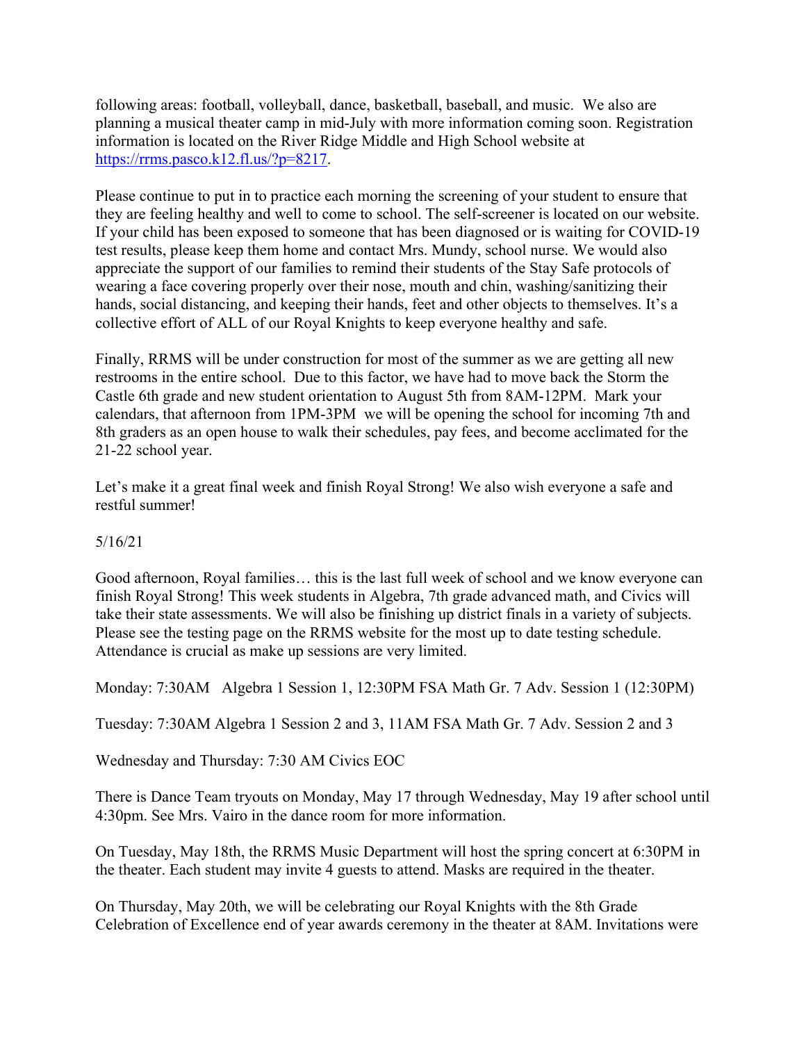following areas: football, volleyball, dance, basketball, baseball, and music.  We also are planning a musical theater camp in mid-July with more information coming soon. Registration information is located on the River Ridge Middle and High School website at https://rrms.pasco.k12.fl.us/?p=8217.

Please continue to put in to practice each morning the screening of your student to ensure that they are feeling healthy and well to come to school. The self-screener is located on our website. If your child has been exposed to someone that has been diagnosed or is waiting for COVID-19 test results, please keep them home and contact Mrs. Mundy, school nurse. We would also appreciate the support of our families to remind their students of the Stay Safe protocols of wearing a face covering properly over their nose, mouth and chin, washing/sanitizing their hands, social distancing, and keeping their hands, feet and other objects to themselves. It's a collective effort of ALL of our Royal Knights to keep everyone healthy and safe.

Finally, RRMS will be under construction for most of the summer as we are getting all new restrooms in the entire school.  Due to this factor, we have had to move back the Storm the Castle 6th grade and new student orientation to August 5th from 8AM-12PM.  Mark your calendars, that afternoon from 1PM-3PM  we will be opening the school for incoming 7th and 8th graders as an open house to walk their schedules, pay fees, and become acclimated for the 21-22 school year.

Let's make it a great final week and finish Royal Strong! We also wish everyone a safe and restful summer!

5/16/21

Good afternoon, Royal families… this is the last full week of school and we know everyone can finish Royal Strong! This week students in Algebra, 7th grade advanced math, and Civics will take their state assessments. We will also be finishing up district finals in a variety of subjects. Please see the testing page on the RRMS website for the most up to date testing schedule. Attendance is crucial as make up sessions are very limited.

Monday: 7:30AM   Algebra 1 Session 1, 12:30PM FSA Math Gr. 7 Adv. Session 1 (12:30PM)

Tuesday: 7:30AM Algebra 1 Session 2 and 3, 11AM FSA Math Gr. 7 Adv. Session 2 and 3

Wednesday and Thursday: 7:30 AM Civics EOC

There is Dance Team tryouts on Monday, May 17 through Wednesday, May 19 after school until 4:30pm. See Mrs. Vairo in the dance room for more information.

On Tuesday, May 18th, the RRMS Music Department will host the spring concert at 6:30PM in the theater. Each student may invite 4 guests to attend. Masks are required in the theater.

On Thursday, May 20th, we will be celebrating our Royal Knights with the 8th Grade Celebration of Excellence end of year awards ceremony in the theater at 8AM. Invitations were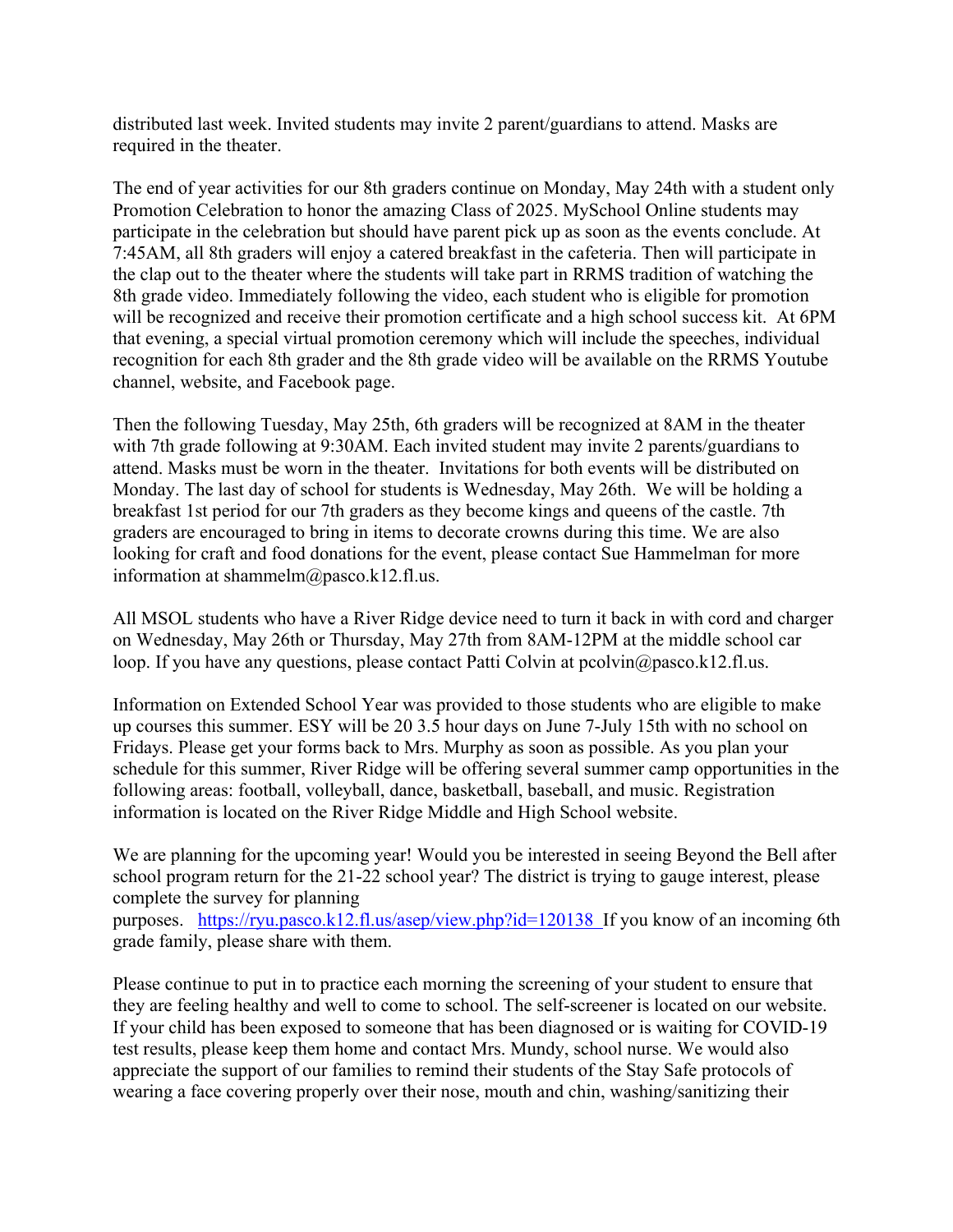distributed last week. Invited students may invite 2 parent/guardians to attend. Masks are required in the theater.

The end of year activities for our 8th graders continue on Monday, May 24th with a student only Promotion Celebration to honor the amazing Class of 2025. MySchool Online students may participate in the celebration but should have parent pick up as soon as the events conclude. At 7:45AM, all 8th graders will enjoy a catered breakfast in the cafeteria. Then will participate in the clap out to the theater where the students will take part in RRMS tradition of watching the 8th grade video. Immediately following the video, each student who is eligible for promotion will be recognized and receive their promotion certificate and a high school success kit. At 6PM that evening, a special virtual promotion ceremony which will include the speeches, individual recognition for each 8th grader and the 8th grade video will be available on the RRMS Youtube channel, website, and Facebook page.

Then the following Tuesday, May 25th, 6th graders will be recognized at 8AM in the theater with 7th grade following at 9:30AM. Each invited student may invite 2 parents/guardians to attend. Masks must be worn in the theater. Invitations for both events will be distributed on Monday. The last day of school for students is Wednesday, May 26th. We will be holding a breakfast 1st period for our 7th graders as they become kings and queens of the castle. 7th graders are encouraged to bring in items to decorate crowns during this time. We are also looking for craft and food donations for the event, please contact Sue Hammelman for more information at shammelm@pasco.k12.fl.us.

All MSOL students who have a River Ridge device need to turn it back in with cord and charger on Wednesday, May 26th or Thursday, May 27th from 8AM-12PM at the middle school car loop. If you have any questions, please contact Patti Colvin at pcolvin@pasco.k12.fl.us.

Information on Extended School Year was provided to those students who are eligible to make up courses this summer. ESY will be 20 3.5 hour days on June 7-July 15th with no school on Fridays. Please get your forms back to Mrs. Murphy as soon as possible. As you plan your schedule for this summer, River Ridge will be offering several summer camp opportunities in the following areas: football, volleyball, dance, basketball, baseball, and music. Registration information is located on the River Ridge Middle and High School website.

We are planning for the upcoming year! Would you be interested in seeing Beyond the Bell after school program return for the 21-22 school year? The district is trying to gauge interest, please complete the survey for planning purposes. https://ryu.pasco.k12.fl.us/asep/view.php?id=120138 If you know of an incoming 6th grade family, please share with them.

Please continue to put in to practice each morning the screening of your student to ensure that they are feeling healthy and well to come to school. The self-screener is located on our website. If your child has been exposed to someone that has been diagnosed or is waiting for COVID-19 test results, please keep them home and contact Mrs. Mundy, school nurse. We would also appreciate the support of our families to remind their students of the Stay Safe protocols of wearing a face covering properly over their nose, mouth and chin, washing/sanitizing their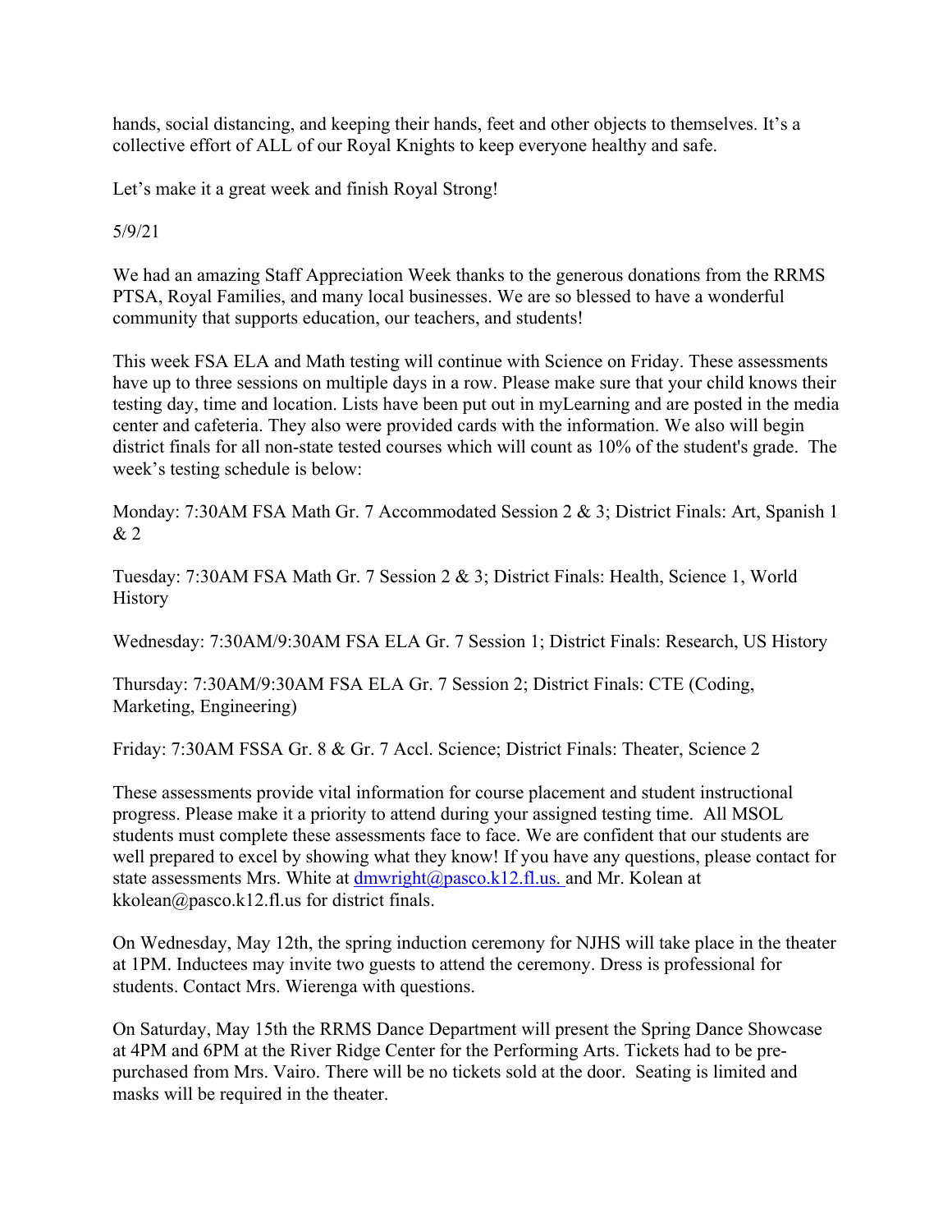hands, social distancing, and keeping their hands, feet and other objects to themselves. It's a collective effort of ALL of our Royal Knights to keep everyone healthy and safe.

Let's make it a great week and finish Royal Strong!

5/9/21

We had an amazing Staff Appreciation Week thanks to the generous donations from the RRMS PTSA, Royal Families, and many local businesses. We are so blessed to have a wonderful community that supports education, our teachers, and students!

This week FSA ELA and Math testing will continue with Science on Friday. These assessments have up to three sessions on multiple days in a row. Please make sure that your child knows their testing day, time and location. Lists have been put out in myLearning and are posted in the media center and cafeteria. They also were provided cards with the information. We also will begin district finals for all non-state tested courses which will count as 10% of the student's grade. The week's testing schedule is below:

Monday: 7:30AM FSA Math Gr. 7 Accommodated Session 2 & 3; District Finals: Art, Spanish 1 & 2

Tuesday: 7:30AM FSA Math Gr. 7 Session 2 & 3; District Finals: Health, Science 1, World History

Wednesday: 7:30AM/9:30AM FSA ELA Gr. 7 Session 1; District Finals: Research, US History

Thursday: 7:30AM/9:30AM FSA ELA Gr. 7 Session 2; District Finals: CTE (Coding, Marketing, Engineering)

Friday: 7:30AM FSSA Gr. 8 & Gr. 7 Accl. Science; District Finals: Theater, Science 2

These assessments provide vital information for course placement and student instructional progress. Please make it a priority to attend during your assigned testing time. All MSOL students must complete these assessments face to face. We are confident that our students are well prepared to excel by showing what they know! If you have any questions, please contact for state assessments Mrs. White at dmwright@pasco.k12.fl.us. and Mr. Kolean at kkolean@pasco.k12.fl.us for district finals.

On Wednesday, May 12th, the spring induction ceremony for NJHS will take place in the theater at 1PM. Inductees may invite two guests to attend the ceremony. Dress is professional for students. Contact Mrs. Wierenga with questions.

On Saturday, May 15th the RRMS Dance Department will present the Spring Dance Showcase at 4PM and 6PM at the River Ridge Center for the Performing Arts. Tickets had to be pre-purchased from Mrs. Vairo. There will be no tickets sold at the door. Seating is limited and masks will be required in the theater.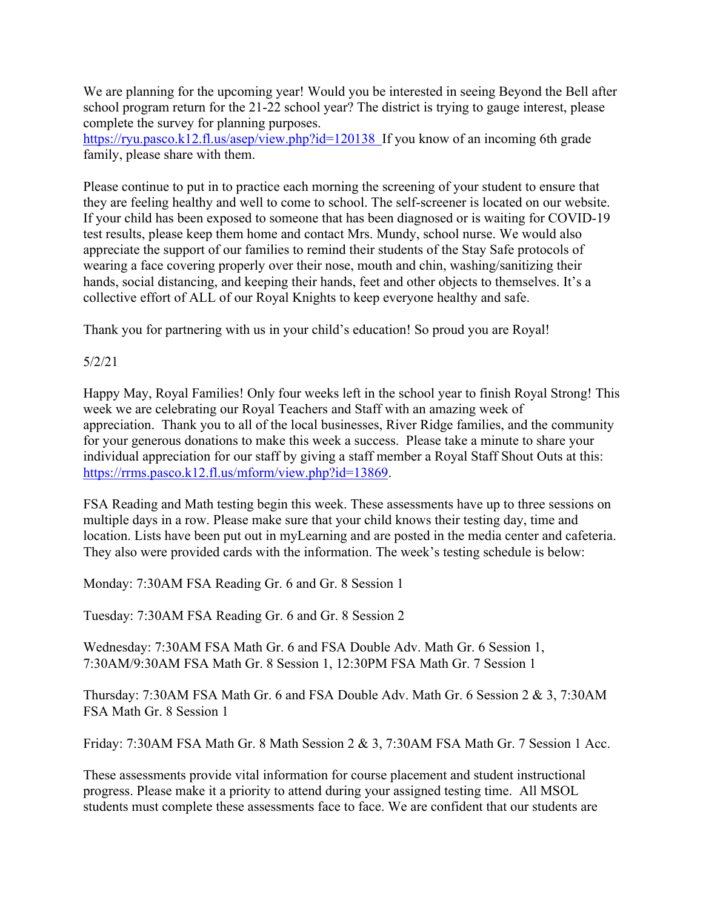We are planning for the upcoming year! Would you be interested in seeing Beyond the Bell after school program return for the 21-22 school year? The district is trying to gauge interest, please complete the survey for planning purposes.
https://ryu.pasco.k12.fl.us/asep/view.php?id=120138 If you know of an incoming 6th grade family, please share with them.

Please continue to put in to practice each morning the screening of your student to ensure that they are feeling healthy and well to come to school. The self-screener is located on our website. If your child has been exposed to someone that has been diagnosed or is waiting for COVID-19 test results, please keep them home and contact Mrs. Mundy, school nurse. We would also appreciate the support of our families to remind their students of the Stay Safe protocols of wearing a face covering properly over their nose, mouth and chin, washing/sanitizing their hands, social distancing, and keeping their hands, feet and other objects to themselves. It's a collective effort of ALL of our Royal Knights to keep everyone healthy and safe.

Thank you for partnering with us in your child's education! So proud you are Royal!

5/2/21

Happy May, Royal Families! Only four weeks left in the school year to finish Royal Strong! This week we are celebrating our Royal Teachers and Staff with an amazing week of appreciation. Thank you to all of the local businesses, River Ridge families, and the community for your generous donations to make this week a success. Please take a minute to share your individual appreciation for our staff by giving a staff member a Royal Staff Shout Outs at this: https://rrms.pasco.k12.fl.us/mform/view.php?id=13869.

FSA Reading and Math testing begin this week. These assessments have up to three sessions on multiple days in a row. Please make sure that your child knows their testing day, time and location. Lists have been put out in myLearning and are posted in the media center and cafeteria. They also were provided cards with the information. The week's testing schedule is below:

Monday: 7:30AM FSA Reading Gr. 6 and Gr. 8 Session 1

Tuesday: 7:30AM FSA Reading Gr. 6 and Gr. 8 Session 2

Wednesday: 7:30AM FSA Math Gr. 6 and FSA Double Adv. Math Gr. 6 Session 1, 7:30AM/9:30AM FSA Math Gr. 8 Session 1, 12:30PM FSA Math Gr. 7 Session 1

Thursday: 7:30AM FSA Math Gr. 6 and FSA Double Adv. Math Gr. 6 Session 2 & 3, 7:30AM FSA Math Gr. 8 Session 1

Friday: 7:30AM FSA Math Gr. 8 Math Session 2 & 3, 7:30AM FSA Math Gr. 7 Session 1 Acc.

These assessments provide vital information for course placement and student instructional progress. Please make it a priority to attend during your assigned testing time. All MSOL students must complete these assessments face to face. We are confident that our students are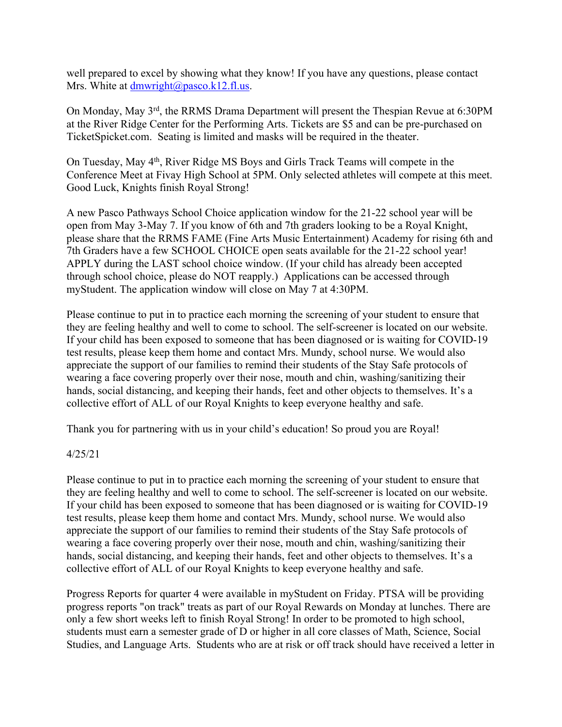well prepared to excel by showing what they know! If you have any questions, please contact Mrs. White at [dmwright@pasco.k12.fl.us](mailto:dmwright@pasco.k12.fl.us).

On Monday, May 3rd, the RRMS Drama Department will present the Thespian Revue at 6:30PM at the River Ridge Center for the Performing Arts. Tickets are $5 and can be pre-purchased on TicketSpicket.com.  Seating is limited and masks will be required in the theater.

On Tuesday, May 4th, River Ridge MS Boys and Girls Track Teams will compete in the Conference Meet at Fivay High School at 5PM. Only selected athletes will compete at this meet. Good Luck, Knights finish Royal Strong!

A new Pasco Pathways School Choice application window for the 21-22 school year will be open from May 3-May 7. If you know of 6th and 7th graders looking to be a Royal Knight, please share that the RRMS FAME (Fine Arts Music Entertainment) Academy for rising 6th and 7th Graders have a few SCHOOL CHOICE open seats available for the 21-22 school year! APPLY during the LAST school choice window. (If your child has already been accepted through school choice, please do NOT reapply.)  Applications can be accessed through myStudent. The application window will close on May 7 at 4:30PM.

Please continue to put in to practice each morning the screening of your student to ensure that they are feeling healthy and well to come to school. The self-screener is located on our website. If your child has been exposed to someone that has been diagnosed or is waiting for COVID-19 test results, please keep them home and contact Mrs. Mundy, school nurse. We would also appreciate the support of our families to remind their students of the Stay Safe protocols of wearing a face covering properly over their nose, mouth and chin, washing/sanitizing their hands, social distancing, and keeping their hands, feet and other objects to themselves. It's a collective effort of ALL of our Royal Knights to keep everyone healthy and safe.

Thank you for partnering with us in your child's education! So proud you are Royal!

4/25/21

Please continue to put in to practice each morning the screening of your student to ensure that they are feeling healthy and well to come to school. The self-screener is located on our website. If your child has been exposed to someone that has been diagnosed or is waiting for COVID-19 test results, please keep them home and contact Mrs. Mundy, school nurse. We would also appreciate the support of our families to remind their students of the Stay Safe protocols of wearing a face covering properly over their nose, mouth and chin, washing/sanitizing their hands, social distancing, and keeping their hands, feet and other objects to themselves. It's a collective effort of ALL of our Royal Knights to keep everyone healthy and safe.

Progress Reports for quarter 4 were available in myStudent on Friday. PTSA will be providing progress reports "on track" treats as part of our Royal Rewards on Monday at lunches. There are only a few short weeks left to finish Royal Strong! In order to be promoted to high school, students must earn a semester grade of D or higher in all core classes of Math, Science, Social Studies, and Language Arts.  Students who are at risk or off track should have received a letter in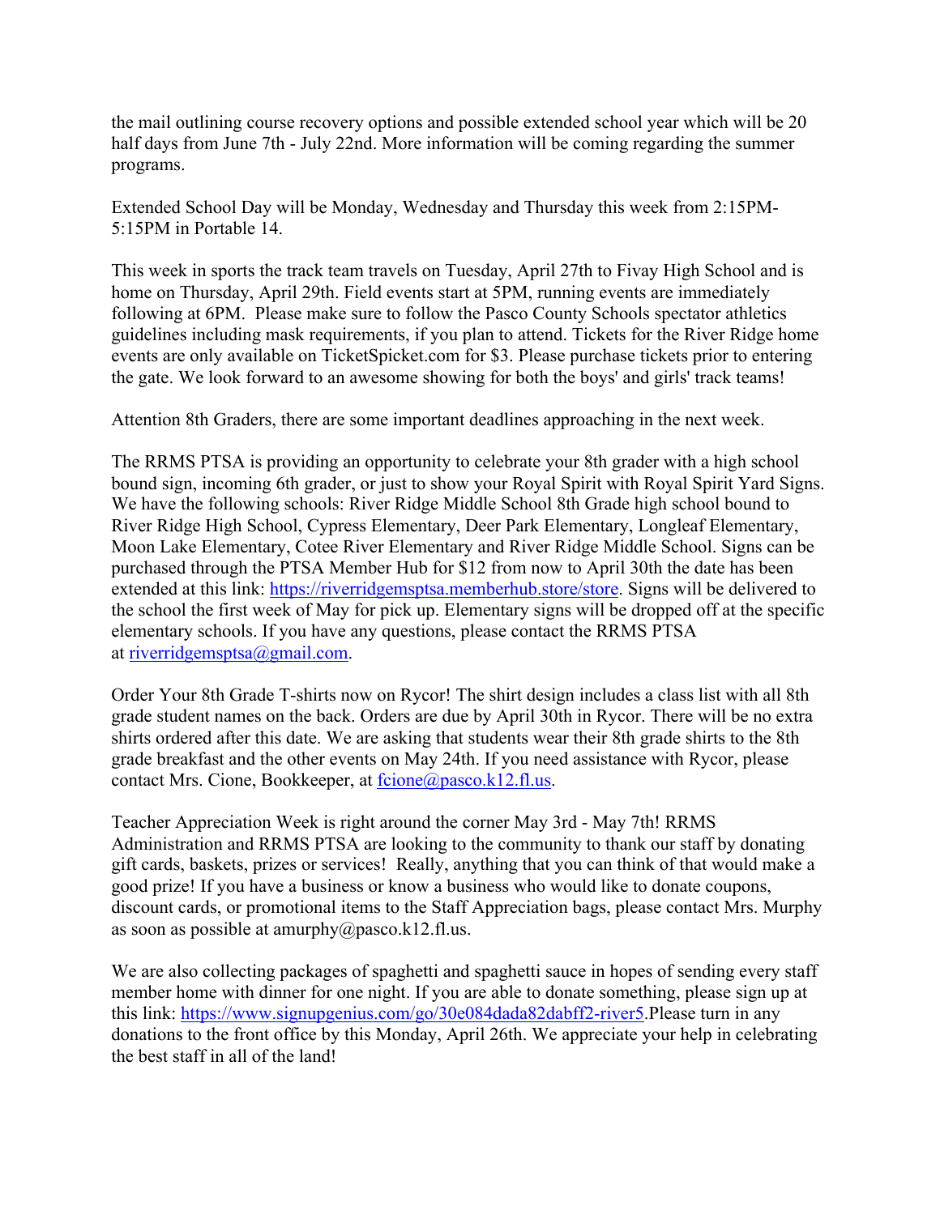the mail outlining course recovery options and possible extended school year which will be 20 half days from June 7th - July 22nd. More information will be coming regarding the summer programs.

Extended School Day will be Monday, Wednesday and Thursday this week from 2:15PM-5:15PM in Portable 14.

This week in sports the track team travels on Tuesday, April 27th to Fivay High School and is home on Thursday, April 29th. Field events start at 5PM, running events are immediately following at 6PM. Please make sure to follow the Pasco County Schools spectator athletics guidelines including mask requirements, if you plan to attend. Tickets for the River Ridge home events are only available on TicketSpicket.com for $3. Please purchase tickets prior to entering the gate. We look forward to an awesome showing for both the boys' and girls' track teams!

Attention 8th Graders, there are some important deadlines approaching in the next week.

The RRMS PTSA is providing an opportunity to celebrate your 8th grader with a high school bound sign, incoming 6th grader, or just to show your Royal Spirit with Royal Spirit Yard Signs. We have the following schools: River Ridge Middle School 8th Grade high school bound to River Ridge High School, Cypress Elementary, Deer Park Elementary, Longleaf Elementary, Moon Lake Elementary, Cotee River Elementary and River Ridge Middle School. Signs can be purchased through the PTSA Member Hub for $12 from now to April 30th the date has been extended at this link: https://riverridgemsptsa.memberhub.store/store. Signs will be delivered to the school the first week of May for pick up. Elementary signs will be dropped off at the specific elementary schools. If you have any questions, please contact the RRMS PTSA at riverridgemsptsa@gmail.com.

Order Your 8th Grade T-shirts now on Rycor! The shirt design includes a class list with all 8th grade student names on the back. Orders are due by April 30th in Rycor. There will be no extra shirts ordered after this date. We are asking that students wear their 8th grade shirts to the 8th grade breakfast and the other events on May 24th. If you need assistance with Rycor, please contact Mrs. Cione, Bookkeeper, at fcione@pasco.k12.fl.us.

Teacher Appreciation Week is right around the corner May 3rd - May 7th! RRMS Administration and RRMS PTSA are looking to the community to thank our staff by donating gift cards, baskets, prizes or services! Really, anything that you can think of that would make a good prize! If you have a business or know a business who would like to donate coupons, discount cards, or promotional items to the Staff Appreciation bags, please contact Mrs. Murphy as soon as possible at amurphy@pasco.k12.fl.us.

We are also collecting packages of spaghetti and spaghetti sauce in hopes of sending every staff member home with dinner for one night. If you are able to donate something, please sign up at this link: https://www.signupgenius.com/go/30e084dada82dabff2-river5.Please turn in any donations to the front office by this Monday, April 26th. We appreciate your help in celebrating the best staff in all of the land!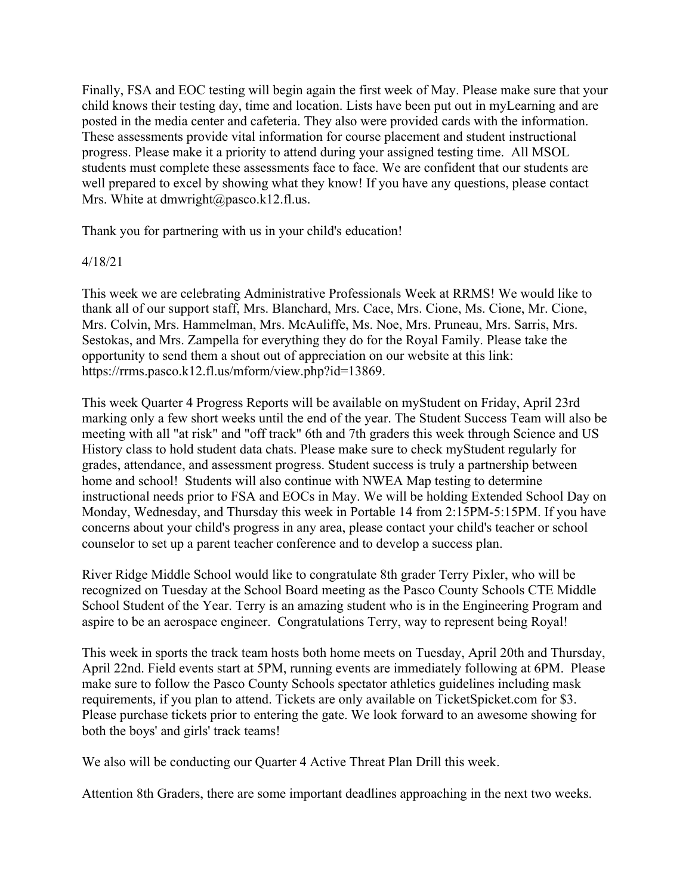Finally, FSA and EOC testing will begin again the first week of May. Please make sure that your child knows their testing day, time and location. Lists have been put out in myLearning and are posted in the media center and cafeteria. They also were provided cards with the information. These assessments provide vital information for course placement and student instructional progress. Please make it a priority to attend during your assigned testing time. All MSOL students must complete these assessments face to face. We are confident that our students are well prepared to excel by showing what they know! If you have any questions, please contact Mrs. White at dmwright@pasco.k12.fl.us.

Thank you for partnering with us in your child's education!

4/18/21

This week we are celebrating Administrative Professionals Week at RRMS! We would like to thank all of our support staff, Mrs. Blanchard, Mrs. Cace, Mrs. Cione, Ms. Cione, Mr. Cione, Mrs. Colvin, Mrs. Hammelman, Mrs. McAuliffe, Ms. Noe, Mrs. Pruneau, Mrs. Sarris, Mrs. Sestokas, and Mrs. Zampella for everything they do for the Royal Family. Please take the opportunity to send them a shout out of appreciation on our website at this link: https://rrms.pasco.k12.fl.us/mform/view.php?id=13869.

This week Quarter 4 Progress Reports will be available on myStudent on Friday, April 23rd marking only a few short weeks until the end of the year. The Student Success Team will also be meeting with all "at risk" and "off track" 6th and 7th graders this week through Science and US History class to hold student data chats. Please make sure to check myStudent regularly for grades, attendance, and assessment progress. Student success is truly a partnership between home and school! Students will also continue with NWEA Map testing to determine instructional needs prior to FSA and EOCs in May. We will be holding Extended School Day on Monday, Wednesday, and Thursday this week in Portable 14 from 2:15PM-5:15PM. If you have concerns about your child's progress in any area, please contact your child's teacher or school counselor to set up a parent teacher conference and to develop a success plan.

River Ridge Middle School would like to congratulate 8th grader Terry Pixler, who will be recognized on Tuesday at the School Board meeting as the Pasco County Schools CTE Middle School Student of the Year. Terry is an amazing student who is in the Engineering Program and aspire to be an aerospace engineer. Congratulations Terry, way to represent being Royal!

This week in sports the track team hosts both home meets on Tuesday, April 20th and Thursday, April 22nd. Field events start at 5PM, running events are immediately following at 6PM. Please make sure to follow the Pasco County Schools spectator athletics guidelines including mask requirements, if you plan to attend. Tickets are only available on TicketSpicket.com for $3. Please purchase tickets prior to entering the gate. We look forward to an awesome showing for both the boys' and girls' track teams!

We also will be conducting our Quarter 4 Active Threat Plan Drill this week.

Attention 8th Graders, there are some important deadlines approaching in the next two weeks.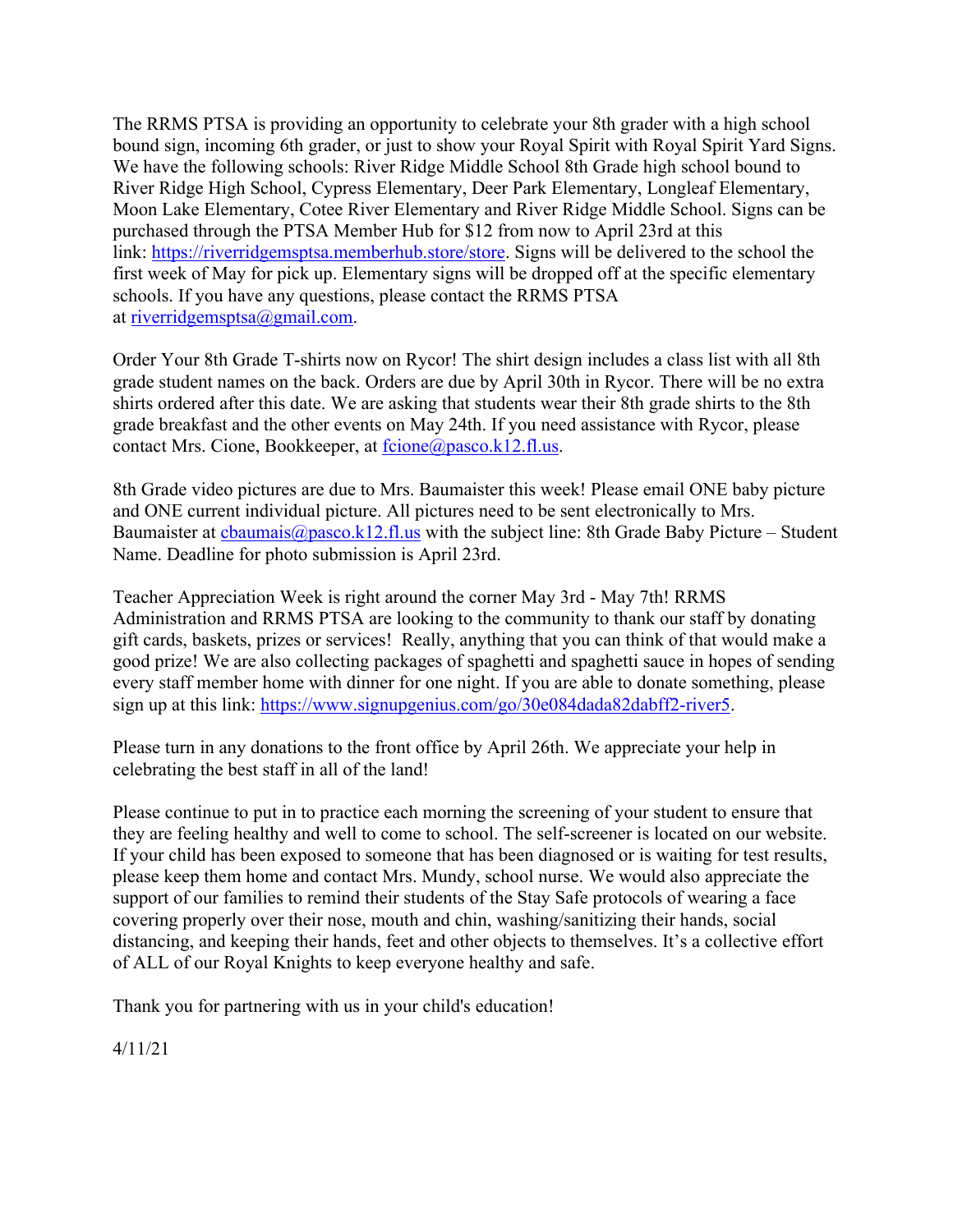The RRMS PTSA is providing an opportunity to celebrate your 8th grader with a high school bound sign, incoming 6th grader, or just to show your Royal Spirit with Royal Spirit Yard Signs. We have the following schools: River Ridge Middle School 8th Grade high school bound to River Ridge High School, Cypress Elementary, Deer Park Elementary, Longleaf Elementary, Moon Lake Elementary, Cotee River Elementary and River Ridge Middle School. Signs can be purchased through the PTSA Member Hub for $12 from now to April 23rd at this link: https://riverridgemsptsa.memberhub.store/store. Signs will be delivered to the school the first week of May for pick up. Elementary signs will be dropped off at the specific elementary schools. If you have any questions, please contact the RRMS PTSA at riverridgemsptsa@gmail.com.

Order Your 8th Grade T-shirts now on Rycor! The shirt design includes a class list with all 8th grade student names on the back. Orders are due by April 30th in Rycor. There will be no extra shirts ordered after this date. We are asking that students wear their 8th grade shirts to the 8th grade breakfast and the other events on May 24th. If you need assistance with Rycor, please contact Mrs. Cione, Bookkeeper, at fcione@pasco.k12.fl.us.

8th Grade video pictures are due to Mrs. Baumaister this week! Please email ONE baby picture and ONE current individual picture. All pictures need to be sent electronically to Mrs. Baumaister at cbaumais@pasco.k12.fl.us with the subject line: 8th Grade Baby Picture – Student Name. Deadline for photo submission is April 23rd.

Teacher Appreciation Week is right around the corner May 3rd - May 7th! RRMS Administration and RRMS PTSA are looking to the community to thank our staff by donating gift cards, baskets, prizes or services! Really, anything that you can think of that would make a good prize! We are also collecting packages of spaghetti and spaghetti sauce in hopes of sending every staff member home with dinner for one night. If you are able to donate something, please sign up at this link: https://www.signupgenius.com/go/30e084dada82dabff2-river5.

Please turn in any donations to the front office by April 26th. We appreciate your help in celebrating the best staff in all of the land!

Please continue to put in to practice each morning the screening of your student to ensure that they are feeling healthy and well to come to school. The self-screener is located on our website. If your child has been exposed to someone that has been diagnosed or is waiting for test results, please keep them home and contact Mrs. Mundy, school nurse. We would also appreciate the support of our families to remind their students of the Stay Safe protocols of wearing a face covering properly over their nose, mouth and chin, washing/sanitizing their hands, social distancing, and keeping their hands, feet and other objects to themselves. It's a collective effort of ALL of our Royal Knights to keep everyone healthy and safe.

Thank you for partnering with us in your child's education!

4/11/21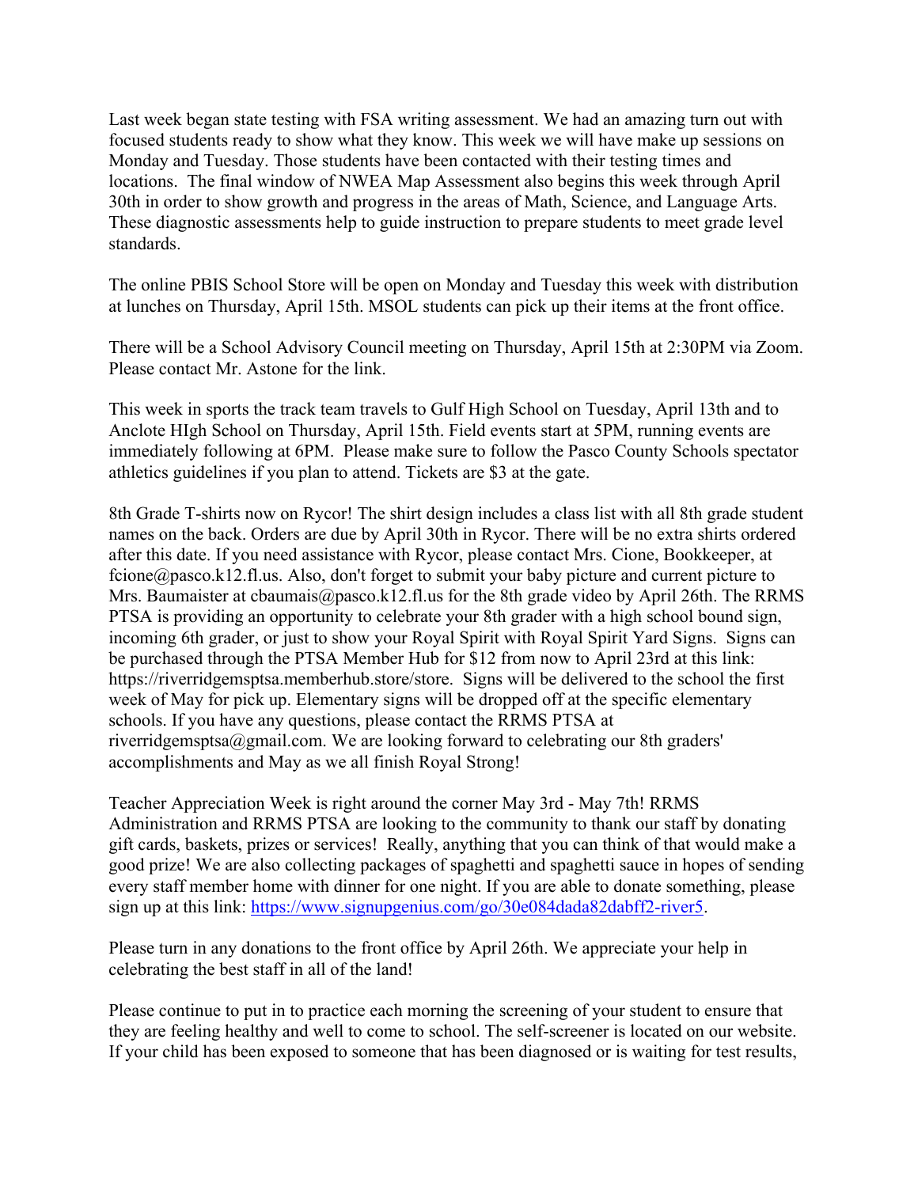Last week began state testing with FSA writing assessment. We had an amazing turn out with focused students ready to show what they know. This week we will have make up sessions on Monday and Tuesday. Those students have been contacted with their testing times and locations. The final window of NWEA Map Assessment also begins this week through April 30th in order to show growth and progress in the areas of Math, Science, and Language Arts. These diagnostic assessments help to guide instruction to prepare students to meet grade level standards.

The online PBIS School Store will be open on Monday and Tuesday this week with distribution at lunches on Thursday, April 15th. MSOL students can pick up their items at the front office.

There will be a School Advisory Council meeting on Thursday, April 15th at 2:30PM via Zoom. Please contact Mr. Astone for the link.

This week in sports the track team travels to Gulf High School on Tuesday, April 13th and to Anclote HIgh School on Thursday, April 15th. Field events start at 5PM, running events are immediately following at 6PM. Please make sure to follow the Pasco County Schools spectator athletics guidelines if you plan to attend. Tickets are $3 at the gate.

8th Grade T-shirts now on Rycor! The shirt design includes a class list with all 8th grade student names on the back. Orders are due by April 30th in Rycor. There will be no extra shirts ordered after this date. If you need assistance with Rycor, please contact Mrs. Cione, Bookkeeper, at fcione@pasco.k12.fl.us. Also, don't forget to submit your baby picture and current picture to Mrs. Baumaister at cbaumais@pasco.k12.fl.us for the 8th grade video by April 26th. The RRMS PTSA is providing an opportunity to celebrate your 8th grader with a high school bound sign, incoming 6th grader, or just to show your Royal Spirit with Royal Spirit Yard Signs. Signs can be purchased through the PTSA Member Hub for $12 from now to April 23rd at this link: https://riverridgemsptsa.memberhub.store/store. Signs will be delivered to the school the first week of May for pick up. Elementary signs will be dropped off at the specific elementary schools. If you have any questions, please contact the RRMS PTSA at riverridgemsptsa@gmail.com. We are looking forward to celebrating our 8th graders' accomplishments and May as we all finish Royal Strong!

Teacher Appreciation Week is right around the corner May 3rd - May 7th! RRMS Administration and RRMS PTSA are looking to the community to thank our staff by donating gift cards, baskets, prizes or services! Really, anything that you can think of that would make a good prize! We are also collecting packages of spaghetti and spaghetti sauce in hopes of sending every staff member home with dinner for one night. If you are able to donate something, please sign up at this link: https://www.signupgenius.com/go/30e084dada82dabff2-river5.

Please turn in any donations to the front office by April 26th. We appreciate your help in celebrating the best staff in all of the land!

Please continue to put in to practice each morning the screening of your student to ensure that they are feeling healthy and well to come to school. The self-screener is located on our website. If your child has been exposed to someone that has been diagnosed or is waiting for test results,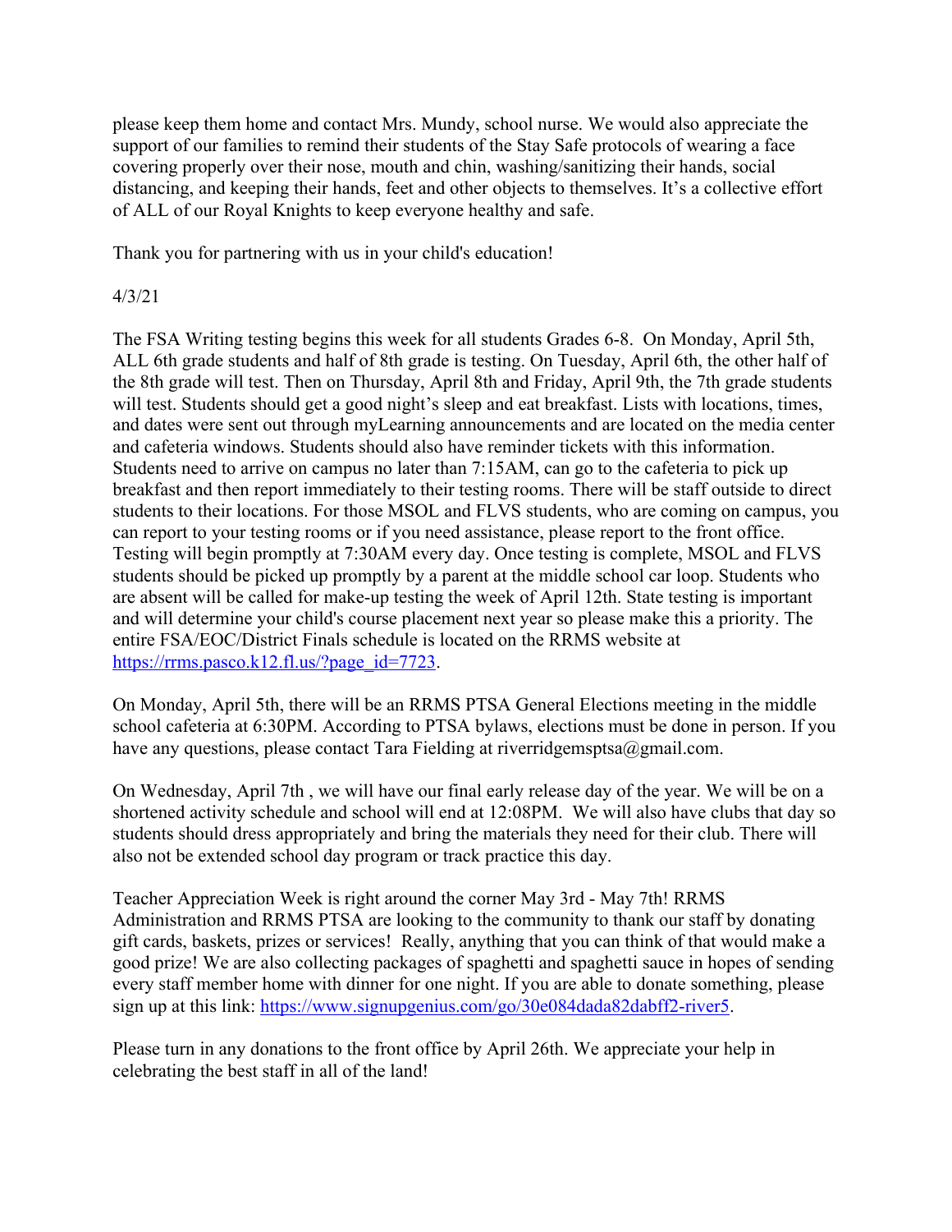please keep them home and contact Mrs. Mundy, school nurse. We would also appreciate the support of our families to remind their students of the Stay Safe protocols of wearing a face covering properly over their nose, mouth and chin, washing/sanitizing their hands, social distancing, and keeping their hands, feet and other objects to themselves. It's a collective effort of ALL of our Royal Knights to keep everyone healthy and safe.

Thank you for partnering with us in your child's education!

4/3/21

The FSA Writing testing begins this week for all students Grades 6-8. On Monday, April 5th, ALL 6th grade students and half of 8th grade is testing. On Tuesday, April 6th, the other half of the 8th grade will test. Then on Thursday, April 8th and Friday, April 9th, the 7th grade students will test. Students should get a good night's sleep and eat breakfast. Lists with locations, times, and dates were sent out through myLearning announcements and are located on the media center and cafeteria windows. Students should also have reminder tickets with this information. Students need to arrive on campus no later than 7:15AM, can go to the cafeteria to pick up breakfast and then report immediately to their testing rooms. There will be staff outside to direct students to their locations. For those MSOL and FLVS students, who are coming on campus, you can report to your testing rooms or if you need assistance, please report to the front office. Testing will begin promptly at 7:30AM every day. Once testing is complete, MSOL and FLVS students should be picked up promptly by a parent at the middle school car loop. Students who are absent will be called for make-up testing the week of April 12th. State testing is important and will determine your child's course placement next year so please make this a priority. The entire FSA/EOC/District Finals schedule is located on the RRMS website at [https://rrms.pasco.k12.fl.us/?page_id=7723](https://rrms.pasco.k12.fl.us/?page_id=7723).

On Monday, April 5th, there will be an RRMS PTSA General Elections meeting in the middle school cafeteria at 6:30PM. According to PTSA bylaws, elections must be done in person. If you have any questions, please contact Tara Fielding at riverridgemsptsa@gmail.com.

On Wednesday, April 7th , we will have our final early release day of the year. We will be on a shortened activity schedule and school will end at 12:08PM. We will also have clubs that day so students should dress appropriately and bring the materials they need for their club. There will also not be extended school day program or track practice this day.

Teacher Appreciation Week is right around the corner May 3rd - May 7th! RRMS Administration and RRMS PTSA are looking to the community to thank our staff by donating gift cards, baskets, prizes or services! Really, anything that you can think of that would make a good prize! We are also collecting packages of spaghetti and spaghetti sauce in hopes of sending every staff member home with dinner for one night. If you are able to donate something, please sign up at this link: [https://www.signupgenius.com/go/30e084dada82dabff2-river5](https://www.signupgenius.com/go/30e084dada82dabff2-river5).

Please turn in any donations to the front office by April 26th. We appreciate your help in celebrating the best staff in all of the land!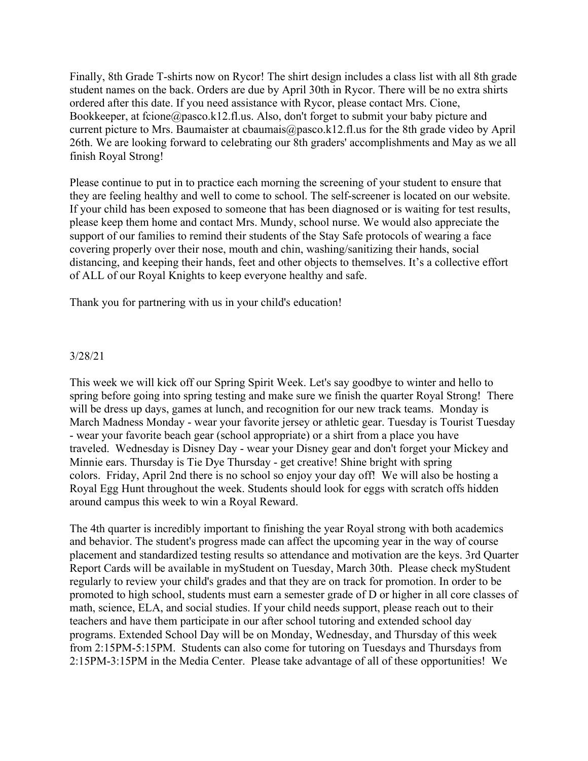Finally, 8th Grade T-shirts now on Rycor! The shirt design includes a class list with all 8th grade student names on the back. Orders are due by April 30th in Rycor. There will be no extra shirts ordered after this date. If you need assistance with Rycor, please contact Mrs. Cione, Bookkeeper, at fcione@pasco.k12.fl.us. Also, don't forget to submit your baby picture and current picture to Mrs. Baumaister at cbaumais@pasco.k12.fl.us for the 8th grade video by April 26th. We are looking forward to celebrating our 8th graders' accomplishments and May as we all finish Royal Strong!

Please continue to put in to practice each morning the screening of your student to ensure that they are feeling healthy and well to come to school. The self-screener is located on our website. If your child has been exposed to someone that has been diagnosed or is waiting for test results, please keep them home and contact Mrs. Mundy, school nurse. We would also appreciate the support of our families to remind their students of the Stay Safe protocols of wearing a face covering properly over their nose, mouth and chin, washing/sanitizing their hands, social distancing, and keeping their hands, feet and other objects to themselves. It's a collective effort of ALL of our Royal Knights to keep everyone healthy and safe.

Thank you for partnering with us in your child's education!

3/28/21

This week we will kick off our Spring Spirit Week. Let's say goodbye to winter and hello to spring before going into spring testing and make sure we finish the quarter Royal Strong! There will be dress up days, games at lunch, and recognition for our new track teams. Monday is March Madness Monday - wear your favorite jersey or athletic gear. Tuesday is Tourist Tuesday - wear your favorite beach gear (school appropriate) or a shirt from a place you have traveled. Wednesday is Disney Day - wear your Disney gear and don't forget your Mickey and Minnie ears. Thursday is Tie Dye Thursday - get creative! Shine bright with spring colors. Friday, April 2nd there is no school so enjoy your day off! We will also be hosting a Royal Egg Hunt throughout the week. Students should look for eggs with scratch offs hidden around campus this week to win a Royal Reward.

The 4th quarter is incredibly important to finishing the year Royal strong with both academics and behavior. The student's progress made can affect the upcoming year in the way of course placement and standardized testing results so attendance and motivation are the keys. 3rd Quarter Report Cards will be available in myStudent on Tuesday, March 30th. Please check myStudent regularly to review your child's grades and that they are on track for promotion. In order to be promoted to high school, students must earn a semester grade of D or higher in all core classes of math, science, ELA, and social studies. If your child needs support, please reach out to their teachers and have them participate in our after school tutoring and extended school day programs. Extended School Day will be on Monday, Wednesday, and Thursday of this week from 2:15PM-5:15PM. Students can also come for tutoring on Tuesdays and Thursdays from 2:15PM-3:15PM in the Media Center. Please take advantage of all of these opportunities! We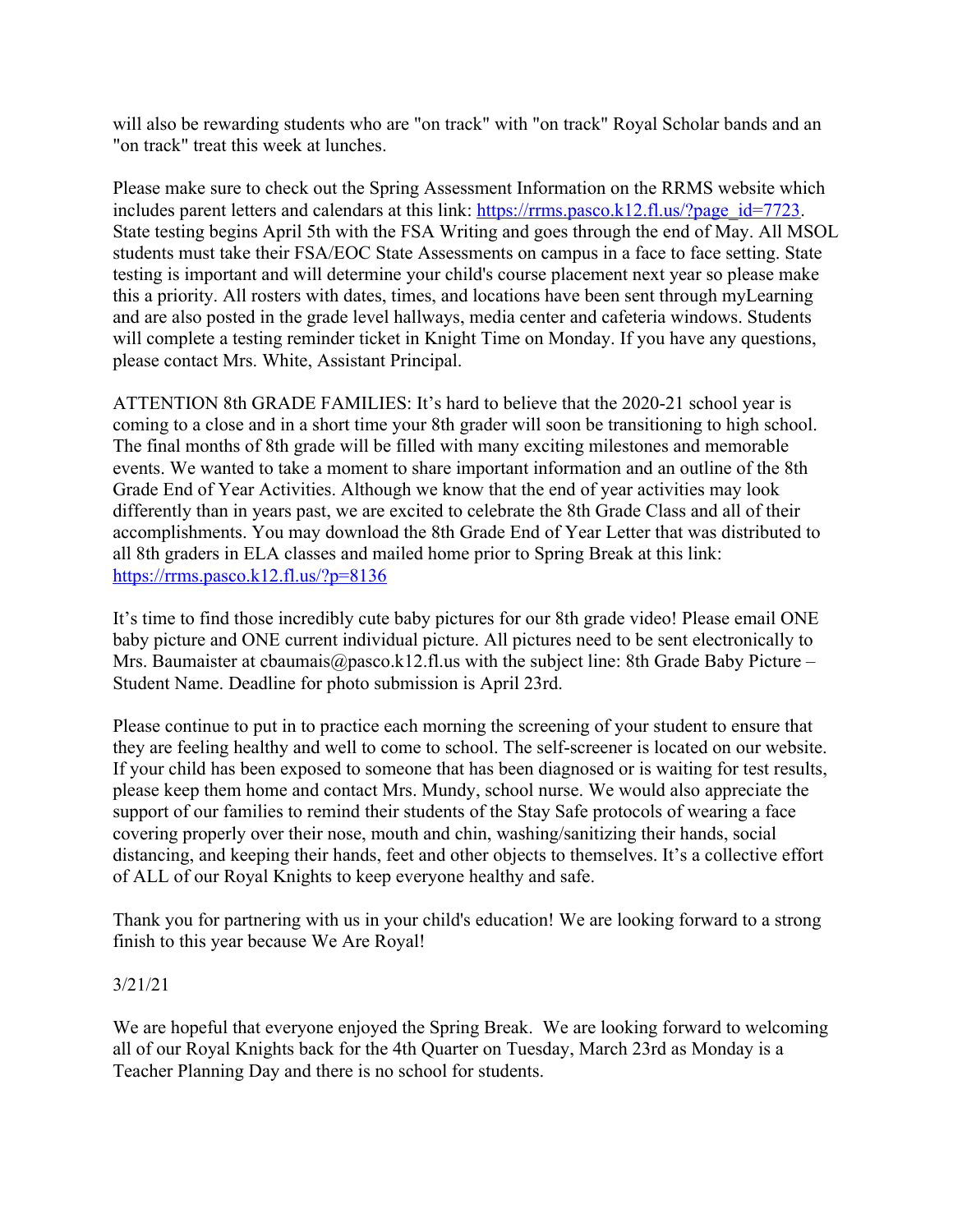will also be rewarding students who are "on track" with "on track" Royal Scholar bands and an "on track" treat this week at lunches.

Please make sure to check out the Spring Assessment Information on the RRMS website which includes parent letters and calendars at this link: https://rrms.pasco.k12.fl.us/?page_id=7723. State testing begins April 5th with the FSA Writing and goes through the end of May. All MSOL students must take their FSA/EOC State Assessments on campus in a face to face setting. State testing is important and will determine your child's course placement next year so please make this a priority. All rosters with dates, times, and locations have been sent through myLearning and are also posted in the grade level hallways, media center and cafeteria windows. Students will complete a testing reminder ticket in Knight Time on Monday. If you have any questions, please contact Mrs. White, Assistant Principal.

ATTENTION 8th GRADE FAMILIES: It's hard to believe that the 2020-21 school year is coming to a close and in a short time your 8th grader will soon be transitioning to high school. The final months of 8th grade will be filled with many exciting milestones and memorable events. We wanted to take a moment to share important information and an outline of the 8th Grade End of Year Activities. Although we know that the end of year activities may look differently than in years past, we are excited to celebrate the 8th Grade Class and all of their accomplishments. You may download the 8th Grade End of Year Letter that was distributed to all 8th graders in ELA classes and mailed home prior to Spring Break at this link: https://rrms.pasco.k12.fl.us/?p=8136

It's time to find those incredibly cute baby pictures for our 8th grade video! Please email ONE baby picture and ONE current individual picture. All pictures need to be sent electronically to Mrs. Baumaister at cbaumais@pasco.k12.fl.us with the subject line: 8th Grade Baby Picture – Student Name. Deadline for photo submission is April 23rd.

Please continue to put in to practice each morning the screening of your student to ensure that they are feeling healthy and well to come to school. The self-screener is located on our website. If your child has been exposed to someone that has been diagnosed or is waiting for test results, please keep them home and contact Mrs. Mundy, school nurse. We would also appreciate the support of our families to remind their students of the Stay Safe protocols of wearing a face covering properly over their nose, mouth and chin, washing/sanitizing their hands, social distancing, and keeping their hands, feet and other objects to themselves. It's a collective effort of ALL of our Royal Knights to keep everyone healthy and safe.

Thank you for partnering with us in your child's education! We are looking forward to a strong finish to this year because We Are Royal!

3/21/21

We are hopeful that everyone enjoyed the Spring Break. We are looking forward to welcoming all of our Royal Knights back for the 4th Quarter on Tuesday, March 23rd as Monday is a Teacher Planning Day and there is no school for students.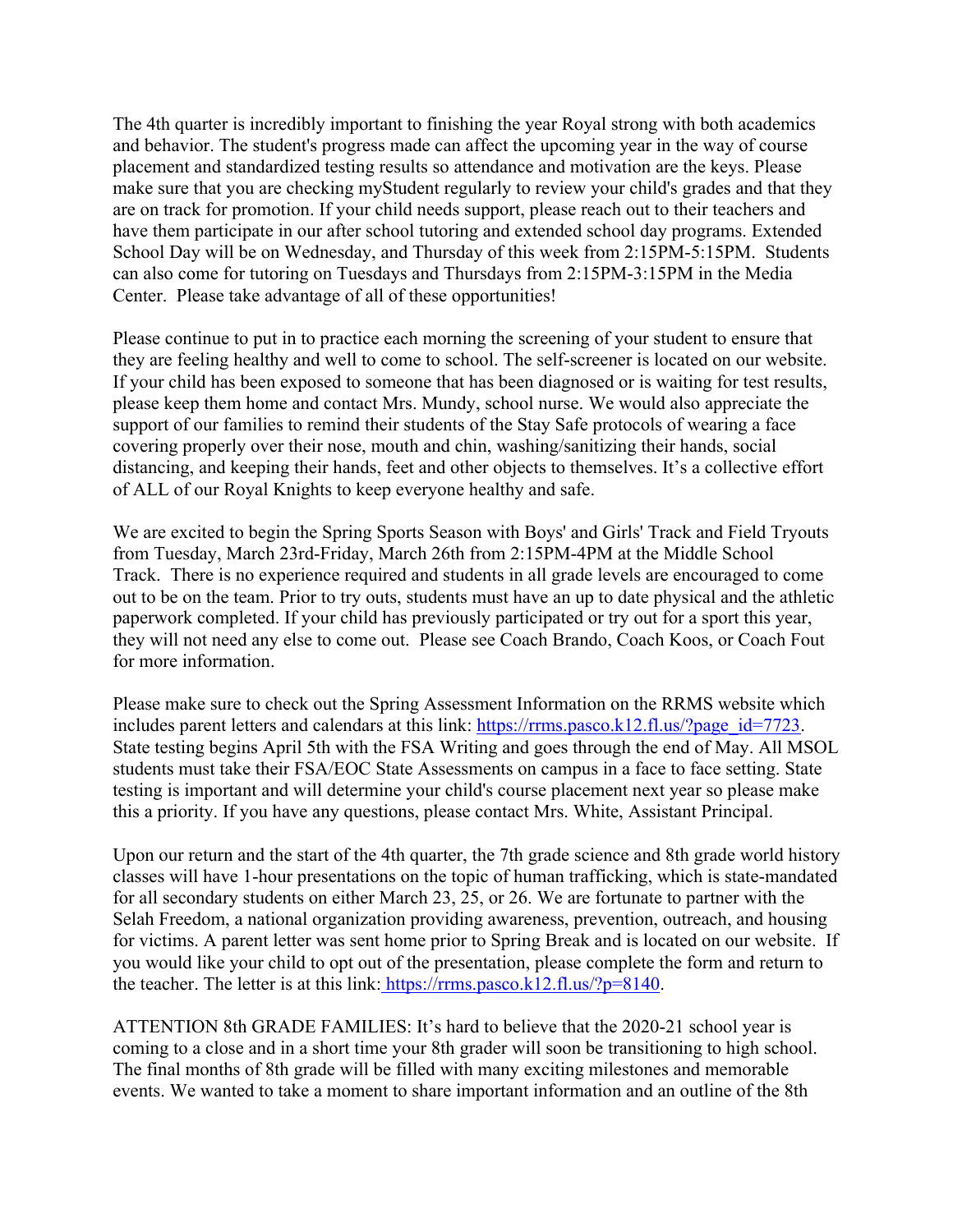The 4th quarter is incredibly important to finishing the year Royal strong with both academics and behavior. The student's progress made can affect the upcoming year in the way of course placement and standardized testing results so attendance and motivation are the keys. Please make sure that you are checking myStudent regularly to review your child's grades and that they are on track for promotion. If your child needs support, please reach out to their teachers and have them participate in our after school tutoring and extended school day programs. Extended School Day will be on Wednesday, and Thursday of this week from 2:15PM-5:15PM. Students can also come for tutoring on Tuesdays and Thursdays from 2:15PM-3:15PM in the Media Center. Please take advantage of all of these opportunities!

Please continue to put in to practice each morning the screening of your student to ensure that they are feeling healthy and well to come to school. The self-screener is located on our website. If your child has been exposed to someone that has been diagnosed or is waiting for test results, please keep them home and contact Mrs. Mundy, school nurse. We would also appreciate the support of our families to remind their students of the Stay Safe protocols of wearing a face covering properly over their nose, mouth and chin, washing/sanitizing their hands, social distancing, and keeping their hands, feet and other objects to themselves. It's a collective effort of ALL of our Royal Knights to keep everyone healthy and safe.

We are excited to begin the Spring Sports Season with Boys' and Girls' Track and Field Tryouts from Tuesday, March 23rd-Friday, March 26th from 2:15PM-4PM at the Middle School Track. There is no experience required and students in all grade levels are encouraged to come out to be on the team. Prior to try outs, students must have an up to date physical and the athletic paperwork completed. If your child has previously participated or try out for a sport this year, they will not need any else to come out. Please see Coach Brando, Coach Koos, or Coach Fout for more information.

Please make sure to check out the Spring Assessment Information on the RRMS website which includes parent letters and calendars at this link: https://rrms.pasco.k12.fl.us/?page_id=7723. State testing begins April 5th with the FSA Writing and goes through the end of May. All MSOL students must take their FSA/EOC State Assessments on campus in a face to face setting. State testing is important and will determine your child's course placement next year so please make this a priority. If you have any questions, please contact Mrs. White, Assistant Principal.

Upon our return and the start of the 4th quarter, the 7th grade science and 8th grade world history classes will have 1-hour presentations on the topic of human trafficking, which is state-mandated for all secondary students on either March 23, 25, or 26. We are fortunate to partner with the Selah Freedom, a national organization providing awareness, prevention, outreach, and housing for victims. A parent letter was sent home prior to Spring Break and is located on our website. If you would like your child to opt out of the presentation, please complete the form and return to the teacher. The letter is at this link: https://rrms.pasco.k12.fl.us/?p=8140.

ATTENTION 8th GRADE FAMILIES: It's hard to believe that the 2020-21 school year is coming to a close and in a short time your 8th grader will soon be transitioning to high school. The final months of 8th grade will be filled with many exciting milestones and memorable events. We wanted to take a moment to share important information and an outline of the 8th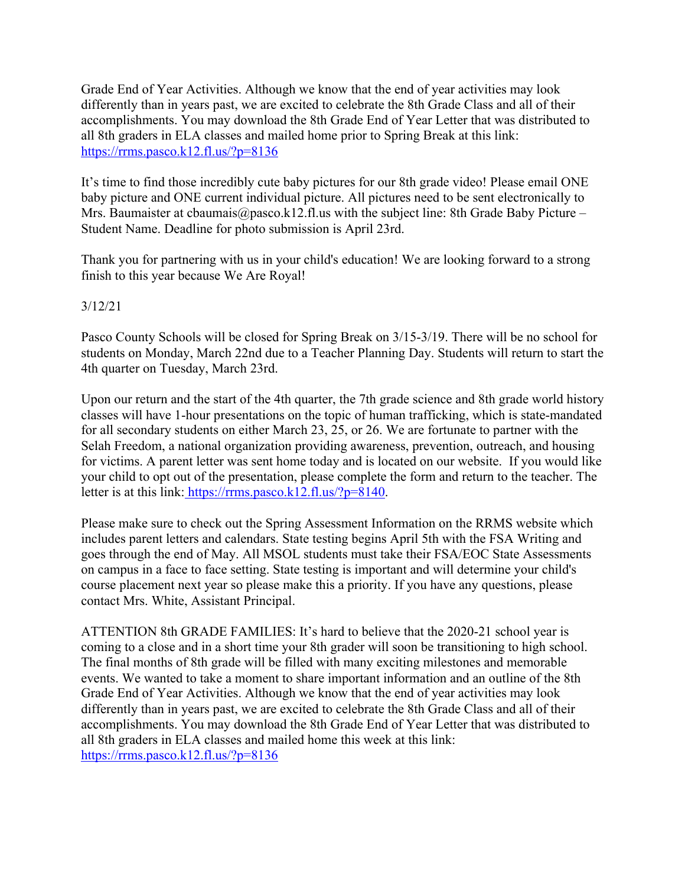Grade End of Year Activities. Although we know that the end of year activities may look differently than in years past, we are excited to celebrate the 8th Grade Class and all of their accomplishments. You may download the 8th Grade End of Year Letter that was distributed to all 8th graders in ELA classes and mailed home prior to Spring Break at this link: https://rrms.pasco.k12.fl.us/?p=8136

It's time to find those incredibly cute baby pictures for our 8th grade video! Please email ONE baby picture and ONE current individual picture. All pictures need to be sent electronically to Mrs. Baumaister at cbaumais@pasco.k12.fl.us with the subject line: 8th Grade Baby Picture – Student Name. Deadline for photo submission is April 23rd.

Thank you for partnering with us in your child's education! We are looking forward to a strong finish to this year because We Are Royal!

3/12/21

Pasco County Schools will be closed for Spring Break on 3/15-3/19. There will be no school for students on Monday, March 22nd due to a Teacher Planning Day. Students will return to start the 4th quarter on Tuesday, March 23rd.

Upon our return and the start of the 4th quarter, the 7th grade science and 8th grade world history classes will have 1-hour presentations on the topic of human trafficking, which is state-mandated for all secondary students on either March 23, 25, or 26. We are fortunate to partner with the Selah Freedom, a national organization providing awareness, prevention, outreach, and housing for victims. A parent letter was sent home today and is located on our website. If you would like your child to opt out of the presentation, please complete the form and return to the teacher. The letter is at this link: https://rrms.pasco.k12.fl.us/?p=8140.

Please make sure to check out the Spring Assessment Information on the RRMS website which includes parent letters and calendars. State testing begins April 5th with the FSA Writing and goes through the end of May. All MSOL students must take their FSA/EOC State Assessments on campus in a face to face setting. State testing is important and will determine your child's course placement next year so please make this a priority. If you have any questions, please contact Mrs. White, Assistant Principal.

ATTENTION 8th GRADE FAMILIES: It's hard to believe that the 2020-21 school year is coming to a close and in a short time your 8th grader will soon be transitioning to high school. The final months of 8th grade will be filled with many exciting milestones and memorable events. We wanted to take a moment to share important information and an outline of the 8th Grade End of Year Activities. Although we know that the end of year activities may look differently than in years past, we are excited to celebrate the 8th Grade Class and all of their accomplishments. You may download the 8th Grade End of Year Letter that was distributed to all 8th graders in ELA classes and mailed home this week at this link: https://rrms.pasco.k12.fl.us/?p=8136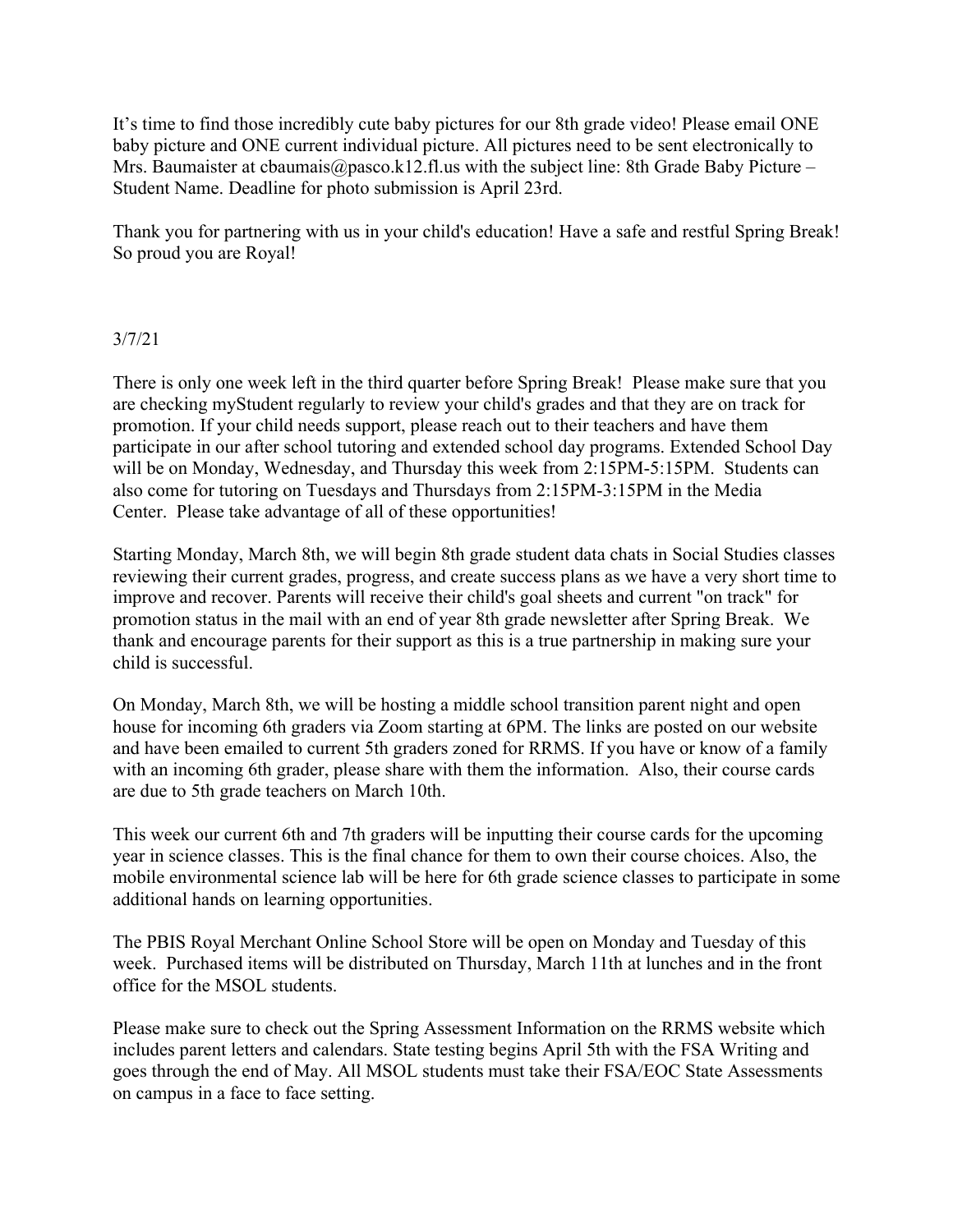It's time to find those incredibly cute baby pictures for our 8th grade video! Please email ONE baby picture and ONE current individual picture. All pictures need to be sent electronically to Mrs. Baumaister at cbaumais@pasco.k12.fl.us with the subject line: 8th Grade Baby Picture – Student Name. Deadline for photo submission is April 23rd.

Thank you for partnering with us in your child's education! Have a safe and restful Spring Break! So proud you are Royal!

3/7/21

There is only one week left in the third quarter before Spring Break! Please make sure that you are checking myStudent regularly to review your child's grades and that they are on track for promotion. If your child needs support, please reach out to their teachers and have them participate in our after school tutoring and extended school day programs. Extended School Day will be on Monday, Wednesday, and Thursday this week from 2:15PM-5:15PM. Students can also come for tutoring on Tuesdays and Thursdays from 2:15PM-3:15PM in the Media Center. Please take advantage of all of these opportunities!

Starting Monday, March 8th, we will begin 8th grade student data chats in Social Studies classes reviewing their current grades, progress, and create success plans as we have a very short time to improve and recover. Parents will receive their child's goal sheets and current "on track" for promotion status in the mail with an end of year 8th grade newsletter after Spring Break. We thank and encourage parents for their support as this is a true partnership in making sure your child is successful.

On Monday, March 8th, we will be hosting a middle school transition parent night and open house for incoming 6th graders via Zoom starting at 6PM. The links are posted on our website and have been emailed to current 5th graders zoned for RRMS. If you have or know of a family with an incoming 6th grader, please share with them the information. Also, their course cards are due to 5th grade teachers on March 10th.

This week our current 6th and 7th graders will be inputting their course cards for the upcoming year in science classes. This is the final chance for them to own their course choices. Also, the mobile environmental science lab will be here for 6th grade science classes to participate in some additional hands on learning opportunities.

The PBIS Royal Merchant Online School Store will be open on Monday and Tuesday of this week. Purchased items will be distributed on Thursday, March 11th at lunches and in the front office for the MSOL students.

Please make sure to check out the Spring Assessment Information on the RRMS website which includes parent letters and calendars. State testing begins April 5th with the FSA Writing and goes through the end of May. All MSOL students must take their FSA/EOC State Assessments on campus in a face to face setting.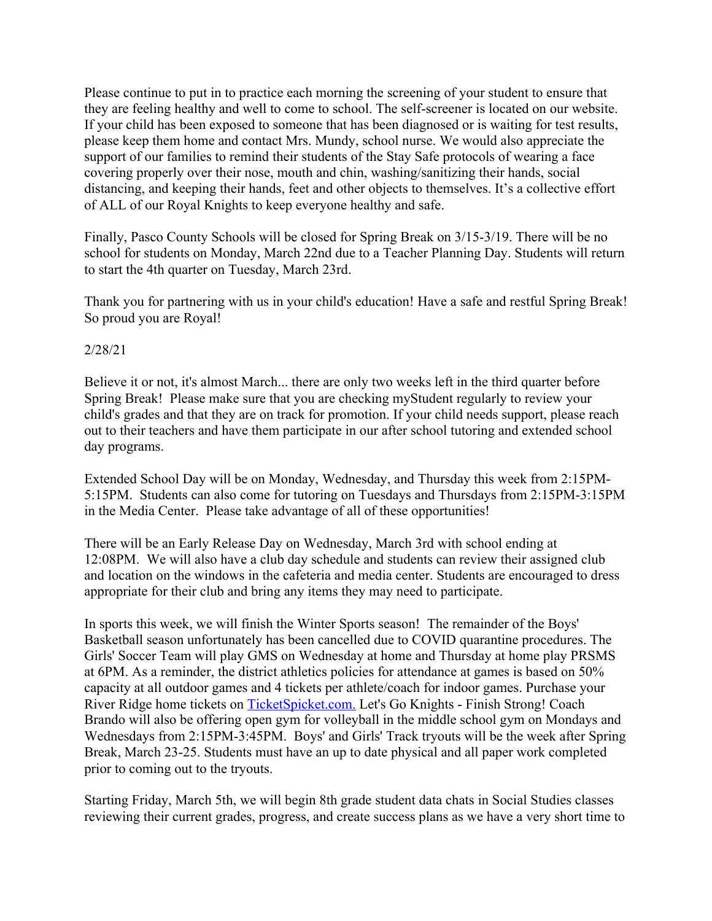Please continue to put in to practice each morning the screening of your student to ensure that they are feeling healthy and well to come to school. The self-screener is located on our website. If your child has been exposed to someone that has been diagnosed or is waiting for test results, please keep them home and contact Mrs. Mundy, school nurse. We would also appreciate the support of our families to remind their students of the Stay Safe protocols of wearing a face covering properly over their nose, mouth and chin, washing/sanitizing their hands, social distancing, and keeping their hands, feet and other objects to themselves. It's a collective effort of ALL of our Royal Knights to keep everyone healthy and safe.

Finally, Pasco County Schools will be closed for Spring Break on 3/15-3/19. There will be no school for students on Monday, March 22nd due to a Teacher Planning Day. Students will return to start the 4th quarter on Tuesday, March 23rd.

Thank you for partnering with us in your child's education! Have a safe and restful Spring Break! So proud you are Royal!

2/28/21

Believe it or not, it's almost March... there are only two weeks left in the third quarter before Spring Break! Please make sure that you are checking myStudent regularly to review your child's grades and that they are on track for promotion. If your child needs support, please reach out to their teachers and have them participate in our after school tutoring and extended school day programs.

Extended School Day will be on Monday, Wednesday, and Thursday this week from 2:15PM-5:15PM. Students can also come for tutoring on Tuesdays and Thursdays from 2:15PM-3:15PM in the Media Center. Please take advantage of all of these opportunities!

There will be an Early Release Day on Wednesday, March 3rd with school ending at 12:08PM. We will also have a club day schedule and students can review their assigned club and location on the windows in the cafeteria and media center. Students are encouraged to dress appropriate for their club and bring any items they may need to participate.

In sports this week, we will finish the Winter Sports season! The remainder of the Boys' Basketball season unfortunately has been cancelled due to COVID quarantine procedures. The Girls' Soccer Team will play GMS on Wednesday at home and Thursday at home play PRSMS at 6PM. As a reminder, the district athletics policies for attendance at games is based on 50% capacity at all outdoor games and 4 tickets per athlete/coach for indoor games. Purchase your River Ridge home tickets on TicketSpicket.com. Let's Go Knights - Finish Strong! Coach Brando will also be offering open gym for volleyball in the middle school gym on Mondays and Wednesdays from 2:15PM-3:45PM. Boys' and Girls' Track tryouts will be the week after Spring Break, March 23-25. Students must have an up to date physical and all paper work completed prior to coming out to the tryouts.

Starting Friday, March 5th, we will begin 8th grade student data chats in Social Studies classes reviewing their current grades, progress, and create success plans as we have a very short time to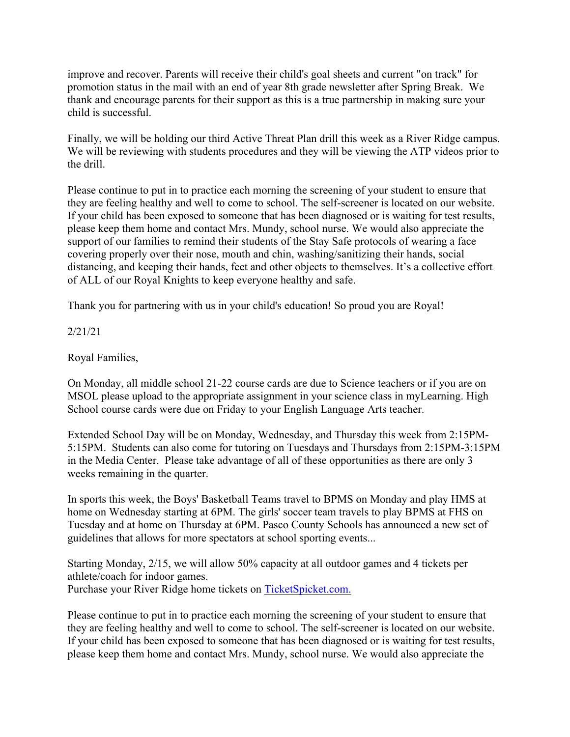improve and recover. Parents will receive their child's goal sheets and current "on track" for promotion status in the mail with an end of year 8th grade newsletter after Spring Break. We thank and encourage parents for their support as this is a true partnership in making sure your child is successful.

Finally, we will be holding our third Active Threat Plan drill this week as a River Ridge campus. We will be reviewing with students procedures and they will be viewing the ATP videos prior to the drill.

Please continue to put in to practice each morning the screening of your student to ensure that they are feeling healthy and well to come to school. The self-screener is located on our website. If your child has been exposed to someone that has been diagnosed or is waiting for test results, please keep them home and contact Mrs. Mundy, school nurse. We would also appreciate the support of our families to remind their students of the Stay Safe protocols of wearing a face covering properly over their nose, mouth and chin, washing/sanitizing their hands, social distancing, and keeping their hands, feet and other objects to themselves. It's a collective effort of ALL of our Royal Knights to keep everyone healthy and safe.

Thank you for partnering with us in your child's education! So proud you are Royal!

2/21/21

Royal Families,

On Monday, all middle school 21-22 course cards are due to Science teachers or if you are on MSOL please upload to the appropriate assignment in your science class in myLearning. High School course cards were due on Friday to your English Language Arts teacher.

Extended School Day will be on Monday, Wednesday, and Thursday this week from 2:15PM-5:15PM. Students can also come for tutoring on Tuesdays and Thursdays from 2:15PM-3:15PM in the Media Center. Please take advantage of all of these opportunities as there are only 3 weeks remaining in the quarter.

In sports this week, the Boys' Basketball Teams travel to BPMS on Monday and play HMS at home on Wednesday starting at 6PM. The girls' soccer team travels to play BPMS at FHS on Tuesday and at home on Thursday at 6PM. Pasco County Schools has announced a new set of guidelines that allows for more spectators at school sporting events...

Starting Monday, 2/15, we will allow 50% capacity at all outdoor games and 4 tickets per athlete/coach for indoor games.
Purchase your River Ridge home tickets on [TicketSpicket.com.](TicketSpicket.com)

Please continue to put in to practice each morning the screening of your student to ensure that they are feeling healthy and well to come to school. The self-screener is located on our website. If your child has been exposed to someone that has been diagnosed or is waiting for test results, please keep them home and contact Mrs. Mundy, school nurse. We would also appreciate the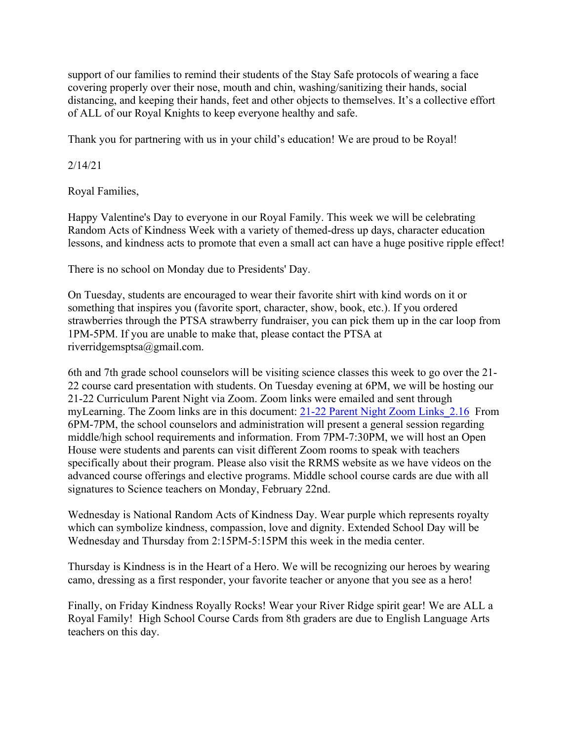support of our families to remind their students of the Stay Safe protocols of wearing a face covering properly over their nose, mouth and chin, washing/sanitizing their hands, social distancing, and keeping their hands, feet and other objects to themselves. It's a collective effort of ALL of our Royal Knights to keep everyone healthy and safe.

Thank you for partnering with us in your child's education! We are proud to be Royal!

2/14/21

Royal Families,

Happy Valentine's Day to everyone in our Royal Family. This week we will be celebrating Random Acts of Kindness Week with a variety of themed-dress up days, character education lessons, and kindness acts to promote that even a small act can have a huge positive ripple effect!

There is no school on Monday due to Presidents' Day.

On Tuesday, students are encouraged to wear their favorite shirt with kind words on it or something that inspires you (favorite sport, character, show, book, etc.). If you ordered strawberries through the PTSA strawberry fundraiser, you can pick them up in the car loop from 1PM-5PM. If you are unable to make that, please contact the PTSA at riverridgemsptsa@gmail.com.

6th and 7th grade school counselors will be visiting science classes this week to go over the 21-22 course card presentation with students. On Tuesday evening at 6PM, we will be hosting our 21-22 Curriculum Parent Night via Zoom. Zoom links were emailed and sent through myLearning. The Zoom links are in this document: [21-22 Parent Night Zoom Links_2.16] From 6PM-7PM, the school counselors and administration will present a general session regarding middle/high school requirements and information. From 7PM-7:30PM, we will host an Open House were students and parents can visit different Zoom rooms to speak with teachers specifically about their program. Please also visit the RRMS website as we have videos on the advanced course offerings and elective programs. Middle school course cards are due with all signatures to Science teachers on Monday, February 22nd.

Wednesday is National Random Acts of Kindness Day. Wear purple which represents royalty which can symbolize kindness, compassion, love and dignity. Extended School Day will be Wednesday and Thursday from 2:15PM-5:15PM this week in the media center.

Thursday is Kindness is in the Heart of a Hero. We will be recognizing our heroes by wearing camo, dressing as a first responder, your favorite teacher or anyone that you see as a hero!

Finally, on Friday Kindness Royally Rocks! Wear your River Ridge spirit gear! We are ALL a Royal Family! High School Course Cards from 8th graders are due to English Language Arts teachers on this day.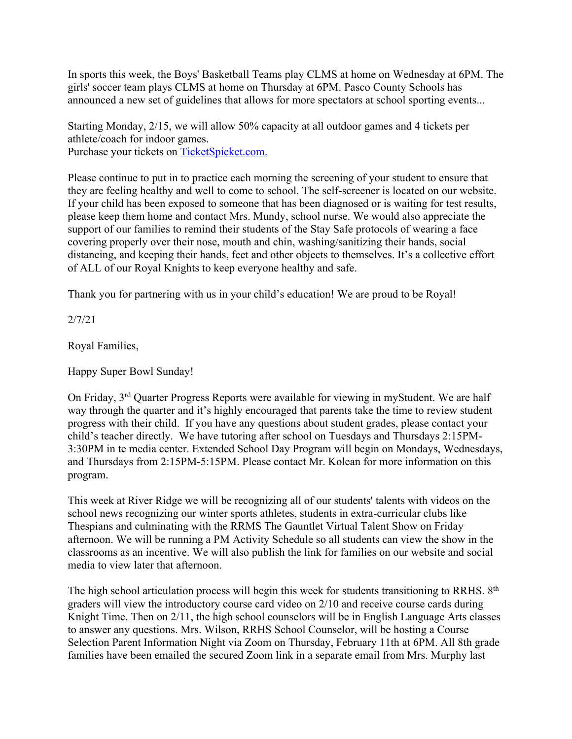In sports this week, the Boys' Basketball Teams play CLMS at home on Wednesday at 6PM. The girls' soccer team plays CLMS at home on Thursday at 6PM. Pasco County Schools has announced a new set of guidelines that allows for more spectators at school sporting events...

Starting Monday, 2/15, we will allow 50% capacity at all outdoor games and 4 tickets per athlete/coach for indoor games.
Purchase your tickets on [TicketSpicket.com.](TicketSpicket.com)

Please continue to put in to practice each morning the screening of your student to ensure that they are feeling healthy and well to come to school. The self-screener is located on our website. If your child has been exposed to someone that has been diagnosed or is waiting for test results, please keep them home and contact Mrs. Mundy, school nurse. We would also appreciate the support of our families to remind their students of the Stay Safe protocols of wearing a face covering properly over their nose, mouth and chin, washing/sanitizing their hands, social distancing, and keeping their hands, feet and other objects to themselves. It's a collective effort of ALL of our Royal Knights to keep everyone healthy and safe.

Thank you for partnering with us in your child's education! We are proud to be Royal!

2/7/21

Royal Families,

Happy Super Bowl Sunday!

On Friday, 3rd Quarter Progress Reports were available for viewing in myStudent. We are half way through the quarter and it's highly encouraged that parents take the time to review student progress with their child. If you have any questions about student grades, please contact your child's teacher directly. We have tutoring after school on Tuesdays and Thursdays 2:15PM-3:30PM in te media center. Extended School Day Program will begin on Mondays, Wednesdays, and Thursdays from 2:15PM-5:15PM. Please contact Mr. Kolean for more information on this program.

This week at River Ridge we will be recognizing all of our students' talents with videos on the school news recognizing our winter sports athletes, students in extra-curricular clubs like Thespians and culminating with the RRMS The Gauntlet Virtual Talent Show on Friday afternoon. We will be running a PM Activity Schedule so all students can view the show in the classrooms as an incentive. We will also publish the link for families on our website and social media to view later that afternoon.

The high school articulation process will begin this week for students transitioning to RRHS. 8th graders will view the introductory course card video on 2/10 and receive course cards during Knight Time. Then on 2/11, the high school counselors will be in English Language Arts classes to answer any questions. Mrs. Wilson, RRHS School Counselor, will be hosting a Course Selection Parent Information Night via Zoom on Thursday, February 11th at 6PM. All 8th grade families have been emailed the secured Zoom link in a separate email from Mrs. Murphy last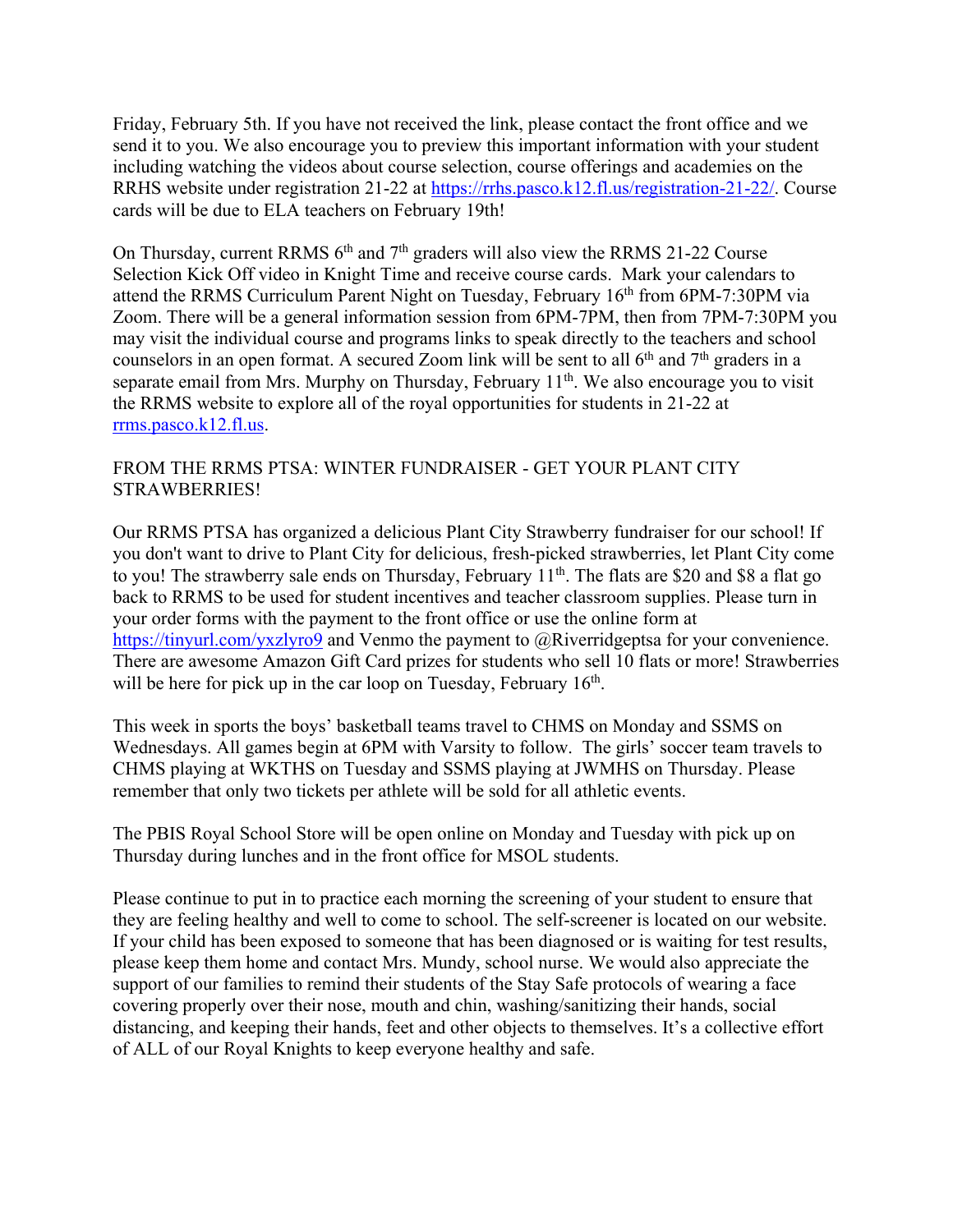Friday, February 5th. If you have not received the link, please contact the front office and we send it to you. We also encourage you to preview this important information with your student including watching the videos about course selection, course offerings and academies on the RRHS website under registration 21-22 at https://rrhs.pasco.k12.fl.us/registration-21-22/. Course cards will be due to ELA teachers on February 19th!

On Thursday, current RRMS 6th and 7th graders will also view the RRMS 21-22 Course Selection Kick Off video in Knight Time and receive course cards. Mark your calendars to attend the RRMS Curriculum Parent Night on Tuesday, February 16th from 6PM-7:30PM via Zoom. There will be a general information session from 6PM-7PM, then from 7PM-7:30PM you may visit the individual course and programs links to speak directly to the teachers and school counselors in an open format. A secured Zoom link will be sent to all 6th and 7th graders in a separate email from Mrs. Murphy on Thursday, February 11th. We also encourage you to visit the RRMS website to explore all of the royal opportunities for students in 21-22 at rrms.pasco.k12.fl.us.

FROM THE RRMS PTSA: WINTER FUNDRAISER - GET YOUR PLANT CITY STRAWBERRIES!

Our RRMS PTSA has organized a delicious Plant City Strawberry fundraiser for our school! If you don't want to drive to Plant City for delicious, fresh-picked strawberries, let Plant City come to you! The strawberry sale ends on Thursday, February 11th. The flats are $20 and $8 a flat go back to RRMS to be used for student incentives and teacher classroom supplies. Please turn in your order forms with the payment to the front office or use the online form at https://tinyurl.com/yxzlyro9 and Venmo the payment to @Riverridgeptsa for your convenience. There are awesome Amazon Gift Card prizes for students who sell 10 flats or more! Strawberries will be here for pick up in the car loop on Tuesday, February 16th.

This week in sports the boys' basketball teams travel to CHMS on Monday and SSMS on Wednesdays. All games begin at 6PM with Varsity to follow. The girls' soccer team travels to CHMS playing at WKTHS on Tuesday and SSMS playing at JWMHS on Thursday. Please remember that only two tickets per athlete will be sold for all athletic events.

The PBIS Royal School Store will be open online on Monday and Tuesday with pick up on Thursday during lunches and in the front office for MSOL students.

Please continue to put in to practice each morning the screening of your student to ensure that they are feeling healthy and well to come to school. The self-screener is located on our website. If your child has been exposed to someone that has been diagnosed or is waiting for test results, please keep them home and contact Mrs. Mundy, school nurse. We would also appreciate the support of our families to remind their students of the Stay Safe protocols of wearing a face covering properly over their nose, mouth and chin, washing/sanitizing their hands, social distancing, and keeping their hands, feet and other objects to themselves. It's a collective effort of ALL of our Royal Knights to keep everyone healthy and safe.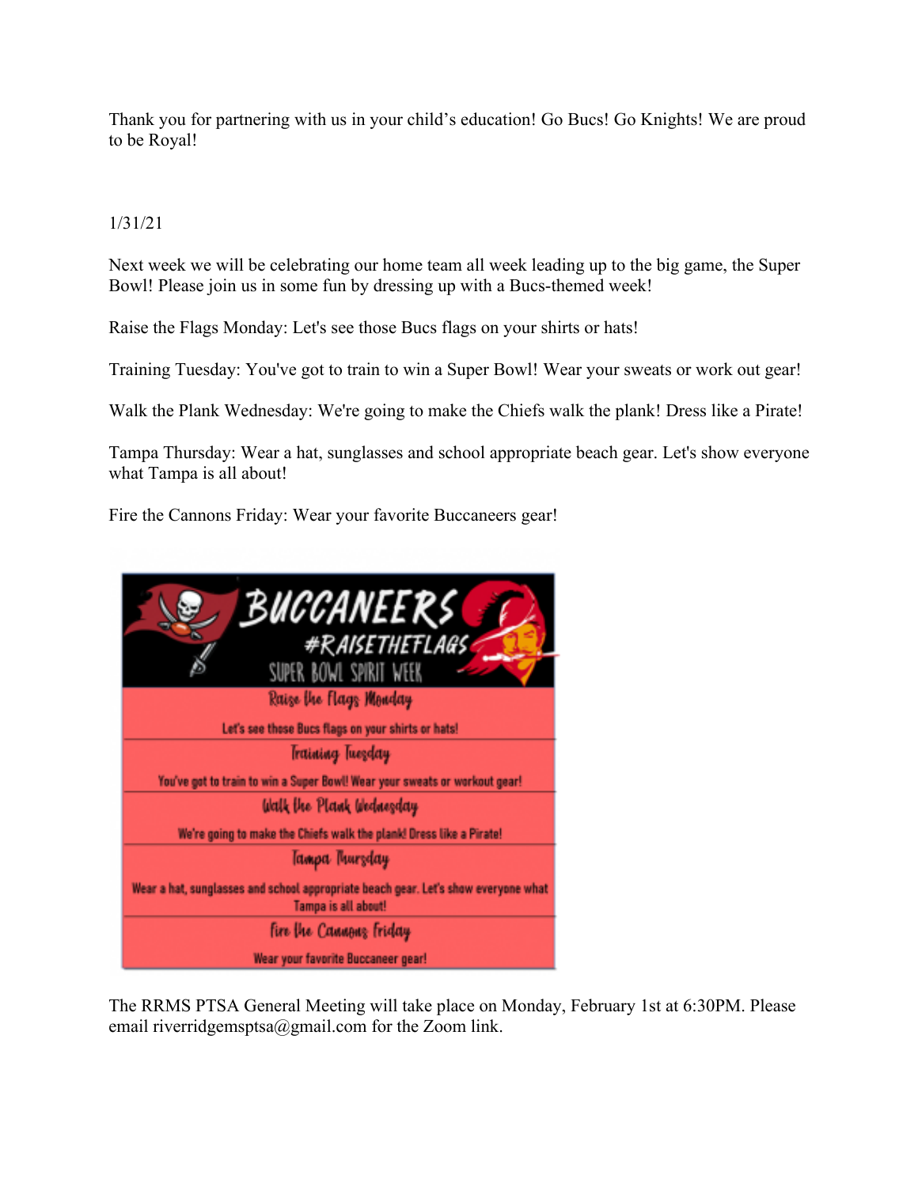Thank you for partnering with us in your child's education! Go Bucs! Go Knights! We are proud to be Royal!

1/31/21

Next week we will be celebrating our home team all week leading up to the big game, the Super Bowl! Please join us in some fun by dressing up with a Bucs-themed week!

Raise the Flags Monday: Let's see those Bucs flags on your shirts or hats!

Training Tuesday: You've got to train to win a Super Bowl! Wear your sweats or work out gear!

Walk the Plank Wednesday: We're going to make the Chiefs walk the plank! Dress like a Pirate!

Tampa Thursday: Wear a hat, sunglasses and school appropriate beach gear. Let's show everyone what Tampa is all about!

Fire the Cannons Friday: Wear your favorite Buccaneers gear!

**BUCCANEERS**
**#RAISETHEFLAGS**
**SUPER BOWL SPIRIT WEEK**

**Raise the Flags Monday**
Let's see those Bucs flags on your shirts or hats!

**Training Tuesday**
You've got to train to win a Super Bowl! Wear your sweats or workout gear!

**Walk the Plank Wednesday**
We're going to make the Chiefs walk the plank! Dress like a Pirate!

**Tampa Thursday**
Wear a hat, sunglasses and school appropriate beach gear. Let's show everyone what Tampa is all about!

**Fire the Cannons Friday**
Wear your favorite Buccaneer gear!

The RRMS PTSA General Meeting will take place on Monday, February 1st at 6:30PM. Please email riverridgemsptsa@gmail.com for the Zoom link.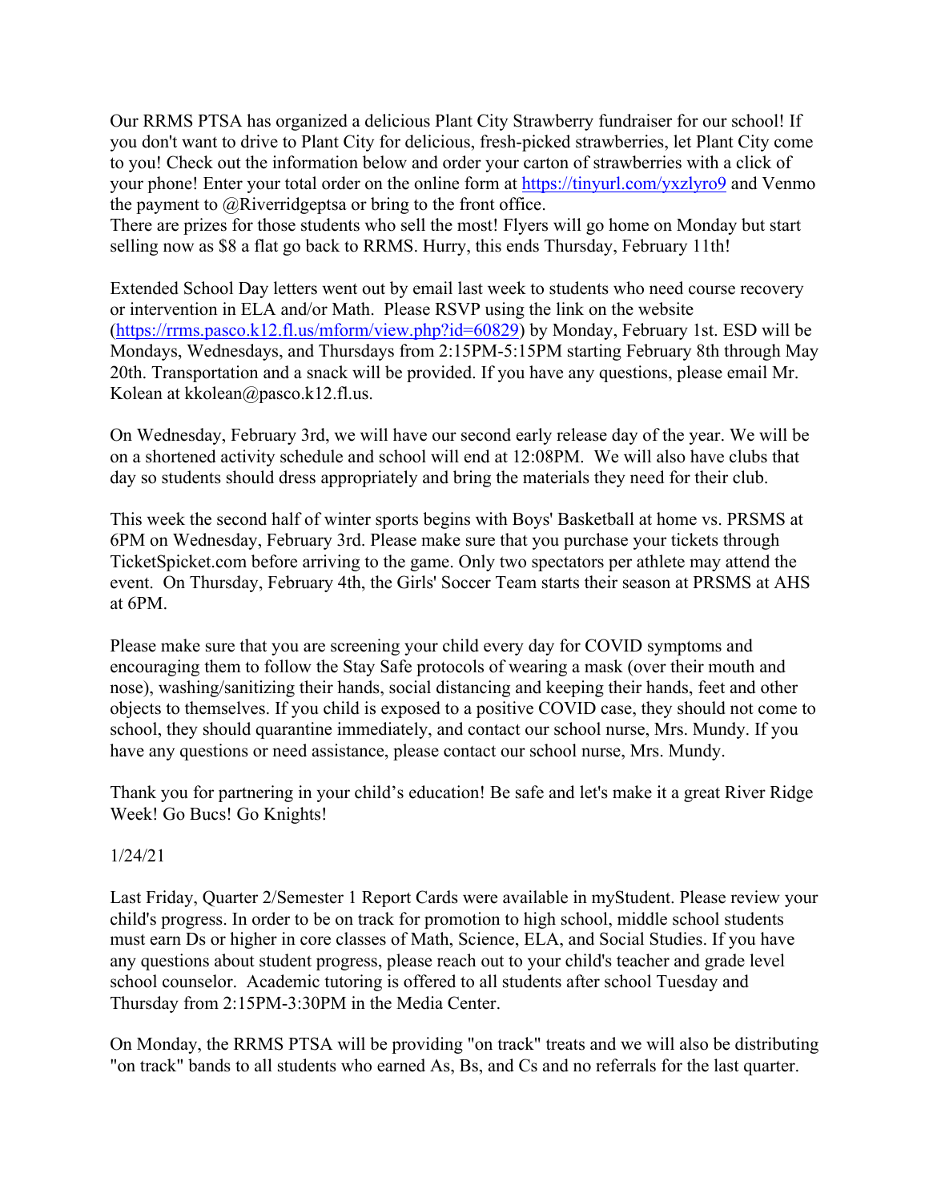Our RRMS PTSA has organized a delicious Plant City Strawberry fundraiser for our school! If you don't want to drive to Plant City for delicious, fresh-picked strawberries, let Plant City come to you! Check out the information below and order your carton of strawberries with a click of your phone! Enter your total order on the online form at https://tinyurl.com/yxzlyro9 and Venmo the payment to @Riverridgeptsa or bring to the front office.
There are prizes for those students who sell the most! Flyers will go home on Monday but start selling now as $8 a flat go back to RRMS. Hurry, this ends Thursday, February 11th!

Extended School Day letters went out by email last week to students who need course recovery or intervention in ELA and/or Math. Please RSVP using the link on the website (https://rrms.pasco.k12.fl.us/mform/view.php?id=60829) by Monday, February 1st. ESD will be Mondays, Wednesdays, and Thursdays from 2:15PM-5:15PM starting February 8th through May 20th. Transportation and a snack will be provided. If you have any questions, please email Mr. Kolean at kkolean@pasco.k12.fl.us.

On Wednesday, February 3rd, we will have our second early release day of the year. We will be on a shortened activity schedule and school will end at 12:08PM. We will also have clubs that day so students should dress appropriately and bring the materials they need for their club.

This week the second half of winter sports begins with Boys' Basketball at home vs. PRSMS at 6PM on Wednesday, February 3rd. Please make sure that you purchase your tickets through TicketSpicket.com before arriving to the game. Only two spectators per athlete may attend the event. On Thursday, February 4th, the Girls' Soccer Team starts their season at PRSMS at AHS at 6PM.

Please make sure that you are screening your child every day for COVID symptoms and encouraging them to follow the Stay Safe protocols of wearing a mask (over their mouth and nose), washing/sanitizing their hands, social distancing and keeping their hands, feet and other objects to themselves. If you child is exposed to a positive COVID case, they should not come to school, they should quarantine immediately, and contact our school nurse, Mrs. Mundy. If you have any questions or need assistance, please contact our school nurse, Mrs. Mundy.

Thank you for partnering in your child's education! Be safe and let's make it a great River Ridge Week! Go Bucs! Go Knights!

1/24/21

Last Friday, Quarter 2/Semester 1 Report Cards were available in myStudent. Please review your child's progress. In order to be on track for promotion to high school, middle school students must earn Ds or higher in core classes of Math, Science, ELA, and Social Studies. If you have any questions about student progress, please reach out to your child's teacher and grade level school counselor. Academic tutoring is offered to all students after school Tuesday and Thursday from 2:15PM-3:30PM in the Media Center.

On Monday, the RRMS PTSA will be providing "on track" treats and we will also be distributing "on track" bands to all students who earned As, Bs, and Cs and no referrals for the last quarter.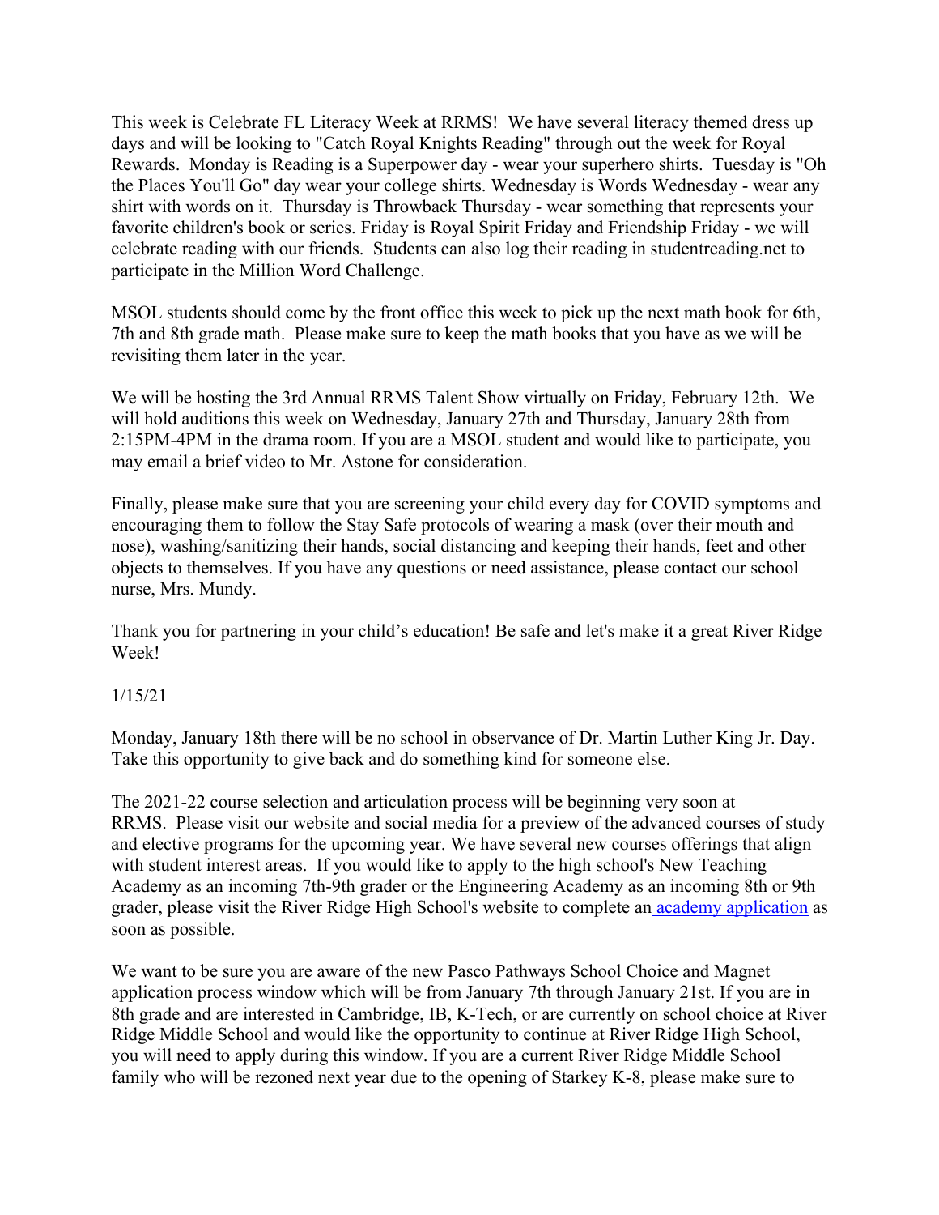This week is Celebrate FL Literacy Week at RRMS!  We have several literacy themed dress up days and will be looking to "Catch Royal Knights Reading" through out the week for Royal Rewards.  Monday is Reading is a Superpower day - wear your superhero shirts.  Tuesday is "Oh the Places You'll Go" day wear your college shirts. Wednesday is Words Wednesday - wear any shirt with words on it.  Thursday is Throwback Thursday - wear something that represents your favorite children's book or series. Friday is Royal Spirit Friday and Friendship Friday - we will celebrate reading with our friends.  Students can also log their reading in studentreading.net to participate in the Million Word Challenge.

MSOL students should come by the front office this week to pick up the next math book for 6th, 7th and 8th grade math.  Please make sure to keep the math books that you have as we will be revisiting them later in the year.

We will be hosting the 3rd Annual RRMS Talent Show virtually on Friday, February 12th.  We will hold auditions this week on Wednesday, January 27th and Thursday, January 28th from 2:15PM-4PM in the drama room. If you are a MSOL student and would like to participate, you may email a brief video to Mr. Astone for consideration.

Finally, please make sure that you are screening your child every day for COVID symptoms and encouraging them to follow the Stay Safe protocols of wearing a mask (over their mouth and nose), washing/sanitizing their hands, social distancing and keeping their hands, feet and other objects to themselves. If you have any questions or need assistance, please contact our school nurse, Mrs. Mundy.

Thank you for partnering in your child's education! Be safe and let's make it a great River Ridge Week!

1/15/21

Monday, January 18th there will be no school in observance of Dr. Martin Luther King Jr. Day. Take this opportunity to give back and do something kind for someone else.

The 2021-22 course selection and articulation process will be beginning very soon at RRMS.  Please visit our website and social media for a preview of the advanced courses of study and elective programs for the upcoming year. We have several new courses offerings that align with student interest areas.  If you would like to apply to the high school's New Teaching Academy as an incoming 7th-9th grader or the Engineering Academy as an incoming 8th or 9th grader, please visit the River Ridge High School's website to complete an academy application as soon as possible.

We want to be sure you are aware of the new Pasco Pathways School Choice and Magnet application process window which will be from January 7th through January 21st. If you are in 8th grade and are interested in Cambridge, IB, K-Tech, or are currently on school choice at River Ridge Middle School and would like the opportunity to continue at River Ridge High School, you will need to apply during this window. If you are a current River Ridge Middle School family who will be rezoned next year due to the opening of Starkey K-8, please make sure to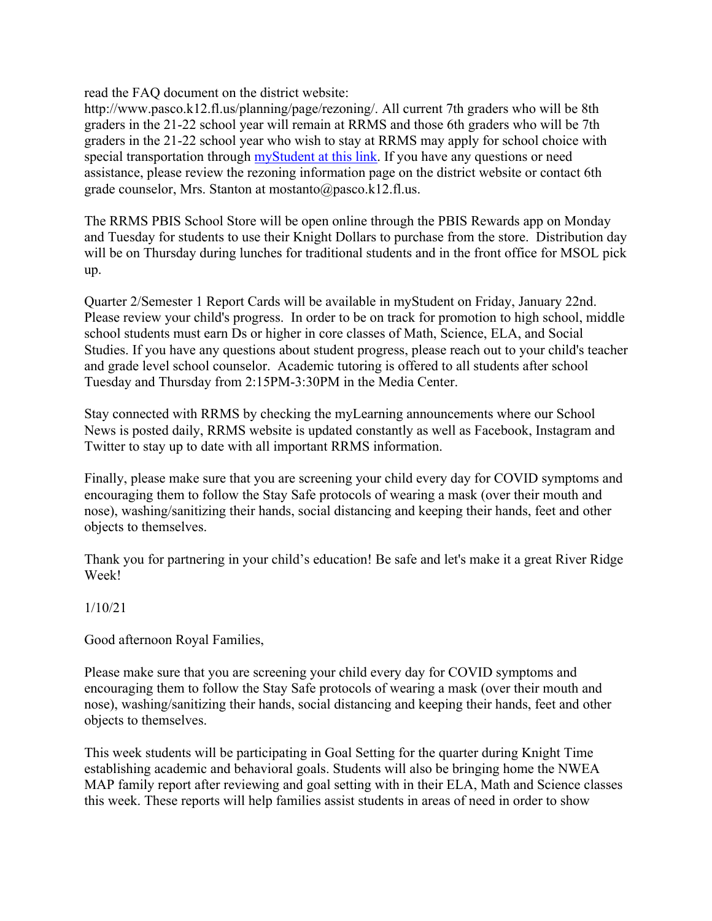read the FAQ document on the district website: http://www.pasco.k12.fl.us/planning/page/rezoning/. All current 7th graders who will be 8th graders in the 21-22 school year will remain at RRMS and those 6th graders who will be 7th graders in the 21-22 school year who wish to stay at RRMS may apply for school choice with special transportation through [myStudent at this link](). If you have any questions or need assistance, please review the rezoning information page on the district website or contact 6th grade counselor, Mrs. Stanton at mostanto@pasco.k12.fl.us.

The RRMS PBIS School Store will be open online through the PBIS Rewards app on Monday and Tuesday for students to use their Knight Dollars to purchase from the store. Distribution day will be on Thursday during lunches for traditional students and in the front office for MSOL pick up.

Quarter 2/Semester 1 Report Cards will be available in myStudent on Friday, January 22nd. Please review your child's progress. In order to be on track for promotion to high school, middle school students must earn Ds or higher in core classes of Math, Science, ELA, and Social Studies. If you have any questions about student progress, please reach out to your child's teacher and grade level school counselor. Academic tutoring is offered to all students after school Tuesday and Thursday from 2:15PM-3:30PM in the Media Center.

Stay connected with RRMS by checking the myLearning announcements where our School News is posted daily, RRMS website is updated constantly as well as Facebook, Instagram and Twitter to stay up to date with all important RRMS information.

Finally, please make sure that you are screening your child every day for COVID symptoms and encouraging them to follow the Stay Safe protocols of wearing a mask (over their mouth and nose), washing/sanitizing their hands, social distancing and keeping their hands, feet and other objects to themselves.

Thank you for partnering in your child's education! Be safe and let's make it a great River Ridge Week!

1/10/21

Good afternoon Royal Families,

Please make sure that you are screening your child every day for COVID symptoms and encouraging them to follow the Stay Safe protocols of wearing a mask (over their mouth and nose), washing/sanitizing their hands, social distancing and keeping their hands, feet and other objects to themselves.

This week students will be participating in Goal Setting for the quarter during Knight Time establishing academic and behavioral goals. Students will also be bringing home the NWEA MAP family report after reviewing and goal setting with in their ELA, Math and Science classes this week. These reports will help families assist students in areas of need in order to show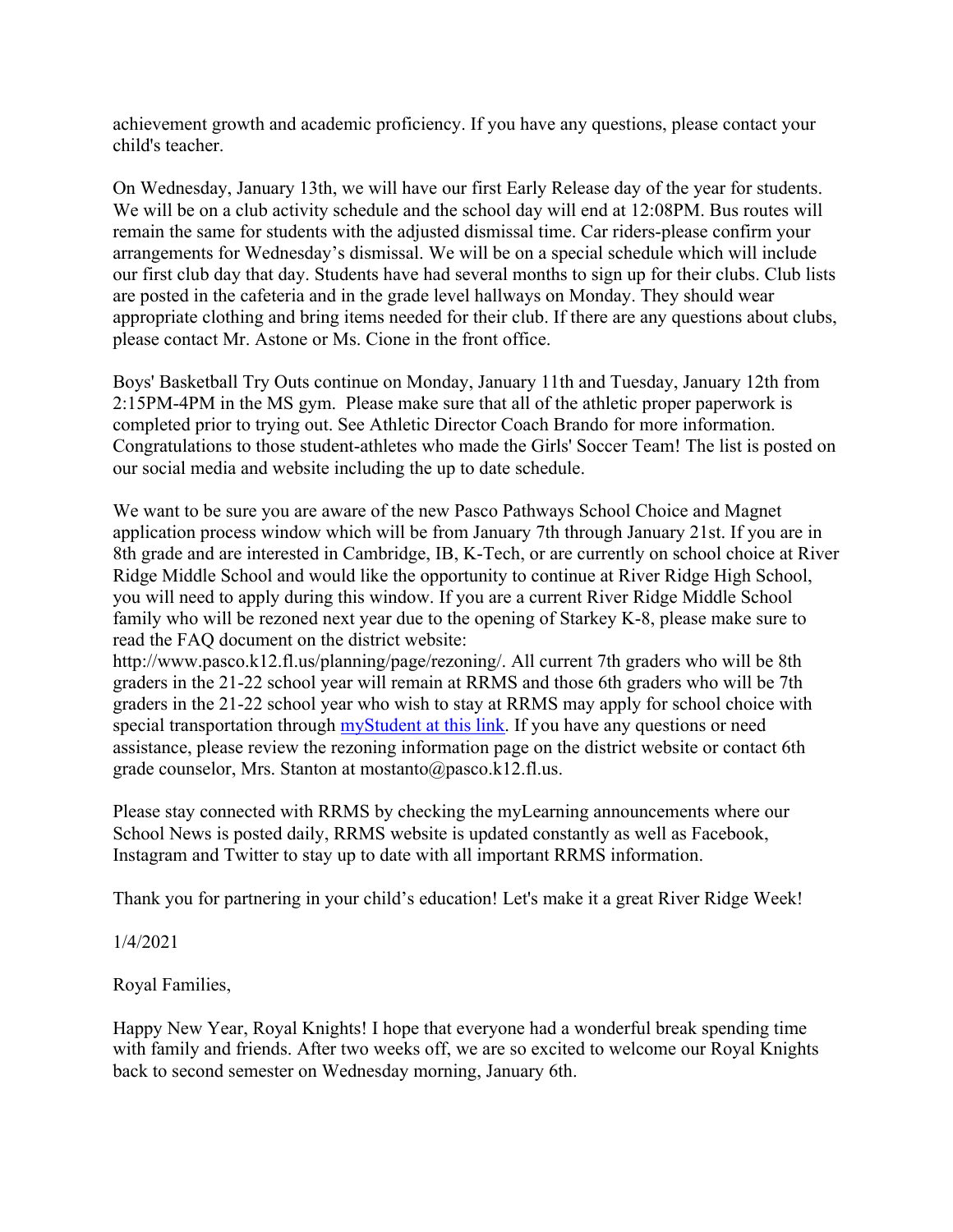achievement growth and academic proficiency. If you have any questions, please contact your child's teacher.

On Wednesday, January 13th, we will have our first Early Release day of the year for students. We will be on a club activity schedule and the school day will end at 12:08PM. Bus routes will remain the same for students with the adjusted dismissal time. Car riders-please confirm your arrangements for Wednesday's dismissal. We will be on a special schedule which will include our first club day that day. Students have had several months to sign up for their clubs. Club lists are posted in the cafeteria and in the grade level hallways on Monday. They should wear appropriate clothing and bring items needed for their club. If there are any questions about clubs, please contact Mr. Astone or Ms. Cione in the front office.

Boys' Basketball Try Outs continue on Monday, January 11th and Tuesday, January 12th from 2:15PM-4PM in the MS gym. Please make sure that all of the athletic proper paperwork is completed prior to trying out. See Athletic Director Coach Brando for more information. Congratulations to those student-athletes who made the Girls' Soccer Team! The list is posted on our social media and website including the up to date schedule.

We want to be sure you are aware of the new Pasco Pathways School Choice and Magnet application process window which will be from January 7th through January 21st. If you are in 8th grade and are interested in Cambridge, IB, K-Tech, or are currently on school choice at River Ridge Middle School and would like the opportunity to continue at River Ridge High School, you will need to apply during this window. If you are a current River Ridge Middle School family who will be rezoned next year due to the opening of Starkey K-8, please make sure to read the FAQ document on the district website: http://www.pasco.k12.fl.us/planning/page/rezoning/. All current 7th graders who will be 8th graders in the 21-22 school year will remain at RRMS and those 6th graders who will be 7th graders in the 21-22 school year who wish to stay at RRMS may apply for school choice with special transportation through myStudent at this link. If you have any questions or need assistance, please review the rezoning information page on the district website or contact 6th grade counselor, Mrs. Stanton at mostanto@pasco.k12.fl.us.

Please stay connected with RRMS by checking the myLearning announcements where our School News is posted daily, RRMS website is updated constantly as well as Facebook, Instagram and Twitter to stay up to date with all important RRMS information.

Thank you for partnering in your child's education! Let's make it a great River Ridge Week!

1/4/2021

Royal Families,

Happy New Year, Royal Knights! I hope that everyone had a wonderful break spending time with family and friends. After two weeks off, we are so excited to welcome our Royal Knights back to second semester on Wednesday morning, January 6th.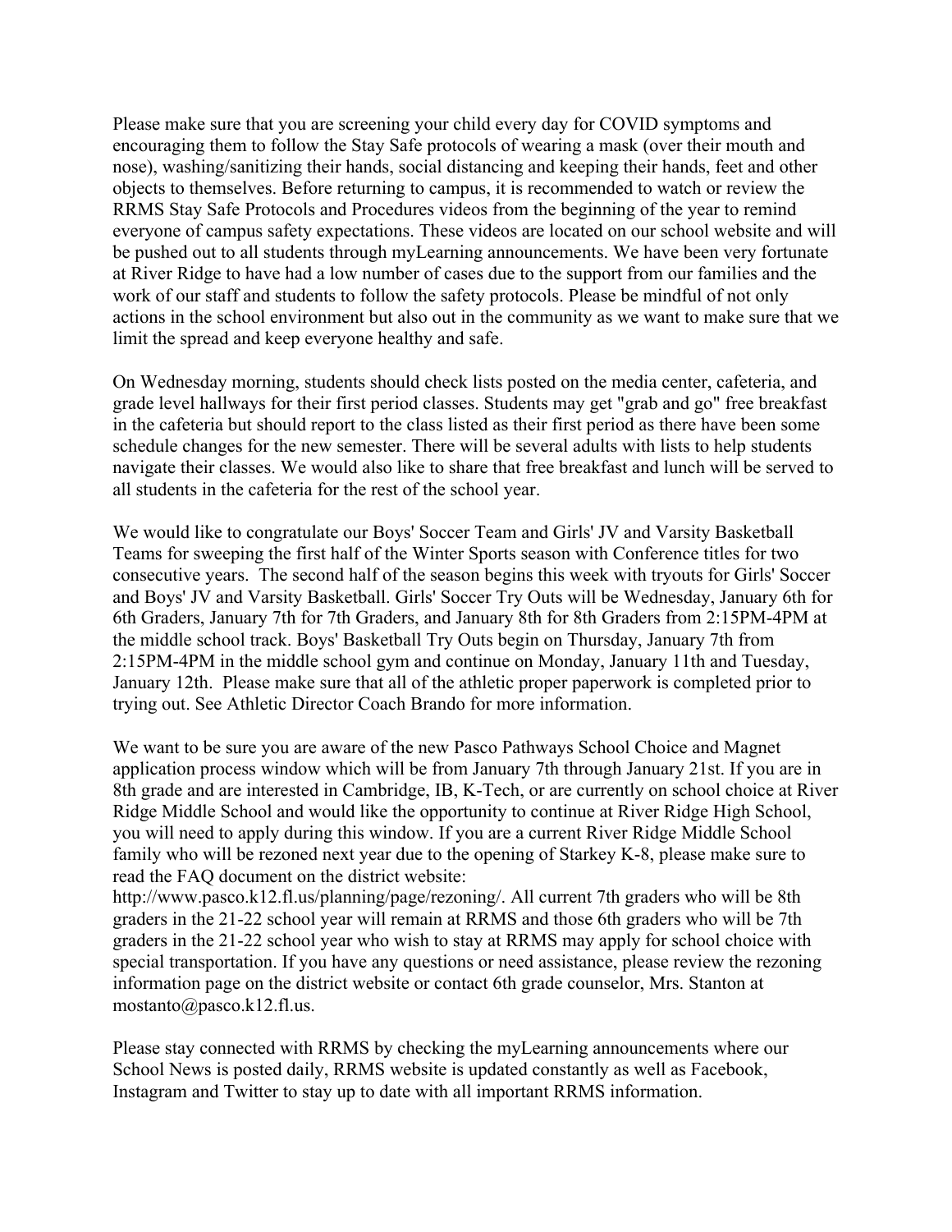Please make sure that you are screening your child every day for COVID symptoms and encouraging them to follow the Stay Safe protocols of wearing a mask (over their mouth and nose), washing/sanitizing their hands, social distancing and keeping their hands, feet and other objects to themselves. Before returning to campus, it is recommended to watch or review the RRMS Stay Safe Protocols and Procedures videos from the beginning of the year to remind everyone of campus safety expectations. These videos are located on our school website and will be pushed out to all students through myLearning announcements. We have been very fortunate at River Ridge to have had a low number of cases due to the support from our families and the work of our staff and students to follow the safety protocols. Please be mindful of not only actions in the school environment but also out in the community as we want to make sure that we limit the spread and keep everyone healthy and safe.

On Wednesday morning, students should check lists posted on the media center, cafeteria, and grade level hallways for their first period classes. Students may get "grab and go" free breakfast in the cafeteria but should report to the class listed as their first period as there have been some schedule changes for the new semester. There will be several adults with lists to help students navigate their classes. We would also like to share that free breakfast and lunch will be served to all students in the cafeteria for the rest of the school year.

We would like to congratulate our Boys' Soccer Team and Girls' JV and Varsity Basketball Teams for sweeping the first half of the Winter Sports season with Conference titles for two consecutive years. The second half of the season begins this week with tryouts for Girls' Soccer and Boys' JV and Varsity Basketball. Girls' Soccer Try Outs will be Wednesday, January 6th for 6th Graders, January 7th for 7th Graders, and January 8th for 8th Graders from 2:15PM-4PM at the middle school track. Boys' Basketball Try Outs begin on Thursday, January 7th from 2:15PM-4PM in the middle school gym and continue on Monday, January 11th and Tuesday, January 12th. Please make sure that all of the athletic proper paperwork is completed prior to trying out. See Athletic Director Coach Brando for more information.

We want to be sure you are aware of the new Pasco Pathways School Choice and Magnet application process window which will be from January 7th through January 21st. If you are in 8th grade and are interested in Cambridge, IB, K-Tech, or are currently on school choice at River Ridge Middle School and would like the opportunity to continue at River Ridge High School, you will need to apply during this window. If you are a current River Ridge Middle School family who will be rezoned next year due to the opening of Starkey K-8, please make sure to read the FAQ document on the district website: http://www.pasco.k12.fl.us/planning/page/rezoning/. All current 7th graders who will be 8th graders in the 21-22 school year will remain at RRMS and those 6th graders who will be 7th graders in the 21-22 school year who wish to stay at RRMS may apply for school choice with special transportation. If you have any questions or need assistance, please review the rezoning information page on the district website or contact 6th grade counselor, Mrs. Stanton at mostanto@pasco.k12.fl.us.

Please stay connected with RRMS by checking the myLearning announcements where our School News is posted daily, RRMS website is updated constantly as well as Facebook, Instagram and Twitter to stay up to date with all important RRMS information.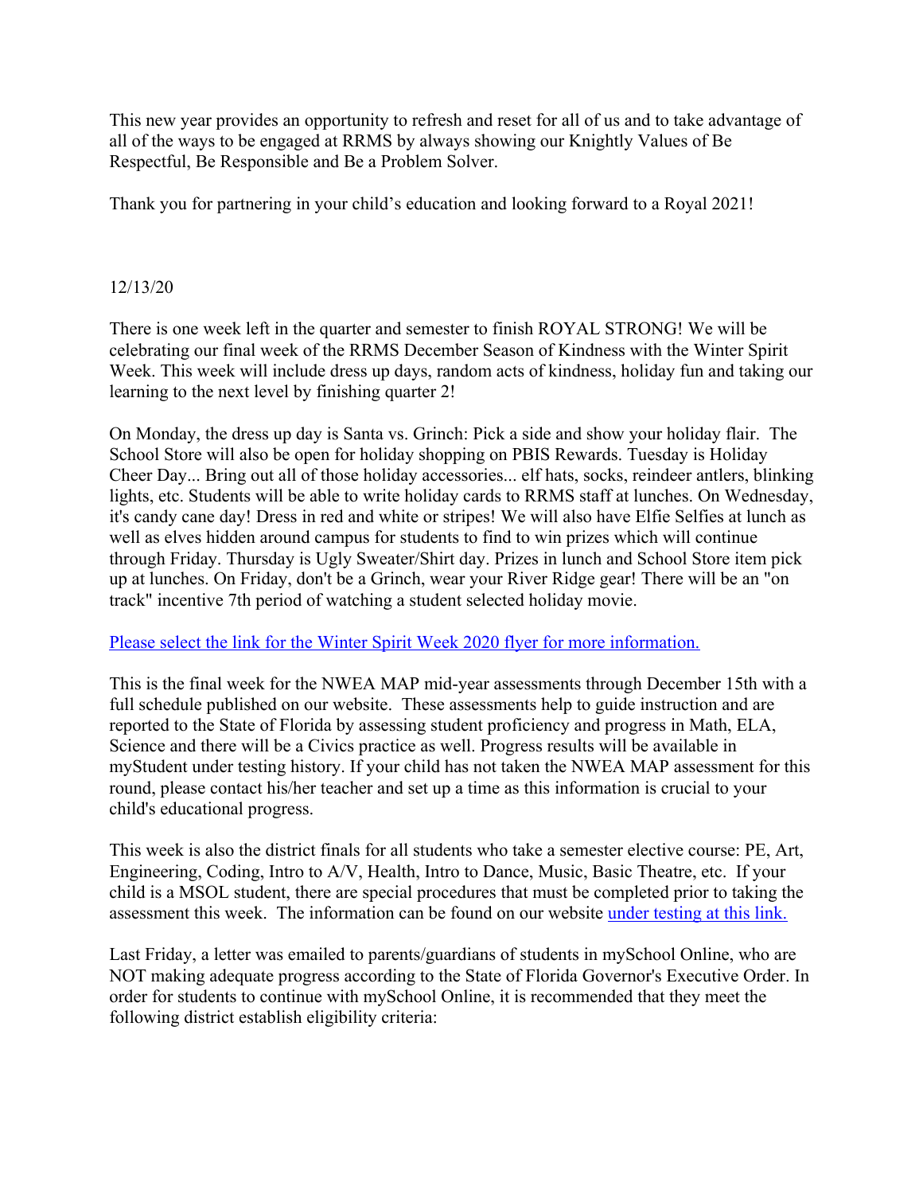This new year provides an opportunity to refresh and reset for all of us and to take advantage of all of the ways to be engaged at RRMS by always showing our Knightly Values of Be Respectful, Be Responsible and Be a Problem Solver.

Thank you for partnering in your child's education and looking forward to a Royal 2021!

12/13/20

There is one week left in the quarter and semester to finish ROYAL STRONG! We will be celebrating our final week of the RRMS December Season of Kindness with the Winter Spirit Week. This week will include dress up days, random acts of kindness, holiday fun and taking our learning to the next level by finishing quarter 2!

On Monday, the dress up day is Santa vs. Grinch: Pick a side and show your holiday flair. The School Store will also be open for holiday shopping on PBIS Rewards. Tuesday is Holiday Cheer Day... Bring out all of those holiday accessories... elf hats, socks, reindeer antlers, blinking lights, etc. Students will be able to write holiday cards to RRMS staff at lunches. On Wednesday, it's candy cane day! Dress in red and white or stripes! We will also have Elfie Selfies at lunch as well as elves hidden around campus for students to find to win prizes which will continue through Friday. Thursday is Ugly Sweater/Shirt day. Prizes in lunch and School Store item pick up at lunches. On Friday, don't be a Grinch, wear your River Ridge gear! There will be an "on track" incentive 7th period of watching a student selected holiday movie.

Please select the link for the Winter Spirit Week 2020 flyer for more information.

This is the final week for the NWEA MAP mid-year assessments through December 15th with a full schedule published on our website. These assessments help to guide instruction and are reported to the State of Florida by assessing student proficiency and progress in Math, ELA, Science and there will be a Civics practice as well. Progress results will be available in myStudent under testing history. If your child has not taken the NWEA MAP assessment for this round, please contact his/her teacher and set up a time as this information is crucial to your child's educational progress.

This week is also the district finals for all students who take a semester elective course: PE, Art, Engineering, Coding, Intro to A/V, Health, Intro to Dance, Music, Basic Theatre, etc. If your child is a MSOL student, there are special procedures that must be completed prior to taking the assessment this week. The information can be found on our website under testing at this link.

Last Friday, a letter was emailed to parents/guardians of students in mySchool Online, who are NOT making adequate progress according to the State of Florida Governor's Executive Order. In order for students to continue with mySchool Online, it is recommended that they meet the following district establish eligibility criteria: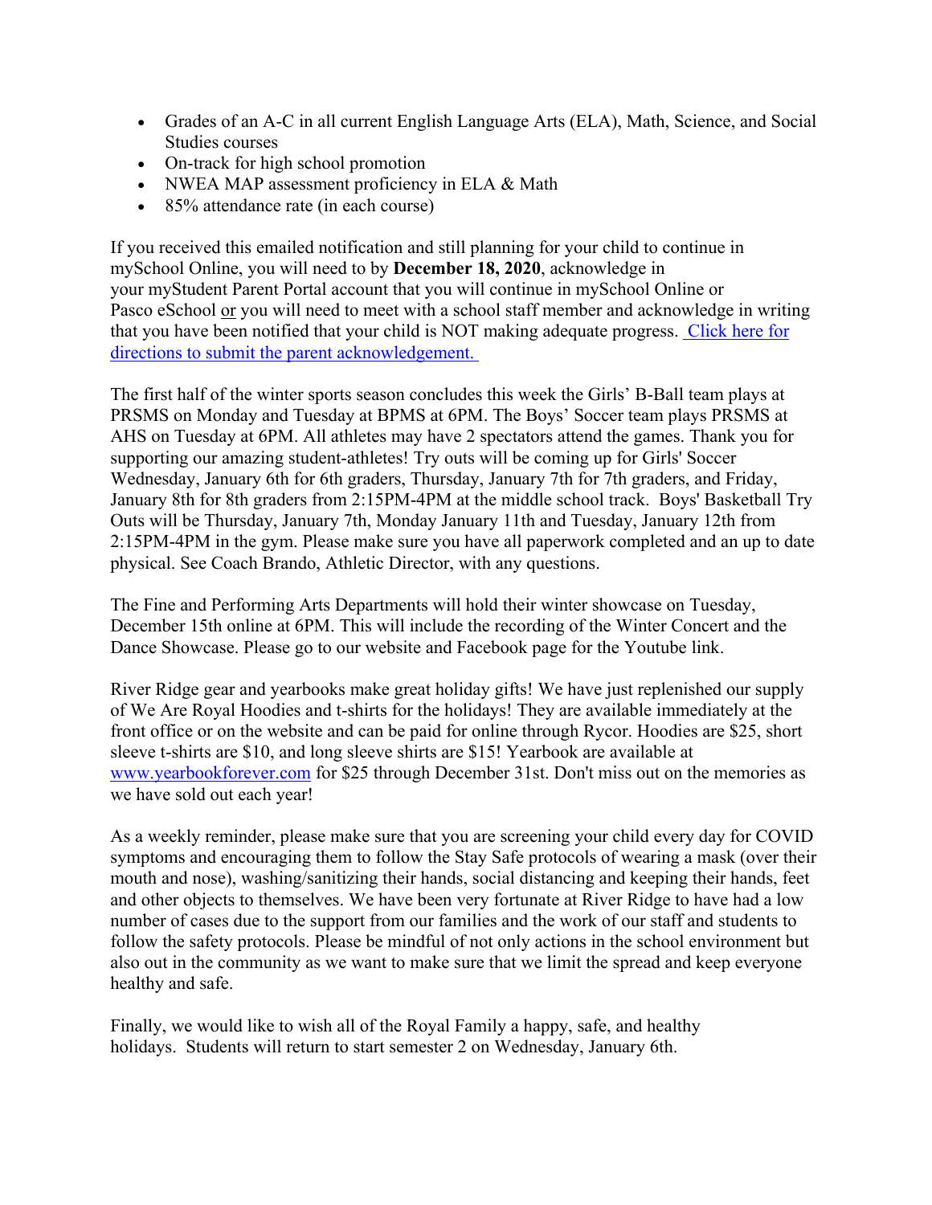- Grades of an A-C in all current English Language Arts (ELA), Math, Science, and Social Studies courses
- On-track for high school promotion
- NWEA MAP assessment proficiency in ELA & Math
- 85% attendance rate (in each course)

If you received this emailed notification and still planning for your child to continue in mySchool Online, you will need to by **December 18, 2020**, acknowledge in your myStudent Parent Portal account that you will continue in mySchool Online or Pasco eSchool or you will need to meet with a school staff member and acknowledge in writing that you have been notified that your child is NOT making adequate progress. Click here for directions to submit the parent acknowledgement.

The first half of the winter sports season concludes this week the Girls' B-Ball team plays at PRSMS on Monday and Tuesday at BPMS at 6PM. The Boys' Soccer team plays PRSMS at AHS on Tuesday at 6PM. All athletes may have 2 spectators attend the games. Thank you for supporting our amazing student-athletes! Try outs will be coming up for Girls' Soccer Wednesday, January 6th for 6th graders, Thursday, January 7th for 7th graders, and Friday, January 8th for 8th graders from 2:15PM-4PM at the middle school track. Boys' Basketball Try Outs will be Thursday, January 7th, Monday January 11th and Tuesday, January 12th from 2:15PM-4PM in the gym. Please make sure you have all paperwork completed and an up to date physical. See Coach Brando, Athletic Director, with any questions.

The Fine and Performing Arts Departments will hold their winter showcase on Tuesday, December 15th online at 6PM. This will include the recording of the Winter Concert and the Dance Showcase. Please go to our website and Facebook page for the Youtube link.

River Ridge gear and yearbooks make great holiday gifts! We have just replenished our supply of We Are Royal Hoodies and t-shirts for the holidays! They are available immediately at the front office or on the website and can be paid for online through Rycor. Hoodies are $25, short sleeve t-shirts are $10, and long sleeve shirts are $15! Yearbook are available at www.yearbookforever.com for $25 through December 31st. Don't miss out on the memories as we have sold out each year!

As a weekly reminder, please make sure that you are screening your child every day for COVID symptoms and encouraging them to follow the Stay Safe protocols of wearing a mask (over their mouth and nose), washing/sanitizing their hands, social distancing and keeping their hands, feet and other objects to themselves. We have been very fortunate at River Ridge to have had a low number of cases due to the support from our families and the work of our staff and students to follow the safety protocols. Please be mindful of not only actions in the school environment but also out in the community as we want to make sure that we limit the spread and keep everyone healthy and safe.

Finally, we would like to wish all of the Royal Family a happy, safe, and healthy holidays. Students will return to start semester 2 on Wednesday, January 6th.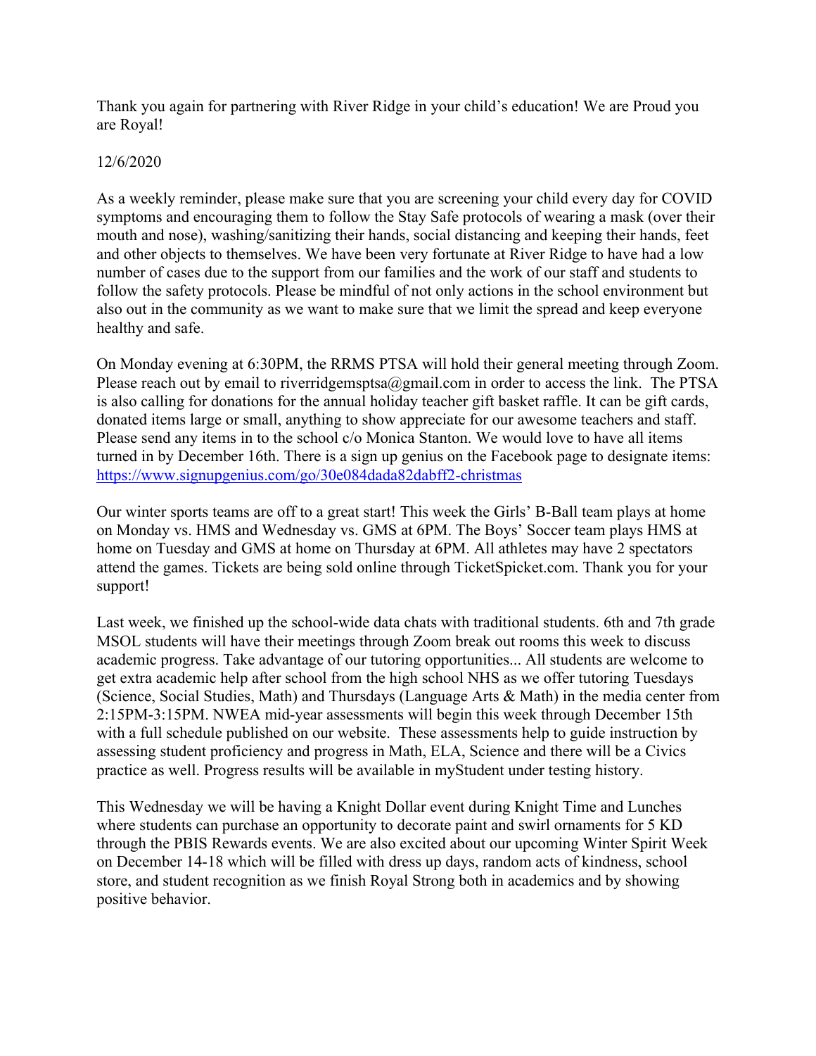Thank you again for partnering with River Ridge in your child's education! We are Proud you are Royal!

12/6/2020

As a weekly reminder, please make sure that you are screening your child every day for COVID symptoms and encouraging them to follow the Stay Safe protocols of wearing a mask (over their mouth and nose), washing/sanitizing their hands, social distancing and keeping their hands, feet and other objects to themselves. We have been very fortunate at River Ridge to have had a low number of cases due to the support from our families and the work of our staff and students to follow the safety protocols. Please be mindful of not only actions in the school environment but also out in the community as we want to make sure that we limit the spread and keep everyone healthy and safe.

On Monday evening at 6:30PM, the RRMS PTSA will hold their general meeting through Zoom. Please reach out by email to riverridgemsptsa@gmail.com in order to access the link. The PTSA is also calling for donations for the annual holiday teacher gift basket raffle. It can be gift cards, donated items large or small, anything to show appreciate for our awesome teachers and staff. Please send any items in to the school c/o Monica Stanton. We would love to have all items turned in by December 16th. There is a sign up genius on the Facebook page to designate items: https://www.signupgenius.com/go/30e084dada82dabff2-christmas

Our winter sports teams are off to a great start! This week the Girls' B-Ball team plays at home on Monday vs. HMS and Wednesday vs. GMS at 6PM. The Boys' Soccer team plays HMS at home on Tuesday and GMS at home on Thursday at 6PM. All athletes may have 2 spectators attend the games. Tickets are being sold online through TicketSpicket.com. Thank you for your support!

Last week, we finished up the school-wide data chats with traditional students. 6th and 7th grade MSOL students will have their meetings through Zoom break out rooms this week to discuss academic progress. Take advantage of our tutoring opportunities... All students are welcome to get extra academic help after school from the high school NHS as we offer tutoring Tuesdays (Science, Social Studies, Math) and Thursdays (Language Arts & Math) in the media center from 2:15PM-3:15PM. NWEA mid-year assessments will begin this week through December 15th with a full schedule published on our website. These assessments help to guide instruction by assessing student proficiency and progress in Math, ELA, Science and there will be a Civics practice as well. Progress results will be available in myStudent under testing history.

This Wednesday we will be having a Knight Dollar event during Knight Time and Lunches where students can purchase an opportunity to decorate paint and swirl ornaments for 5 KD through the PBIS Rewards events. We are also excited about our upcoming Winter Spirit Week on December 14-18 which will be filled with dress up days, random acts of kindness, school store, and student recognition as we finish Royal Strong both in academics and by showing positive behavior.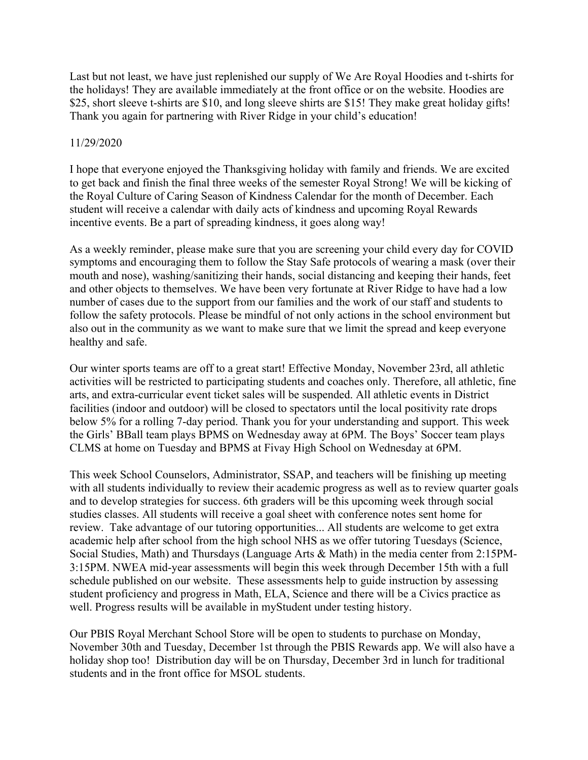Last but not least, we have just replenished our supply of We Are Royal Hoodies and t-shirts for the holidays! They are available immediately at the front office or on the website. Hoodies are $25, short sleeve t-shirts are $10, and long sleeve shirts are $15! They make great holiday gifts! Thank you again for partnering with River Ridge in your child's education!

11/29/2020

I hope that everyone enjoyed the Thanksgiving holiday with family and friends. We are excited to get back and finish the final three weeks of the semester Royal Strong! We will be kicking of the Royal Culture of Caring Season of Kindness Calendar for the month of December. Each student will receive a calendar with daily acts of kindness and upcoming Royal Rewards incentive events. Be a part of spreading kindness, it goes along way!

As a weekly reminder, please make sure that you are screening your child every day for COVID symptoms and encouraging them to follow the Stay Safe protocols of wearing a mask (over their mouth and nose), washing/sanitizing their hands, social distancing and keeping their hands, feet and other objects to themselves. We have been very fortunate at River Ridge to have had a low number of cases due to the support from our families and the work of our staff and students to follow the safety protocols. Please be mindful of not only actions in the school environment but also out in the community as we want to make sure that we limit the spread and keep everyone healthy and safe.

Our winter sports teams are off to a great start! Effective Monday, November 23rd, all athletic activities will be restricted to participating students and coaches only. Therefore, all athletic, fine arts, and extra-curricular event ticket sales will be suspended. All athletic events in District facilities (indoor and outdoor) will be closed to spectators until the local positivity rate drops below 5% for a rolling 7-day period. Thank you for your understanding and support. This week the Girls' BBall team plays BPMS on Wednesday away at 6PM. The Boys' Soccer team plays CLMS at home on Tuesday and BPMS at Fivay High School on Wednesday at 6PM.

This week School Counselors, Administrator, SSAP, and teachers will be finishing up meeting with all students individually to review their academic progress as well as to review quarter goals and to develop strategies for success. 6th graders will be this upcoming week through social studies classes. All students will receive a goal sheet with conference notes sent home for review. Take advantage of our tutoring opportunities... All students are welcome to get extra academic help after school from the high school NHS as we offer tutoring Tuesdays (Science, Social Studies, Math) and Thursdays (Language Arts & Math) in the media center from 2:15PM-3:15PM. NWEA mid-year assessments will begin this week through December 15th with a full schedule published on our website. These assessments help to guide instruction by assessing student proficiency and progress in Math, ELA, Science and there will be a Civics practice as well. Progress results will be available in myStudent under testing history.

Our PBIS Royal Merchant School Store will be open to students to purchase on Monday, November 30th and Tuesday, December 1st through the PBIS Rewards app. We will also have a holiday shop too! Distribution day will be on Thursday, December 3rd in lunch for traditional students and in the front office for MSOL students.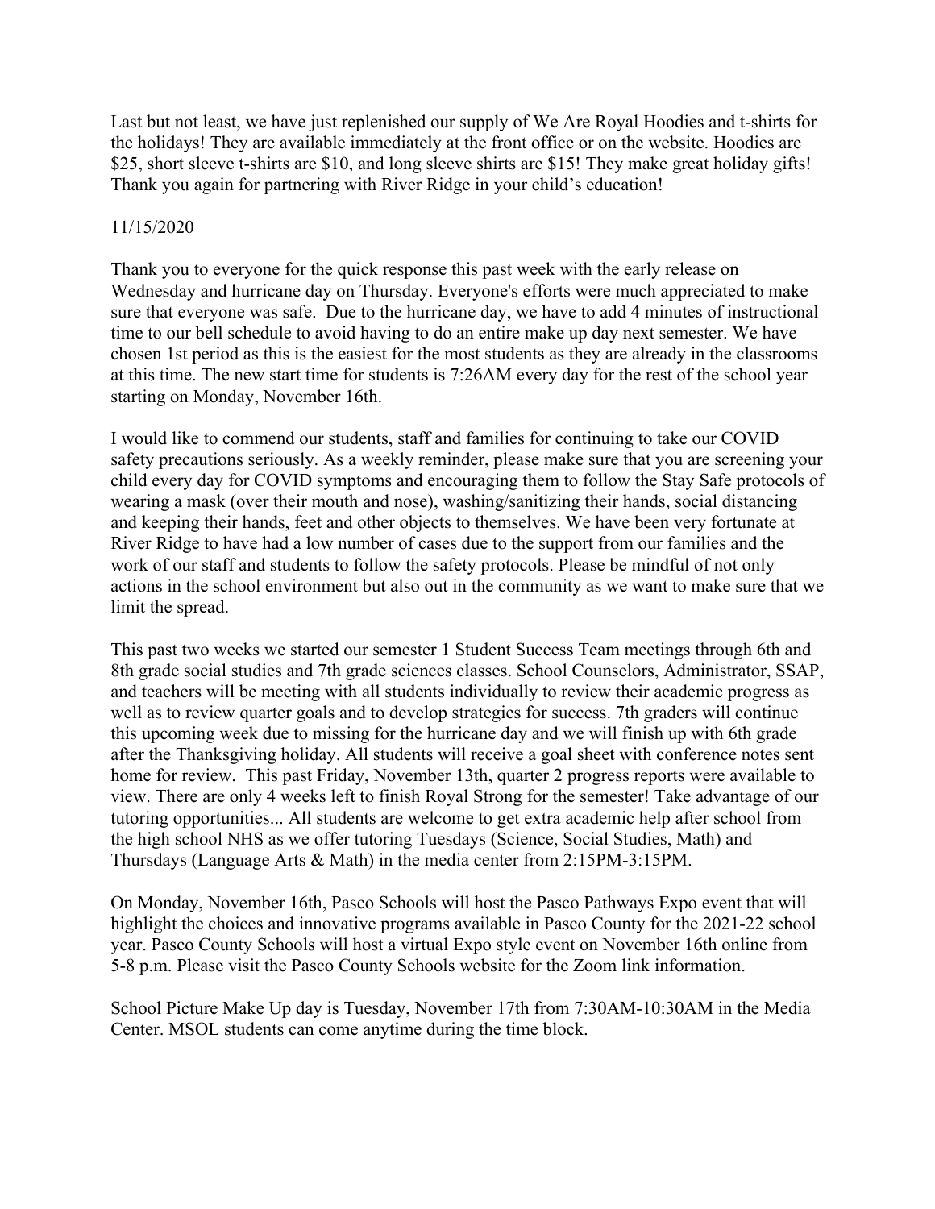Last but not least, we have just replenished our supply of We Are Royal Hoodies and t-shirts for the holidays! They are available immediately at the front office or on the website. Hoodies are $25, short sleeve t-shirts are $10, and long sleeve shirts are $15! They make great holiday gifts! Thank you again for partnering with River Ridge in your child's education!

11/15/2020

Thank you to everyone for the quick response this past week with the early release on Wednesday and hurricane day on Thursday. Everyone's efforts were much appreciated to make sure that everyone was safe. Due to the hurricane day, we have to add 4 minutes of instructional time to our bell schedule to avoid having to do an entire make up day next semester. We have chosen 1st period as this is the easiest for the most students as they are already in the classrooms at this time. The new start time for students is 7:26AM every day for the rest of the school year starting on Monday, November 16th.

I would like to commend our students, staff and families for continuing to take our COVID safety precautions seriously. As a weekly reminder, please make sure that you are screening your child every day for COVID symptoms and encouraging them to follow the Stay Safe protocols of wearing a mask (over their mouth and nose), washing/sanitizing their hands, social distancing and keeping their hands, feet and other objects to themselves. We have been very fortunate at River Ridge to have had a low number of cases due to the support from our families and the work of our staff and students to follow the safety protocols. Please be mindful of not only actions in the school environment but also out in the community as we want to make sure that we limit the spread.

This past two weeks we started our semester 1 Student Success Team meetings through 6th and 8th grade social studies and 7th grade sciences classes. School Counselors, Administrator, SSAP, and teachers will be meeting with all students individually to review their academic progress as well as to review quarter goals and to develop strategies for success. 7th graders will continue this upcoming week due to missing for the hurricane day and we will finish up with 6th grade after the Thanksgiving holiday. All students will receive a goal sheet with conference notes sent home for review. This past Friday, November 13th, quarter 2 progress reports were available to view. There are only 4 weeks left to finish Royal Strong for the semester! Take advantage of our tutoring opportunities... All students are welcome to get extra academic help after school from the high school NHS as we offer tutoring Tuesdays (Science, Social Studies, Math) and Thursdays (Language Arts & Math) in the media center from 2:15PM-3:15PM.

On Monday, November 16th, Pasco Schools will host the Pasco Pathways Expo event that will highlight the choices and innovative programs available in Pasco County for the 2021-22 school year. Pasco County Schools will host a virtual Expo style event on November 16th online from 5-8 p.m. Please visit the Pasco County Schools website for the Zoom link information.

School Picture Make Up day is Tuesday, November 17th from 7:30AM-10:30AM in the Media Center. MSOL students can come anytime during the time block.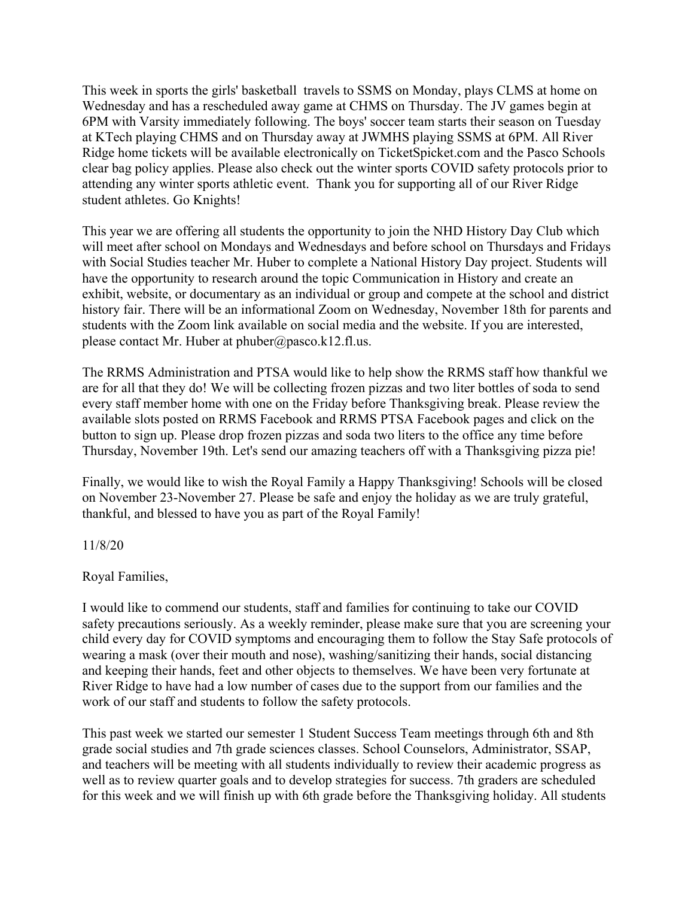This week in sports the girls' basketball travels to SSMS on Monday, plays CLMS at home on Wednesday and has a rescheduled away game at CHMS on Thursday. The JV games begin at 6PM with Varsity immediately following. The boys' soccer team starts their season on Tuesday at KTech playing CHMS and on Thursday away at JWMHS playing SSMS at 6PM. All River Ridge home tickets will be available electronically on TicketSpicket.com and the Pasco Schools clear bag policy applies. Please also check out the winter sports COVID safety protocols prior to attending any winter sports athletic event. Thank you for supporting all of our River Ridge student athletes. Go Knights!

This year we are offering all students the opportunity to join the NHD History Day Club which will meet after school on Mondays and Wednesdays and before school on Thursdays and Fridays with Social Studies teacher Mr. Huber to complete a National History Day project. Students will have the opportunity to research around the topic Communication in History and create an exhibit, website, or documentary as an individual or group and compete at the school and district history fair. There will be an informational Zoom on Wednesday, November 18th for parents and students with the Zoom link available on social media and the website. If you are interested, please contact Mr. Huber at phuber@pasco.k12.fl.us.

The RRMS Administration and PTSA would like to help show the RRMS staff how thankful we are for all that they do! We will be collecting frozen pizzas and two liter bottles of soda to send every staff member home with one on the Friday before Thanksgiving break. Please review the available slots posted on RRMS Facebook and RRMS PTSA Facebook pages and click on the button to sign up. Please drop frozen pizzas and soda two liters to the office any time before Thursday, November 19th. Let's send our amazing teachers off with a Thanksgiving pizza pie!

Finally, we would like to wish the Royal Family a Happy Thanksgiving! Schools will be closed on November 23-November 27. Please be safe and enjoy the holiday as we are truly grateful, thankful, and blessed to have you as part of the Royal Family!

11/8/20

Royal Families,

I would like to commend our students, staff and families for continuing to take our COVID safety precautions seriously. As a weekly reminder, please make sure that you are screening your child every day for COVID symptoms and encouraging them to follow the Stay Safe protocols of wearing a mask (over their mouth and nose), washing/sanitizing their hands, social distancing and keeping their hands, feet and other objects to themselves. We have been very fortunate at River Ridge to have had a low number of cases due to the support from our families and the work of our staff and students to follow the safety protocols.

This past week we started our semester 1 Student Success Team meetings through 6th and 8th grade social studies and 7th grade sciences classes. School Counselors, Administrator, SSAP, and teachers will be meeting with all students individually to review their academic progress as well as to review quarter goals and to develop strategies for success. 7th graders are scheduled for this week and we will finish up with 6th grade before the Thanksgiving holiday. All students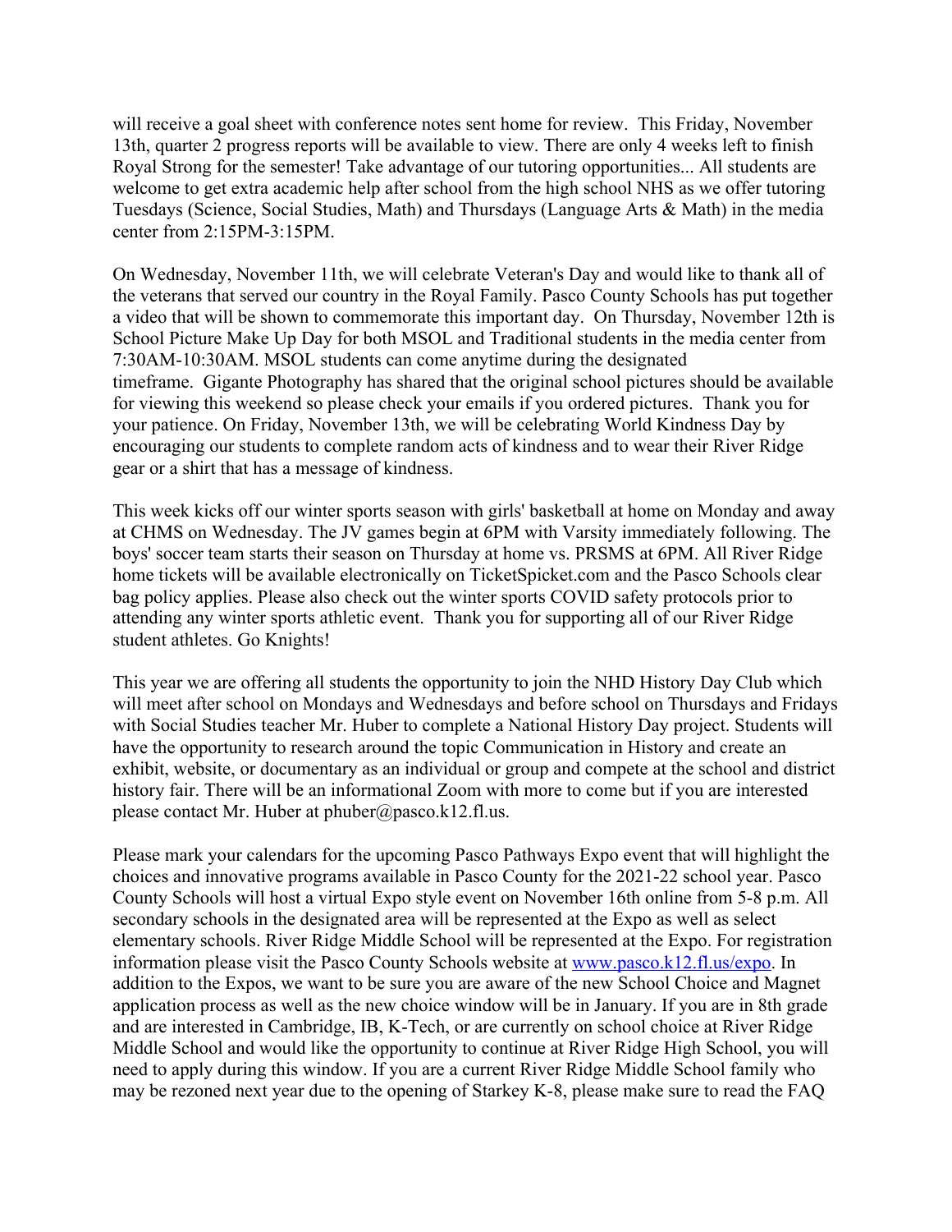will receive a goal sheet with conference notes sent home for review. This Friday, November 13th, quarter 2 progress reports will be available to view. There are only 4 weeks left to finish Royal Strong for the semester! Take advantage of our tutoring opportunities... All students are welcome to get extra academic help after school from the high school NHS as we offer tutoring Tuesdays (Science, Social Studies, Math) and Thursdays (Language Arts & Math) in the media center from 2:15PM-3:15PM.

On Wednesday, November 11th, we will celebrate Veteran's Day and would like to thank all of the veterans that served our country in the Royal Family. Pasco County Schools has put together a video that will be shown to commemorate this important day. On Thursday, November 12th is School Picture Make Up Day for both MSOL and Traditional students in the media center from 7:30AM-10:30AM. MSOL students can come anytime during the designated timeframe. Gigante Photography has shared that the original school pictures should be available for viewing this weekend so please check your emails if you ordered pictures. Thank you for your patience. On Friday, November 13th, we will be celebrating World Kindness Day by encouraging our students to complete random acts of kindness and to wear their River Ridge gear or a shirt that has a message of kindness.

This week kicks off our winter sports season with girls' basketball at home on Monday and away at CHMS on Wednesday. The JV games begin at 6PM with Varsity immediately following. The boys' soccer team starts their season on Thursday at home vs. PRSMS at 6PM. All River Ridge home tickets will be available electronically on TicketSpicket.com and the Pasco Schools clear bag policy applies. Please also check out the winter sports COVID safety protocols prior to attending any winter sports athletic event. Thank you for supporting all of our River Ridge student athletes. Go Knights!

This year we are offering all students the opportunity to join the NHD History Day Club which will meet after school on Mondays and Wednesdays and before school on Thursdays and Fridays with Social Studies teacher Mr. Huber to complete a National History Day project. Students will have the opportunity to research around the topic Communication in History and create an exhibit, website, or documentary as an individual or group and compete at the school and district history fair. There will be an informational Zoom with more to come but if you are interested please contact Mr. Huber at phuber@pasco.k12.fl.us.

Please mark your calendars for the upcoming Pasco Pathways Expo event that will highlight the choices and innovative programs available in Pasco County for the 2021-22 school year. Pasco County Schools will host a virtual Expo style event on November 16th online from 5-8 p.m. All secondary schools in the designated area will be represented at the Expo as well as select elementary schools. River Ridge Middle School will be represented at the Expo. For registration information please visit the Pasco County Schools website at [www.pasco.k12.fl.us/expo](www.pasco.k12.fl.us/expo). In addition to the Expos, we want to be sure you are aware of the new School Choice and Magnet application process as well as the new choice window will be in January. If you are in 8th grade and are interested in Cambridge, IB, K-Tech, or are currently on school choice at River Ridge Middle School and would like the opportunity to continue at River Ridge High School, you will need to apply during this window. If you are a current River Ridge Middle School family who may be rezoned next year due to the opening of Starkey K-8, please make sure to read the FAQ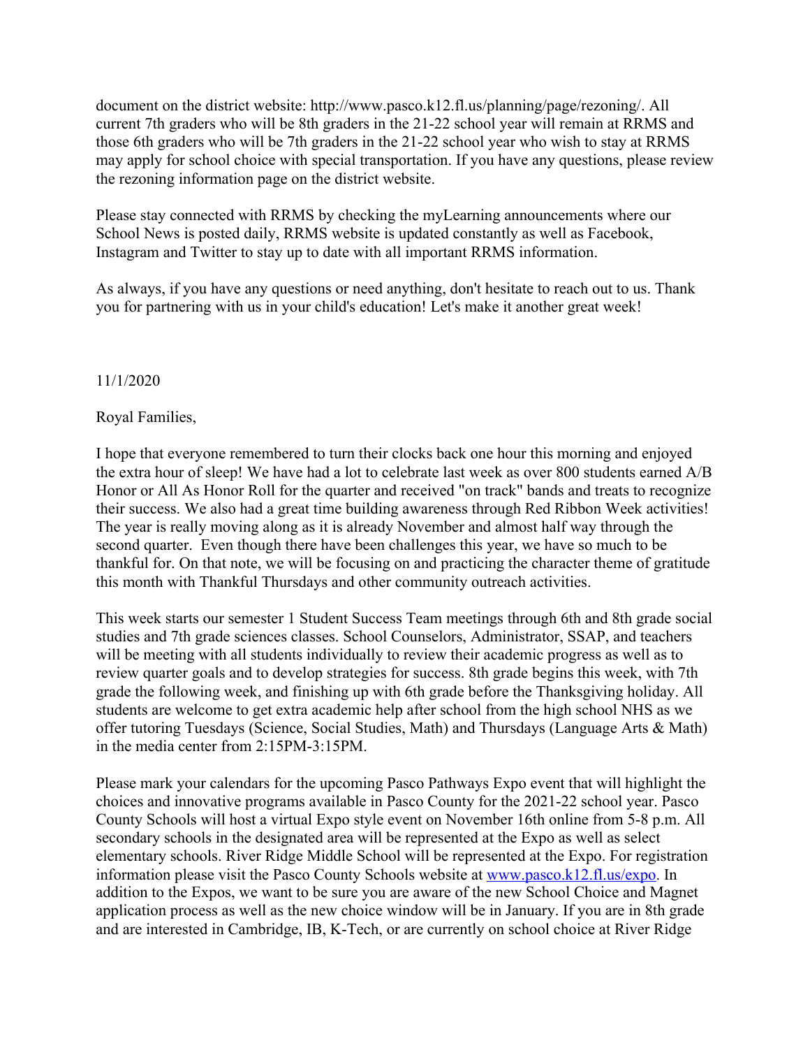document on the district website: http://www.pasco.k12.fl.us/planning/page/rezoning/. All current 7th graders who will be 8th graders in the 21-22 school year will remain at RRMS and those 6th graders who will be 7th graders in the 21-22 school year who wish to stay at RRMS may apply for school choice with special transportation. If you have any questions, please review the rezoning information page on the district website.

Please stay connected with RRMS by checking the myLearning announcements where our School News is posted daily, RRMS website is updated constantly as well as Facebook, Instagram and Twitter to stay up to date with all important RRMS information.

As always, if you have any questions or need anything, don't hesitate to reach out to us. Thank you for partnering with us in your child's education! Let's make it another great week!

11/1/2020

Royal Families,

I hope that everyone remembered to turn their clocks back one hour this morning and enjoyed the extra hour of sleep! We have had a lot to celebrate last week as over 800 students earned A/B Honor or All As Honor Roll for the quarter and received "on track" bands and treats to recognize their success. We also had a great time building awareness through Red Ribbon Week activities! The year is really moving along as it is already November and almost half way through the second quarter. Even though there have been challenges this year, we have so much to be thankful for. On that note, we will be focusing on and practicing the character theme of gratitude this month with Thankful Thursdays and other community outreach activities.

This week starts our semester 1 Student Success Team meetings through 6th and 8th grade social studies and 7th grade sciences classes. School Counselors, Administrator, SSAP, and teachers will be meeting with all students individually to review their academic progress as well as to review quarter goals and to develop strategies for success. 8th grade begins this week, with 7th grade the following week, and finishing up with 6th grade before the Thanksgiving holiday. All students are welcome to get extra academic help after school from the high school NHS as we offer tutoring Tuesdays (Science, Social Studies, Math) and Thursdays (Language Arts & Math) in the media center from 2:15PM-3:15PM.

Please mark your calendars for the upcoming Pasco Pathways Expo event that will highlight the choices and innovative programs available in Pasco County for the 2021-22 school year. Pasco County Schools will host a virtual Expo style event on November 16th online from 5-8 p.m. All secondary schools in the designated area will be represented at the Expo as well as select elementary schools. River Ridge Middle School will be represented at the Expo. For registration information please visit the Pasco County Schools website at [www.pasco.k12.fl.us/expo](www.pasco.k12.fl.us/expo). In addition to the Expos, we want to be sure you are aware of the new School Choice and Magnet application process as well as the new choice window will be in January. If you are in 8th grade and are interested in Cambridge, IB, K-Tech, or are currently on school choice at River Ridge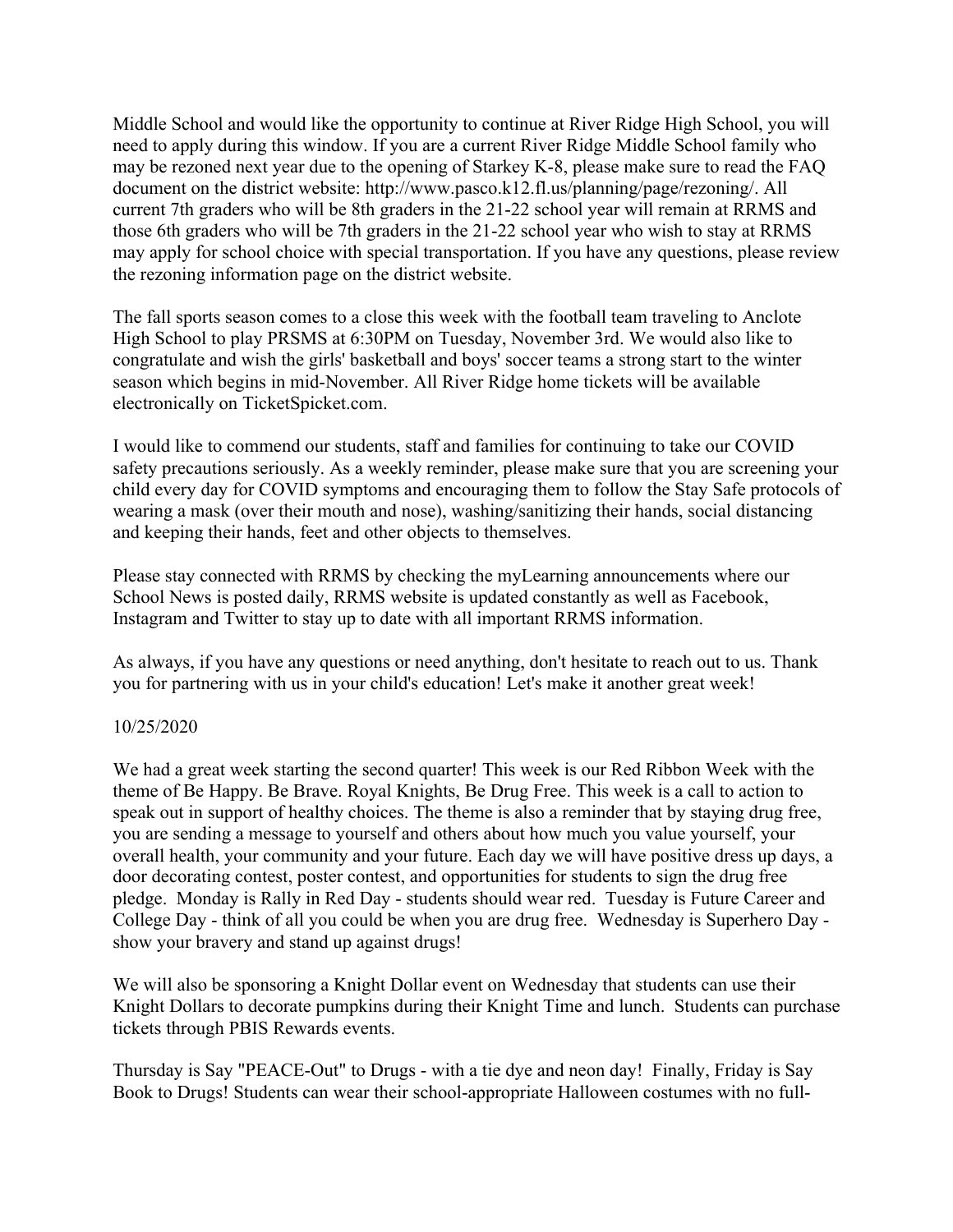Middle School and would like the opportunity to continue at River Ridge High School, you will need to apply during this window. If you are a current River Ridge Middle School family who may be rezoned next year due to the opening of Starkey K-8, please make sure to read the FAQ document on the district website: http://www.pasco.k12.fl.us/planning/page/rezoning/. All current 7th graders who will be 8th graders in the 21-22 school year will remain at RRMS and those 6th graders who will be 7th graders in the 21-22 school year who wish to stay at RRMS may apply for school choice with special transportation. If you have any questions, please review the rezoning information page on the district website.

The fall sports season comes to a close this week with the football team traveling to Anclote High School to play PRSMS at 6:30PM on Tuesday, November 3rd. We would also like to congratulate and wish the girls' basketball and boys' soccer teams a strong start to the winter season which begins in mid-November. All River Ridge home tickets will be available electronically on TicketSpicket.com.

I would like to commend our students, staff and families for continuing to take our COVID safety precautions seriously. As a weekly reminder, please make sure that you are screening your child every day for COVID symptoms and encouraging them to follow the Stay Safe protocols of wearing a mask (over their mouth and nose), washing/sanitizing their hands, social distancing and keeping their hands, feet and other objects to themselves.

Please stay connected with RRMS by checking the myLearning announcements where our School News is posted daily, RRMS website is updated constantly as well as Facebook, Instagram and Twitter to stay up to date with all important RRMS information.

As always, if you have any questions or need anything, don't hesitate to reach out to us. Thank you for partnering with us in your child's education! Let's make it another great week!

10/25/2020

We had a great week starting the second quarter! This week is our Red Ribbon Week with the theme of Be Happy. Be Brave. Royal Knights, Be Drug Free. This week is a call to action to speak out in support of healthy choices. The theme is also a reminder that by staying drug free, you are sending a message to yourself and others about how much you value yourself, your overall health, your community and your future. Each day we will have positive dress up days, a door decorating contest, poster contest, and opportunities for students to sign the drug free pledge. Monday is Rally in Red Day - students should wear red. Tuesday is Future Career and College Day - think of all you could be when you are drug free. Wednesday is Superhero Day - show your bravery and stand up against drugs!

We will also be sponsoring a Knight Dollar event on Wednesday that students can use their Knight Dollars to decorate pumpkins during their Knight Time and lunch. Students can purchase tickets through PBIS Rewards events.

Thursday is Say "PEACE-Out" to Drugs - with a tie dye and neon day! Finally, Friday is Say Book to Drugs! Students can wear their school-appropriate Halloween costumes with no full-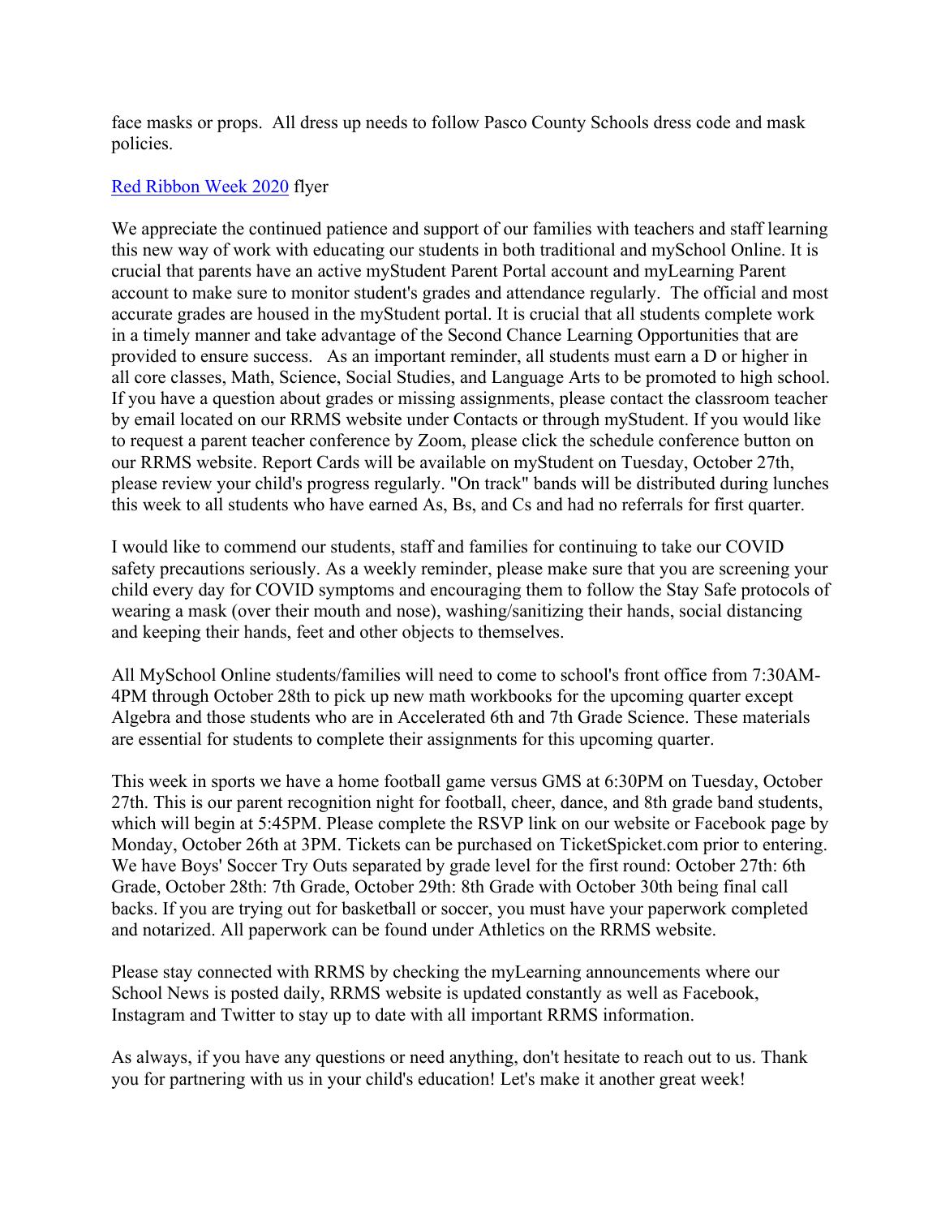face masks or props.  All dress up needs to follow Pasco County Schools dress code and mask policies.

[Red Ribbon Week 2020](#) flyer

We appreciate the continued patience and support of our families with teachers and staff learning this new way of work with educating our students in both traditional and mySchool Online. It is crucial that parents have an active myStudent Parent Portal account and myLearning Parent account to make sure to monitor student's grades and attendance regularly.  The official and most accurate grades are housed in the myStudent portal. It is crucial that all students complete work in a timely manner and take advantage of the Second Chance Learning Opportunities that are provided to ensure success.   As an important reminder, all students must earn a D or higher in all core classes, Math, Science, Social Studies, and Language Arts to be promoted to high school. If you have a question about grades or missing assignments, please contact the classroom teacher by email located on our RRMS website under Contacts or through myStudent. If you would like to request a parent teacher conference by Zoom, please click the schedule conference button on our RRMS website. Report Cards will be available on myStudent on Tuesday, October 27th, please review your child's progress regularly. "On track" bands will be distributed during lunches this week to all students who have earned As, Bs, and Cs and had no referrals for first quarter.

I would like to commend our students, staff and families for continuing to take our COVID safety precautions seriously. As a weekly reminder, please make sure that you are screening your child every day for COVID symptoms and encouraging them to follow the Stay Safe protocols of wearing a mask (over their mouth and nose), washing/sanitizing their hands, social distancing and keeping their hands, feet and other objects to themselves.

All MySchool Online students/families will need to come to school's front office from 7:30AM-4PM through October 28th to pick up new math workbooks for the upcoming quarter except Algebra and those students who are in Accelerated 6th and 7th Grade Science. These materials are essential for students to complete their assignments for this upcoming quarter.

This week in sports we have a home football game versus GMS at 6:30PM on Tuesday, October 27th. This is our parent recognition night for football, cheer, dance, and 8th grade band students, which will begin at 5:45PM. Please complete the RSVP link on our website or Facebook page by Monday, October 26th at 3PM. Tickets can be purchased on TicketSpicket.com prior to entering. We have Boys' Soccer Try Outs separated by grade level for the first round: October 27th: 6th Grade, October 28th: 7th Grade, October 29th: 8th Grade with October 30th being final call backs. If you are trying out for basketball or soccer, you must have your paperwork completed and notarized. All paperwork can be found under Athletics on the RRMS website.

Please stay connected with RRMS by checking the myLearning announcements where our School News is posted daily, RRMS website is updated constantly as well as Facebook, Instagram and Twitter to stay up to date with all important RRMS information.

As always, if you have any questions or need anything, don't hesitate to reach out to us. Thank you for partnering with us in your child's education! Let's make it another great week!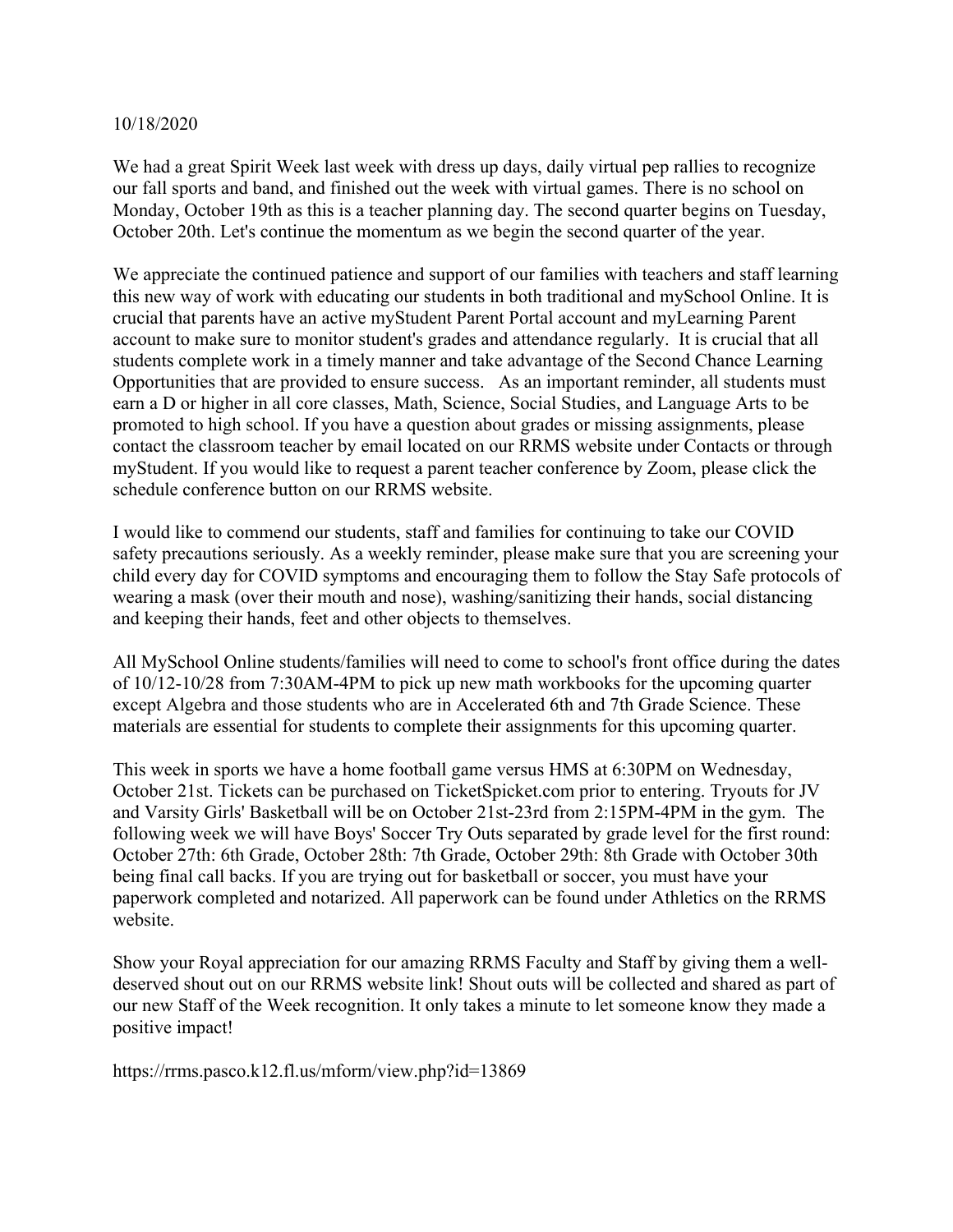10/18/2020

We had a great Spirit Week last week with dress up days, daily virtual pep rallies to recognize our fall sports and band, and finished out the week with virtual games. There is no school on Monday, October 19th as this is a teacher planning day. The second quarter begins on Tuesday, October 20th. Let's continue the momentum as we begin the second quarter of the year.

We appreciate the continued patience and support of our families with teachers and staff learning this new way of work with educating our students in both traditional and mySchool Online. It is crucial that parents have an active myStudent Parent Portal account and myLearning Parent account to make sure to monitor student's grades and attendance regularly. It is crucial that all students complete work in a timely manner and take advantage of the Second Chance Learning Opportunities that are provided to ensure success. As an important reminder, all students must earn a D or higher in all core classes, Math, Science, Social Studies, and Language Arts to be promoted to high school. If you have a question about grades or missing assignments, please contact the classroom teacher by email located on our RRMS website under Contacts or through myStudent. If you would like to request a parent teacher conference by Zoom, please click the schedule conference button on our RRMS website.

I would like to commend our students, staff and families for continuing to take our COVID safety precautions seriously. As a weekly reminder, please make sure that you are screening your child every day for COVID symptoms and encouraging them to follow the Stay Safe protocols of wearing a mask (over their mouth and nose), washing/sanitizing their hands, social distancing and keeping their hands, feet and other objects to themselves.

All MySchool Online students/families will need to come to school's front office during the dates of 10/12-10/28 from 7:30AM-4PM to pick up new math workbooks for the upcoming quarter except Algebra and those students who are in Accelerated 6th and 7th Grade Science. These materials are essential for students to complete their assignments for this upcoming quarter.

This week in sports we have a home football game versus HMS at 6:30PM on Wednesday, October 21st. Tickets can be purchased on TicketSpicket.com prior to entering. Tryouts for JV and Varsity Girls' Basketball will be on October 21st-23rd from 2:15PM-4PM in the gym. The following week we will have Boys' Soccer Try Outs separated by grade level for the first round: October 27th: 6th Grade, October 28th: 7th Grade, October 29th: 8th Grade with October 30th being final call backs. If you are trying out for basketball or soccer, you must have your paperwork completed and notarized. All paperwork can be found under Athletics on the RRMS website.

Show your Royal appreciation for our amazing RRMS Faculty and Staff by giving them a well-deserved shout out on our RRMS website link! Shout outs will be collected and shared as part of our new Staff of the Week recognition. It only takes a minute to let someone know they made a positive impact!

https://rrms.pasco.k12.fl.us/mform/view.php?id=13869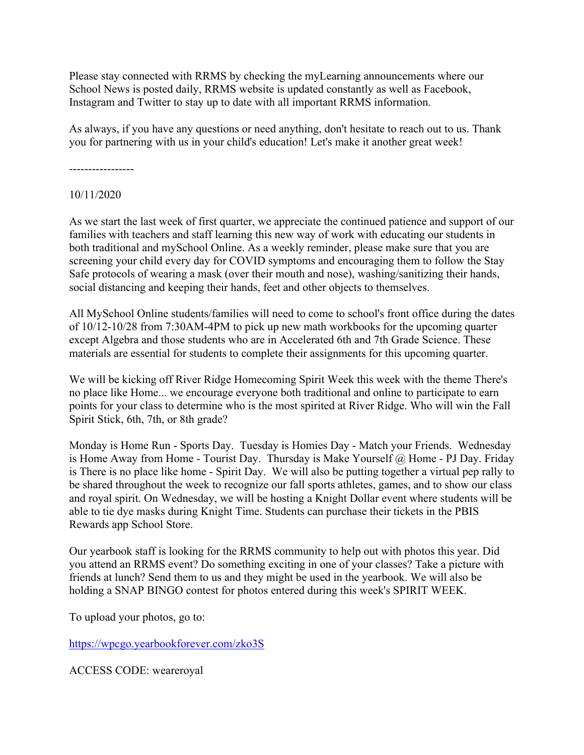Please stay connected with RRMS by checking the myLearning announcements where our School News is posted daily, RRMS website is updated constantly as well as Facebook, Instagram and Twitter to stay up to date with all important RRMS information.

As always, if you have any questions or need anything, don't hesitate to reach out to us. Thank you for partnering with us in your child's education! Let's make it another great week!

-----------------

10/11/2020

As we start the last week of first quarter, we appreciate the continued patience and support of our families with teachers and staff learning this new way of work with educating our students in both traditional and mySchool Online. As a weekly reminder, please make sure that you are screening your child every day for COVID symptoms and encouraging them to follow the Stay Safe protocols of wearing a mask (over their mouth and nose), washing/sanitizing their hands, social distancing and keeping their hands, feet and other objects to themselves.

All MySchool Online students/families will need to come to school's front office during the dates of 10/12-10/28 from 7:30AM-4PM to pick up new math workbooks for the upcoming quarter except Algebra and those students who are in Accelerated 6th and 7th Grade Science. These materials are essential for students to complete their assignments for this upcoming quarter.

We will be kicking off River Ridge Homecoming Spirit Week this week with the theme There's no place like Home... we encourage everyone both traditional and online to participate to earn points for your class to determine who is the most spirited at River Ridge. Who will win the Fall Spirit Stick, 6th, 7th, or 8th grade?

Monday is Home Run - Sports Day. Tuesday is Homies Day - Match your Friends. Wednesday is Home Away from Home - Tourist Day. Thursday is Make Yourself @ Home - PJ Day. Friday is There is no place like home - Spirit Day. We will also be putting together a virtual pep rally to be shared throughout the week to recognize our fall sports athletes, games, and to show our class and royal spirit. On Wednesday, we will be hosting a Knight Dollar event where students will be able to tie dye masks during Knight Time. Students can purchase their tickets in the PBIS Rewards app School Store.

Our yearbook staff is looking for the RRMS community to help out with photos this year. Did you attend an RRMS event? Do something exciting in one of your classes? Take a picture with friends at lunch? Send them to us and they might be used in the yearbook. We will also be holding a SNAP BINGO contest for photos entered during this week's SPIRIT WEEK.

To upload your photos, go to:

https://wpcgo.yearbookforever.com/zko3S

ACCESS CODE: weareroyal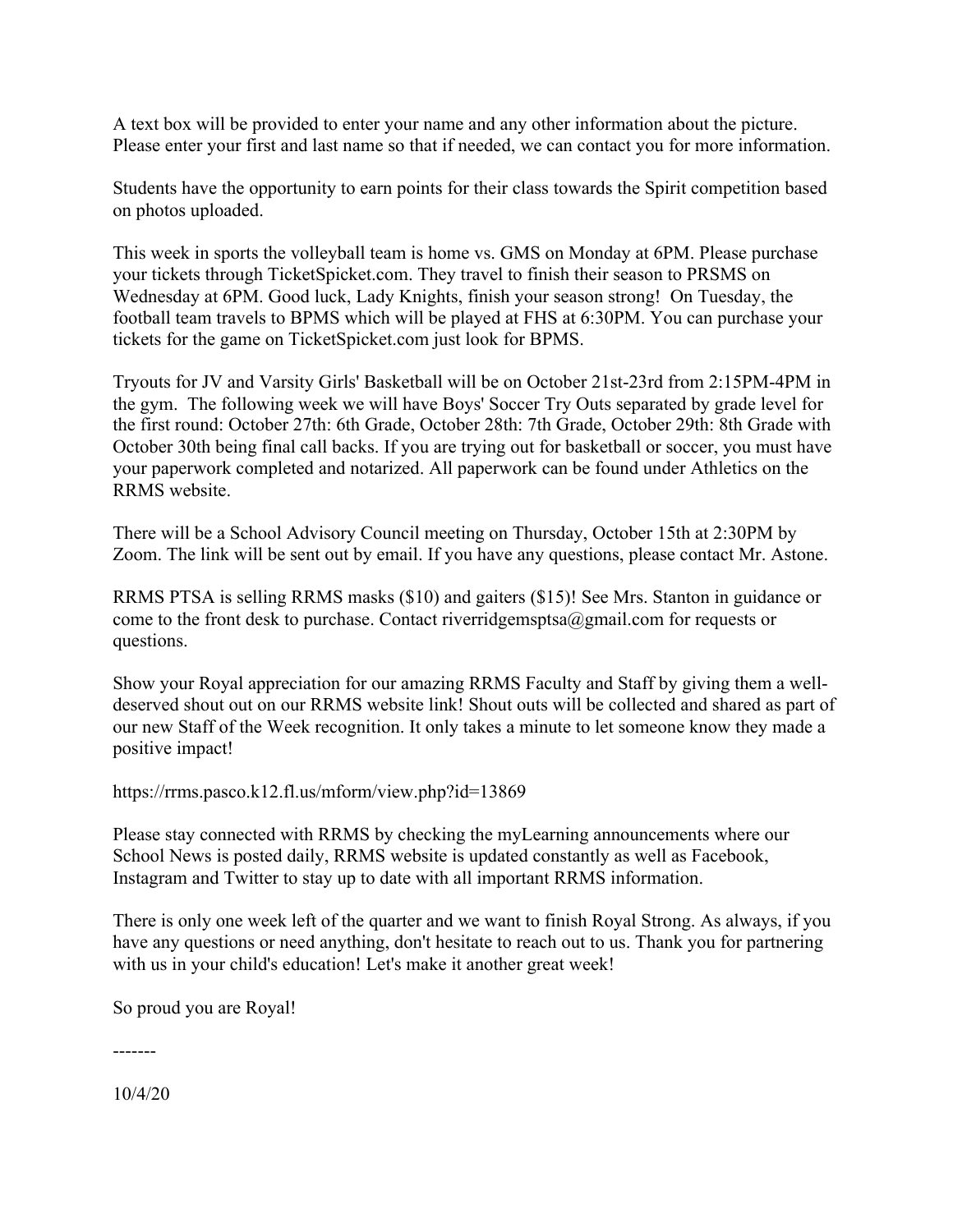A text box will be provided to enter your name and any other information about the picture. Please enter your first and last name so that if needed, we can contact you for more information.

Students have the opportunity to earn points for their class towards the Spirit competition based on photos uploaded.

This week in sports the volleyball team is home vs. GMS on Monday at 6PM. Please purchase your tickets through TicketSpicket.com. They travel to finish their season to PRSMS on Wednesday at 6PM. Good luck, Lady Knights, finish your season strong!  On Tuesday, the football team travels to BPMS which will be played at FHS at 6:30PM. You can purchase your tickets for the game on TicketSpicket.com just look for BPMS.

Tryouts for JV and Varsity Girls' Basketball will be on October 21st-23rd from 2:15PM-4PM in the gym.  The following week we will have Boys' Soccer Try Outs separated by grade level for the first round: October 27th: 6th Grade, October 28th: 7th Grade, October 29th: 8th Grade with October 30th being final call backs. If you are trying out for basketball or soccer, you must have your paperwork completed and notarized. All paperwork can be found under Athletics on the RRMS website.

There will be a School Advisory Council meeting on Thursday, October 15th at 2:30PM by Zoom. The link will be sent out by email. If you have any questions, please contact Mr. Astone.

RRMS PTSA is selling RRMS masks ($10) and gaiters ($15)! See Mrs. Stanton in guidance or come to the front desk to purchase. Contact riverridgemsptsa@gmail.com for requests or questions.

Show your Royal appreciation for our amazing RRMS Faculty and Staff by giving them a well-deserved shout out on our RRMS website link! Shout outs will be collected and shared as part of our new Staff of the Week recognition. It only takes a minute to let someone know they made a positive impact!

https://rrms.pasco.k12.fl.us/mform/view.php?id=13869

Please stay connected with RRMS by checking the myLearning announcements where our School News is posted daily, RRMS website is updated constantly as well as Facebook, Instagram and Twitter to stay up to date with all important RRMS information.

There is only one week left of the quarter and we want to finish Royal Strong. As always, if you have any questions or need anything, don't hesitate to reach out to us. Thank you for partnering with us in your child's education! Let's make it another great week!

So proud you are Royal!

-------

10/4/20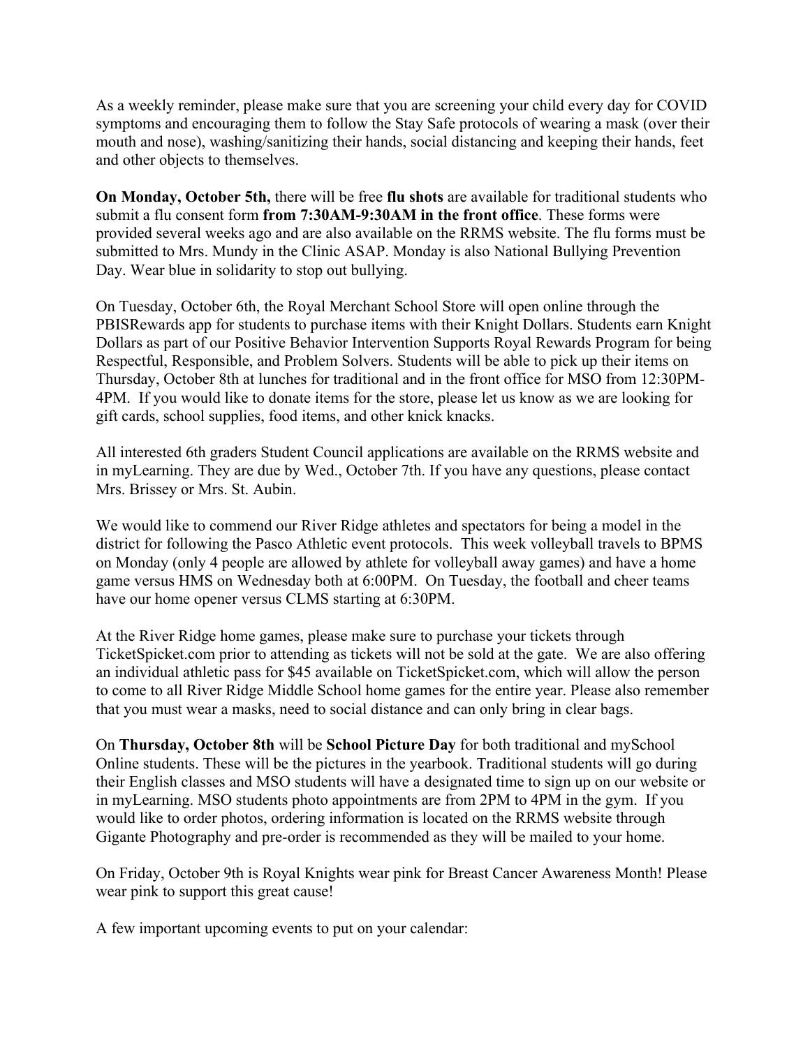As a weekly reminder, please make sure that you are screening your child every day for COVID symptoms and encouraging them to follow the Stay Safe protocols of wearing a mask (over their mouth and nose), washing/sanitizing their hands, social distancing and keeping their hands, feet and other objects to themselves.

**On Monday, October 5th,** there will be free **flu shots** are available for traditional students who submit a flu consent form **from 7:30AM-9:30AM in the front office**. These forms were provided several weeks ago and are also available on the RRMS website. The flu forms must be submitted to Mrs. Mundy in the Clinic ASAP. Monday is also National Bullying Prevention Day. Wear blue in solidarity to stop out bullying.

On Tuesday, October 6th, the Royal Merchant School Store will open online through the PBISRewards app for students to purchase items with their Knight Dollars. Students earn Knight Dollars as part of our Positive Behavior Intervention Supports Royal Rewards Program for being Respectful, Responsible, and Problem Solvers. Students will be able to pick up their items on Thursday, October 8th at lunches for traditional and in the front office for MSO from 12:30PM-4PM. If you would like to donate items for the store, please let us know as we are looking for gift cards, school supplies, food items, and other knick knacks.

All interested 6th graders Student Council applications are available on the RRMS website and in myLearning. They are due by Wed., October 7th. If you have any questions, please contact Mrs. Brissey or Mrs. St. Aubin.

We would like to commend our River Ridge athletes and spectators for being a model in the district for following the Pasco Athletic event protocols. This week volleyball travels to BPMS on Monday (only 4 people are allowed by athlete for volleyball away games) and have a home game versus HMS on Wednesday both at 6:00PM. On Tuesday, the football and cheer teams have our home opener versus CLMS starting at 6:30PM.

At the River Ridge home games, please make sure to purchase your tickets through TicketSpicket.com prior to attending as tickets will not be sold at the gate. We are also offering an individual athletic pass for $45 available on TicketSpicket.com, which will allow the person to come to all River Ridge Middle School home games for the entire year. Please also remember that you must wear a masks, need to social distance and can only bring in clear bags.

On **Thursday, October 8th** will be **School Picture Day** for both traditional and mySchool Online students. These will be the pictures in the yearbook. Traditional students will go during their English classes and MSO students will have a designated time to sign up on our website or in myLearning. MSO students photo appointments are from 2PM to 4PM in the gym. If you would like to order photos, ordering information is located on the RRMS website through Gigante Photography and pre-order is recommended as they will be mailed to your home.

On Friday, October 9th is Royal Knights wear pink for Breast Cancer Awareness Month! Please wear pink to support this great cause!

A few important upcoming events to put on your calendar: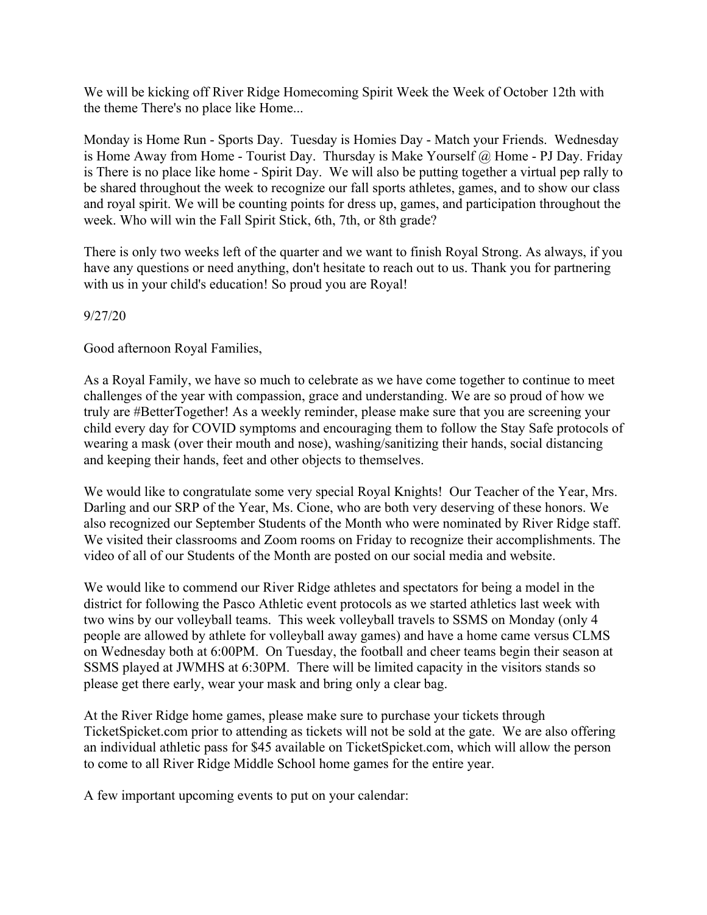We will be kicking off River Ridge Homecoming Spirit Week the Week of October 12th with the theme There's no place like Home...

Monday is Home Run - Sports Day. Tuesday is Homies Day - Match your Friends. Wednesday is Home Away from Home - Tourist Day. Thursday is Make Yourself @ Home - PJ Day. Friday is There is no place like home - Spirit Day. We will also be putting together a virtual pep rally to be shared throughout the week to recognize our fall sports athletes, games, and to show our class and royal spirit. We will be counting points for dress up, games, and participation throughout the week. Who will win the Fall Spirit Stick, 6th, 7th, or 8th grade?

There is only two weeks left of the quarter and we want to finish Royal Strong. As always, if you have any questions or need anything, don't hesitate to reach out to us. Thank you for partnering with us in your child's education! So proud you are Royal!

9/27/20

Good afternoon Royal Families,

As a Royal Family, we have so much to celebrate as we have come together to continue to meet challenges of the year with compassion, grace and understanding. We are so proud of how we truly are #BetterTogether! As a weekly reminder, please make sure that you are screening your child every day for COVID symptoms and encouraging them to follow the Stay Safe protocols of wearing a mask (over their mouth and nose), washing/sanitizing their hands, social distancing and keeping their hands, feet and other objects to themselves.

We would like to congratulate some very special Royal Knights! Our Teacher of the Year, Mrs. Darling and our SRP of the Year, Ms. Cione, who are both very deserving of these honors. We also recognized our September Students of the Month who were nominated by River Ridge staff. We visited their classrooms and Zoom rooms on Friday to recognize their accomplishments. The video of all of our Students of the Month are posted on our social media and website.

We would like to commend our River Ridge athletes and spectators for being a model in the district for following the Pasco Athletic event protocols as we started athletics last week with two wins by our volleyball teams. This week volleyball travels to SSMS on Monday (only 4 people are allowed by athlete for volleyball away games) and have a home came versus CLMS on Wednesday both at 6:00PM. On Tuesday, the football and cheer teams begin their season at SSMS played at JWMHS at 6:30PM. There will be limited capacity in the visitors stands so please get there early, wear your mask and bring only a clear bag.

At the River Ridge home games, please make sure to purchase your tickets through TicketSpicket.com prior to attending as tickets will not be sold at the gate. We are also offering an individual athletic pass for $45 available on TicketSpicket.com, which will allow the person to come to all River Ridge Middle School home games for the entire year.

A few important upcoming events to put on your calendar: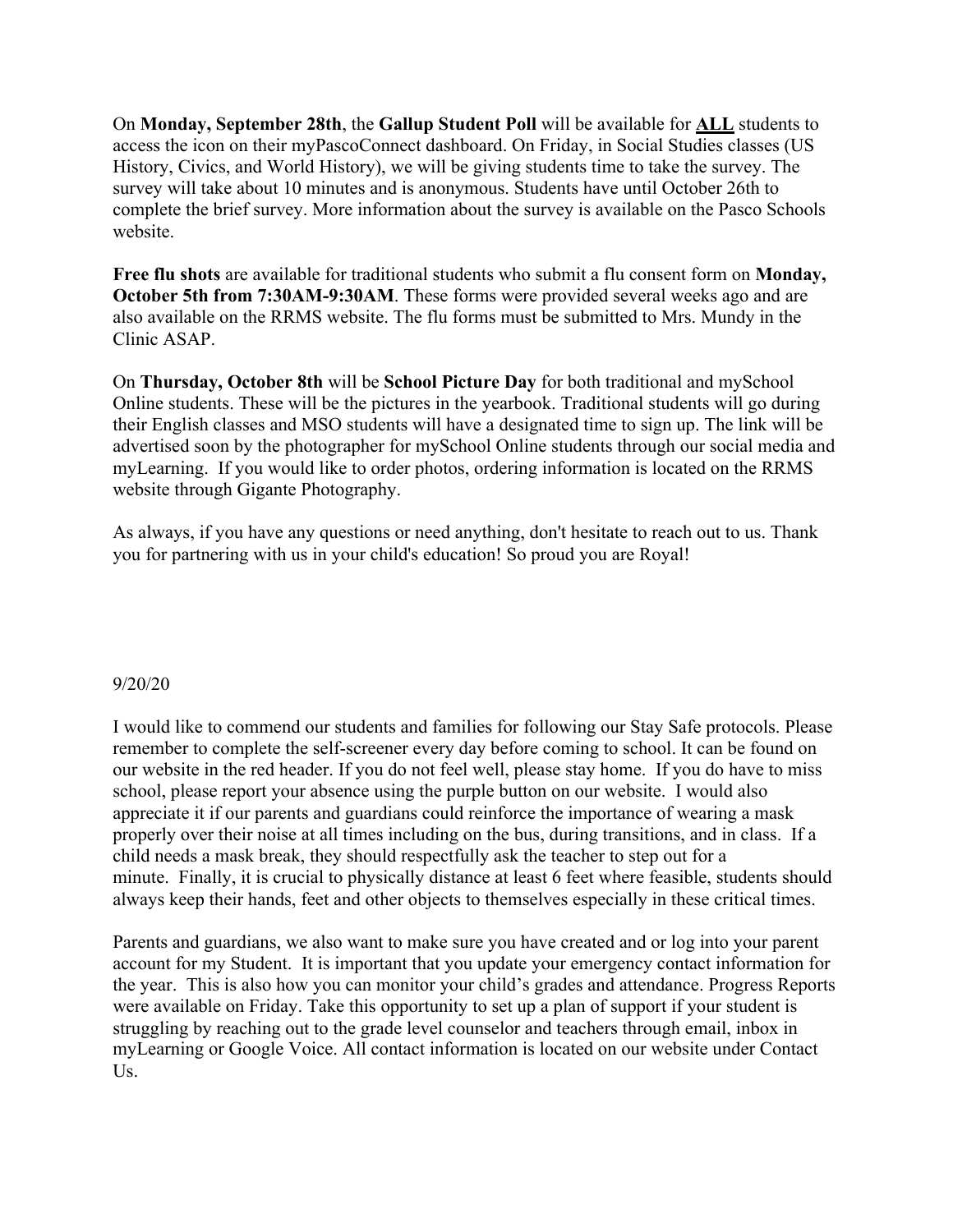On **Monday, September 28th**, the **Gallup Student Poll** will be available for **ALL** students to access the icon on their myPascoConnect dashboard. On Friday, in Social Studies classes (US History, Civics, and World History), we will be giving students time to take the survey. The survey will take about 10 minutes and is anonymous. Students have until October 26th to complete the brief survey. More information about the survey is available on the Pasco Schools website.

**Free flu shots** are available for traditional students who submit a flu consent form on **Monday, October 5th from 7:30AM-9:30AM**. These forms were provided several weeks ago and are also available on the RRMS website. The flu forms must be submitted to Mrs. Mundy in the Clinic ASAP.

On **Thursday, October 8th** will be **School Picture Day** for both traditional and mySchool Online students. These will be the pictures in the yearbook. Traditional students will go during their English classes and MSO students will have a designated time to sign up. The link will be advertised soon by the photographer for mySchool Online students through our social media and myLearning. If you would like to order photos, ordering information is located on the RRMS website through Gigante Photography.

As always, if you have any questions or need anything, don't hesitate to reach out to us. Thank you for partnering with us in your child's education! So proud you are Royal!

9/20/20

I would like to commend our students and families for following our Stay Safe protocols. Please remember to complete the self-screener every day before coming to school. It can be found on our website in the red header. If you do not feel well, please stay home. If you do have to miss school, please report your absence using the purple button on our website. I would also appreciate it if our parents and guardians could reinforce the importance of wearing a mask properly over their noise at all times including on the bus, during transitions, and in class. If a child needs a mask break, they should respectfully ask the teacher to step out for a minute. Finally, it is crucial to physically distance at least 6 feet where feasible, students should always keep their hands, feet and other objects to themselves especially in these critical times.

Parents and guardians, we also want to make sure you have created and or log into your parent account for my Student. It is important that you update your emergency contact information for the year. This is also how you can monitor your child's grades and attendance. Progress Reports were available on Friday. Take this opportunity to set up a plan of support if your student is struggling by reaching out to the grade level counselor and teachers through email, inbox in myLearning or Google Voice. All contact information is located on our website under Contact Us.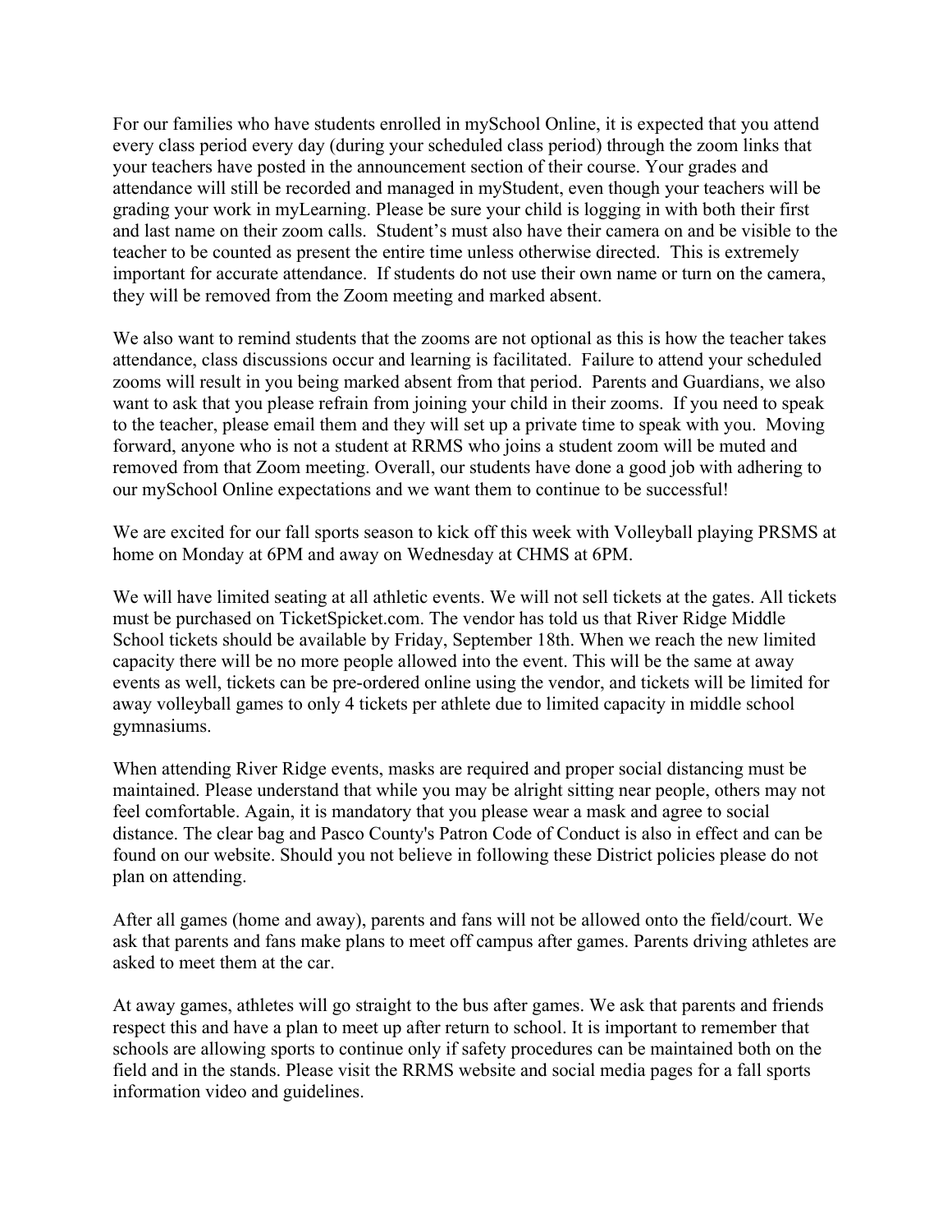For our families who have students enrolled in mySchool Online, it is expected that you attend every class period every day (during your scheduled class period) through the zoom links that your teachers have posted in the announcement section of their course. Your grades and attendance will still be recorded and managed in myStudent, even though your teachers will be grading your work in myLearning. Please be sure your child is logging in with both their first and last name on their zoom calls. Student's must also have their camera on and be visible to the teacher to be counted as present the entire time unless otherwise directed. This is extremely important for accurate attendance. If students do not use their own name or turn on the camera, they will be removed from the Zoom meeting and marked absent.

We also want to remind students that the zooms are not optional as this is how the teacher takes attendance, class discussions occur and learning is facilitated. Failure to attend your scheduled zooms will result in you being marked absent from that period. Parents and Guardians, we also want to ask that you please refrain from joining your child in their zooms. If you need to speak to the teacher, please email them and they will set up a private time to speak with you. Moving forward, anyone who is not a student at RRMS who joins a student zoom will be muted and removed from that Zoom meeting. Overall, our students have done a good job with adhering to our mySchool Online expectations and we want them to continue to be successful!

We are excited for our fall sports season to kick off this week with Volleyball playing PRSMS at home on Monday at 6PM and away on Wednesday at CHMS at 6PM.

We will have limited seating at all athletic events. We will not sell tickets at the gates. All tickets must be purchased on TicketSpicket.com. The vendor has told us that River Ridge Middle School tickets should be available by Friday, September 18th. When we reach the new limited capacity there will be no more people allowed into the event. This will be the same at away events as well, tickets can be pre-ordered online using the vendor, and tickets will be limited for away volleyball games to only 4 tickets per athlete due to limited capacity in middle school gymnasiums.

When attending River Ridge events, masks are required and proper social distancing must be maintained. Please understand that while you may be alright sitting near people, others may not feel comfortable. Again, it is mandatory that you please wear a mask and agree to social distance. The clear bag and Pasco County's Patron Code of Conduct is also in effect and can be found on our website. Should you not believe in following these District policies please do not plan on attending.

After all games (home and away), parents and fans will not be allowed onto the field/court. We ask that parents and fans make plans to meet off campus after games. Parents driving athletes are asked to meet them at the car.

At away games, athletes will go straight to the bus after games. We ask that parents and friends respect this and have a plan to meet up after return to school. It is important to remember that schools are allowing sports to continue only if safety procedures can be maintained both on the field and in the stands. Please visit the RRMS website and social media pages for a fall sports information video and guidelines.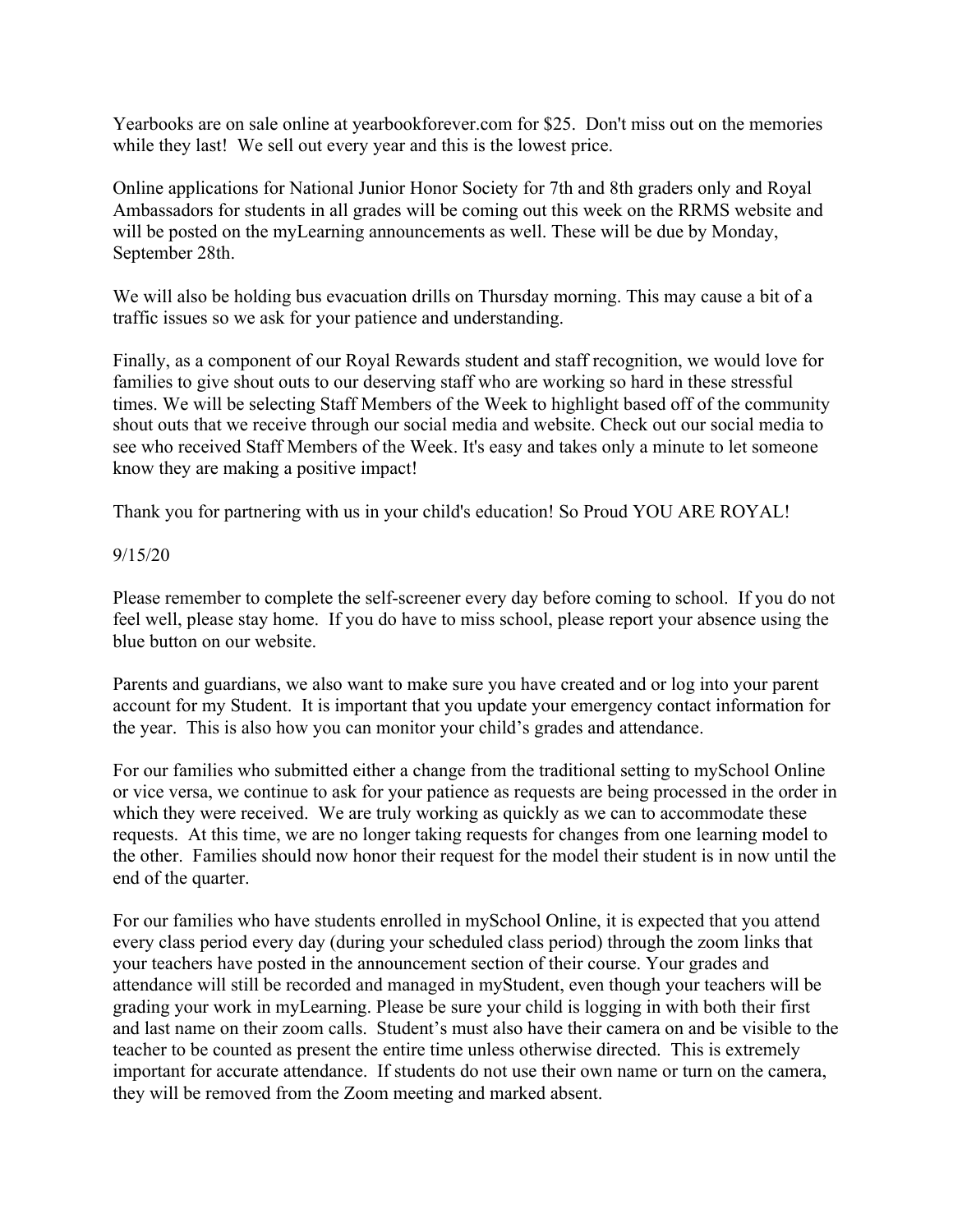Yearbooks are on sale online at yearbookforever.com for $25.  Don't miss out on the memories while they last!  We sell out every year and this is the lowest price.

Online applications for National Junior Honor Society for 7th and 8th graders only and Royal Ambassadors for students in all grades will be coming out this week on the RRMS website and will be posted on the myLearning announcements as well. These will be due by Monday, September 28th.

We will also be holding bus evacuation drills on Thursday morning. This may cause a bit of a traffic issues so we ask for your patience and understanding.

Finally, as a component of our Royal Rewards student and staff recognition, we would love for families to give shout outs to our deserving staff who are working so hard in these stressful times. We will be selecting Staff Members of the Week to highlight based off of the community shout outs that we receive through our social media and website. Check out our social media to see who received Staff Members of the Week. It's easy and takes only a minute to let someone know they are making a positive impact!

Thank you for partnering with us in your child's education! So Proud YOU ARE ROYAL!

9/15/20

Please remember to complete the self-screener every day before coming to school.  If you do not feel well, please stay home.  If you do have to miss school, please report your absence using the blue button on our website.

Parents and guardians, we also want to make sure you have created and or log into your parent account for my Student.  It is important that you update your emergency contact information for the year.  This is also how you can monitor your child's grades and attendance.

For our families who submitted either a change from the traditional setting to mySchool Online or vice versa, we continue to ask for your patience as requests are being processed in the order in which they were received.  We are truly working as quickly as we can to accommodate these requests.  At this time, we are no longer taking requests for changes from one learning model to the other.  Families should now honor their request for the model their student is in now until the end of the quarter.

For our families who have students enrolled in mySchool Online, it is expected that you attend every class period every day (during your scheduled class period) through the zoom links that your teachers have posted in the announcement section of their course. Your grades and attendance will still be recorded and managed in myStudent, even though your teachers will be grading your work in myLearning. Please be sure your child is logging in with both their first and last name on their zoom calls.  Student's must also have their camera on and be visible to the teacher to be counted as present the entire time unless otherwise directed.  This is extremely important for accurate attendance.  If students do not use their own name or turn on the camera, they will be removed from the Zoom meeting and marked absent.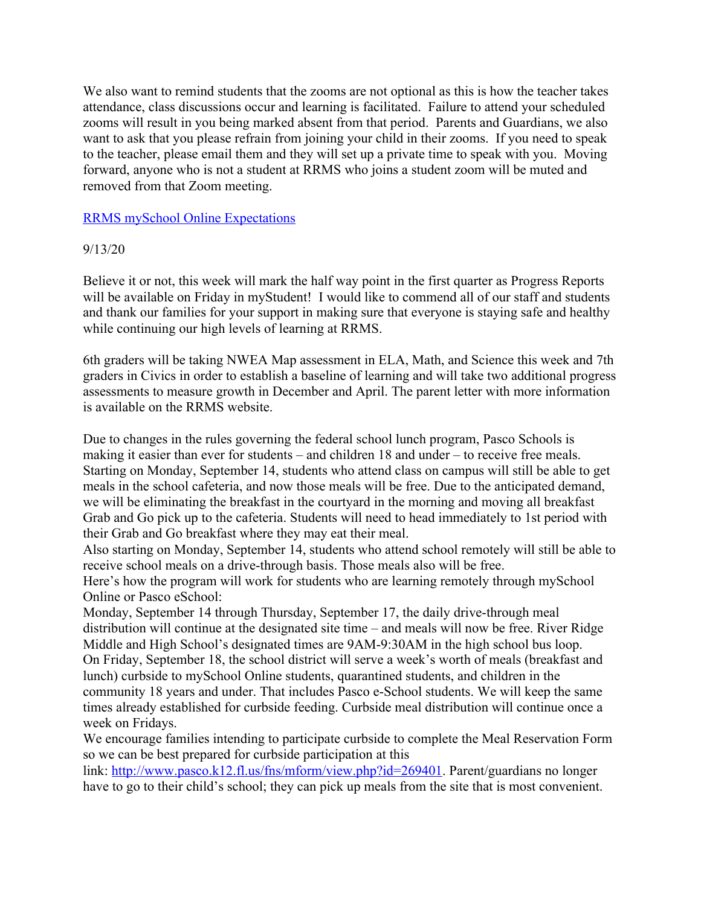We also want to remind students that the zooms are not optional as this is how the teacher takes attendance, class discussions occur and learning is facilitated. Failure to attend your scheduled zooms will result in you being marked absent from that period. Parents and Guardians, we also want to ask that you please refrain from joining your child in their zooms. If you need to speak to the teacher, please email them and they will set up a private time to speak with you. Moving forward, anyone who is not a student at RRMS who joins a student zoom will be muted and removed from that Zoom meeting.

RRMS mySchool Online Expectations

9/13/20

Believe it or not, this week will mark the half way point in the first quarter as Progress Reports will be available on Friday in myStudent! I would like to commend all of our staff and students and thank our families for your support in making sure that everyone is staying safe and healthy while continuing our high levels of learning at RRMS.

6th graders will be taking NWEA Map assessment in ELA, Math, and Science this week and 7th graders in Civics in order to establish a baseline of learning and will take two additional progress assessments to measure growth in December and April. The parent letter with more information is available on the RRMS website.

Due to changes in the rules governing the federal school lunch program, Pasco Schools is making it easier than ever for students – and children 18 and under – to receive free meals. Starting on Monday, September 14, students who attend class on campus will still be able to get meals in the school cafeteria, and now those meals will be free. Due to the anticipated demand, we will be eliminating the breakfast in the courtyard in the morning and moving all breakfast Grab and Go pick up to the cafeteria. Students will need to head immediately to 1st period with their Grab and Go breakfast where they may eat their meal.

Also starting on Monday, September 14, students who attend school remotely will still be able to receive school meals on a drive-through basis. Those meals also will be free.

Here's how the program will work for students who are learning remotely through mySchool Online or Pasco eSchool:

Monday, September 14 through Thursday, September 17, the daily drive-through meal distribution will continue at the designated site time – and meals will now be free. River Ridge Middle and High School's designated times are 9AM-9:30AM in the high school bus loop.

On Friday, September 18, the school district will serve a week's worth of meals (breakfast and lunch) curbside to mySchool Online students, quarantined students, and children in the community 18 years and under. That includes Pasco e-School students. We will keep the same times already established for curbside feeding. Curbside meal distribution will continue once a week on Fridays.

We encourage families intending to participate curbside to complete the Meal Reservation Form so we can be best prepared for curbside participation at this link: http://www.pasco.k12.fl.us/fns/mform/view.php?id=269401. Parent/guardians no longer have to go to their child's school; they can pick up meals from the site that is most convenient.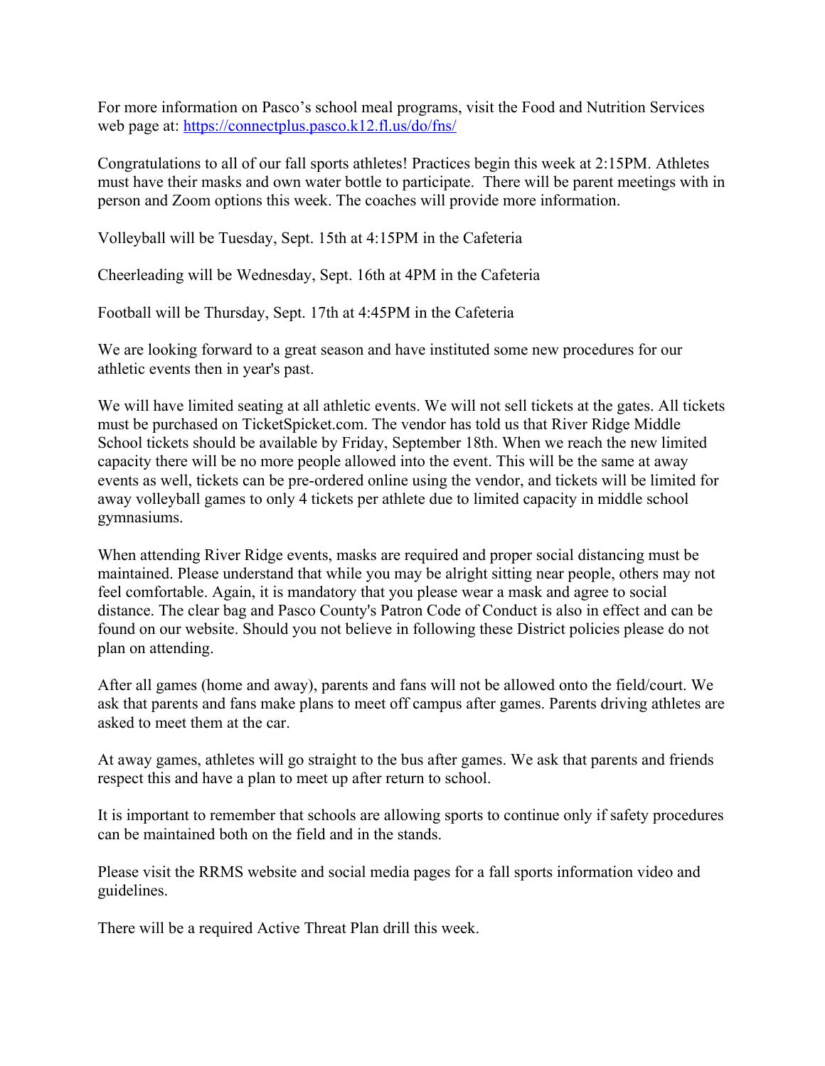For more information on Pasco's school meal programs, visit the Food and Nutrition Services web page at: https://connectplus.pasco.k12.fl.us/do/fns/

Congratulations to all of our fall sports athletes! Practices begin this week at 2:15PM. Athletes must have their masks and own water bottle to participate. There will be parent meetings with in person and Zoom options this week. The coaches will provide more information.

Volleyball will be Tuesday, Sept. 15th at 4:15PM in the Cafeteria

Cheerleading will be Wednesday, Sept. 16th at 4PM in the Cafeteria

Football will be Thursday, Sept. 17th at 4:45PM in the Cafeteria

We are looking forward to a great season and have instituted some new procedures for our athletic events then in year's past.

We will have limited seating at all athletic events. We will not sell tickets at the gates. All tickets must be purchased on TicketSpicket.com. The vendor has told us that River Ridge Middle School tickets should be available by Friday, September 18th. When we reach the new limited capacity there will be no more people allowed into the event. This will be the same at away events as well, tickets can be pre-ordered online using the vendor, and tickets will be limited for away volleyball games to only 4 tickets per athlete due to limited capacity in middle school gymnasiums.

When attending River Ridge events, masks are required and proper social distancing must be maintained. Please understand that while you may be alright sitting near people, others may not feel comfortable. Again, it is mandatory that you please wear a mask and agree to social distance. The clear bag and Pasco County's Patron Code of Conduct is also in effect and can be found on our website. Should you not believe in following these District policies please do not plan on attending.

After all games (home and away), parents and fans will not be allowed onto the field/court. We ask that parents and fans make plans to meet off campus after games. Parents driving athletes are asked to meet them at the car.

At away games, athletes will go straight to the bus after games. We ask that parents and friends respect this and have a plan to meet up after return to school.

It is important to remember that schools are allowing sports to continue only if safety procedures can be maintained both on the field and in the stands.

Please visit the RRMS website and social media pages for a fall sports information video and guidelines.

There will be a required Active Threat Plan drill this week.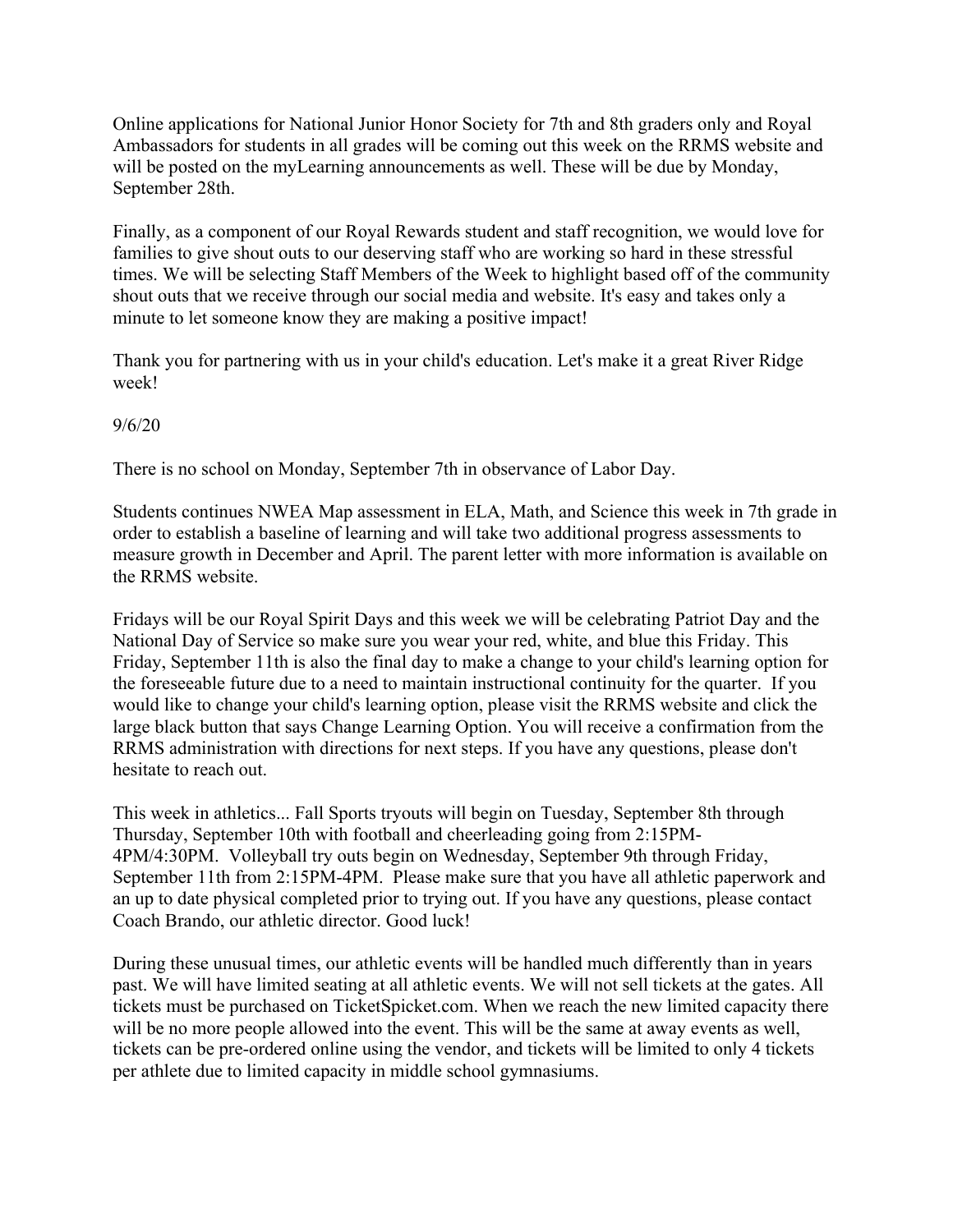Online applications for National Junior Honor Society for 7th and 8th graders only and Royal Ambassadors for students in all grades will be coming out this week on the RRMS website and will be posted on the myLearning announcements as well. These will be due by Monday, September 28th.

Finally, as a component of our Royal Rewards student and staff recognition, we would love for families to give shout outs to our deserving staff who are working so hard in these stressful times. We will be selecting Staff Members of the Week to highlight based off of the community shout outs that we receive through our social media and website. It's easy and takes only a minute to let someone know they are making a positive impact!

Thank you for partnering with us in your child's education. Let's make it a great River Ridge week!

9/6/20

There is no school on Monday, September 7th in observance of Labor Day.

Students continues NWEA Map assessment in ELA, Math, and Science this week in 7th grade in order to establish a baseline of learning and will take two additional progress assessments to measure growth in December and April. The parent letter with more information is available on the RRMS website.

Fridays will be our Royal Spirit Days and this week we will be celebrating Patriot Day and the National Day of Service so make sure you wear your red, white, and blue this Friday. This Friday, September 11th is also the final day to make a change to your child's learning option for the foreseeable future due to a need to maintain instructional continuity for the quarter. If you would like to change your child's learning option, please visit the RRMS website and click the large black button that says Change Learning Option. You will receive a confirmation from the RRMS administration with directions for next steps. If you have any questions, please don't hesitate to reach out.

This week in athletics... Fall Sports tryouts will begin on Tuesday, September 8th through Thursday, September 10th with football and cheerleading going from 2:15PM-4PM/4:30PM. Volleyball try outs begin on Wednesday, September 9th through Friday, September 11th from 2:15PM-4PM. Please make sure that you have all athletic paperwork and an up to date physical completed prior to trying out. If you have any questions, please contact Coach Brando, our athletic director. Good luck!

During these unusual times, our athletic events will be handled much differently than in years past. We will have limited seating at all athletic events. We will not sell tickets at the gates. All tickets must be purchased on TicketSpicket.com. When we reach the new limited capacity there will be no more people allowed into the event. This will be the same at away events as well, tickets can be pre-ordered online using the vendor, and tickets will be limited to only 4 tickets per athlete due to limited capacity in middle school gymnasiums.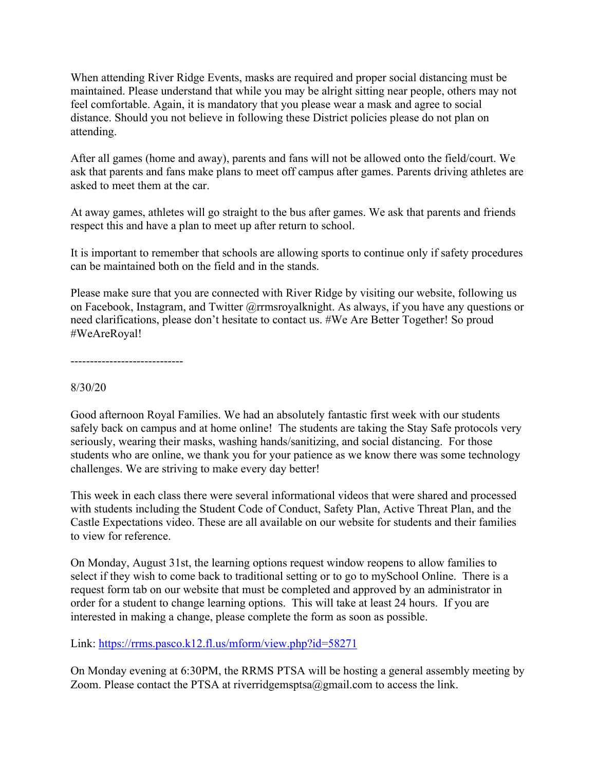When attending River Ridge Events, masks are required and proper social distancing must be maintained. Please understand that while you may be alright sitting near people, others may not feel comfortable. Again, it is mandatory that you please wear a mask and agree to social distance. Should you not believe in following these District policies please do not plan on attending.

After all games (home and away), parents and fans will not be allowed onto the field/court. We ask that parents and fans make plans to meet off campus after games. Parents driving athletes are asked to meet them at the car.

At away games, athletes will go straight to the bus after games. We ask that parents and friends respect this and have a plan to meet up after return to school.

It is important to remember that schools are allowing sports to continue only if safety procedures can be maintained both on the field and in the stands.

Please make sure that you are connected with River Ridge by visiting our website, following us on Facebook, Instagram, and Twitter @rrmsroyalknight. As always, if you have any questions or need clarifications, please don't hesitate to contact us. #We Are Better Together! So proud #WeAreRoyal!

-----------------------------

8/30/20

Good afternoon Royal Families. We had an absolutely fantastic first week with our students safely back on campus and at home online! The students are taking the Stay Safe protocols very seriously, wearing their masks, washing hands/sanitizing, and social distancing. For those students who are online, we thank you for your patience as we know there was some technology challenges. We are striving to make every day better!

This week in each class there were several informational videos that were shared and processed with students including the Student Code of Conduct, Safety Plan, Active Threat Plan, and the Castle Expectations video. These are all available on our website for students and their families to view for reference.

On Monday, August 31st, the learning options request window reopens to allow families to select if they wish to come back to traditional setting or to go to mySchool Online. There is a request form tab on our website that must be completed and approved by an administrator in order for a student to change learning options. This will take at least 24 hours. If you are interested in making a change, please complete the form as soon as possible.

Link: https://rrms.pasco.k12.fl.us/mform/view.php?id=58271

On Monday evening at 6:30PM, the RRMS PTSA will be hosting a general assembly meeting by Zoom. Please contact the PTSA at riverridgemsptsa@gmail.com to access the link.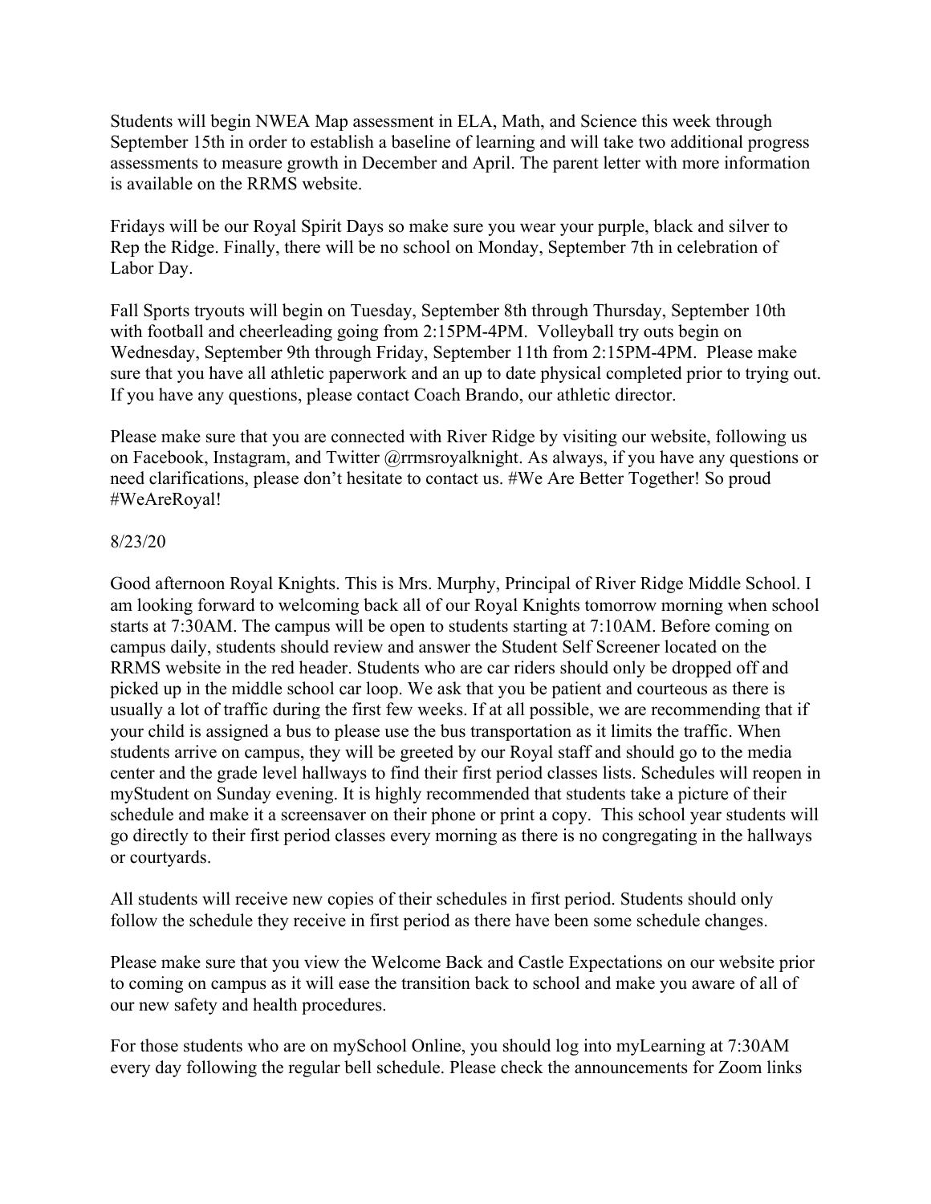Students will begin NWEA Map assessment in ELA, Math, and Science this week through September 15th in order to establish a baseline of learning and will take two additional progress assessments to measure growth in December and April. The parent letter with more information is available on the RRMS website.

Fridays will be our Royal Spirit Days so make sure you wear your purple, black and silver to Rep the Ridge. Finally, there will be no school on Monday, September 7th in celebration of Labor Day.

Fall Sports tryouts will begin on Tuesday, September 8th through Thursday, September 10th with football and cheerleading going from 2:15PM-4PM. Volleyball try outs begin on Wednesday, September 9th through Friday, September 11th from 2:15PM-4PM. Please make sure that you have all athletic paperwork and an up to date physical completed prior to trying out. If you have any questions, please contact Coach Brando, our athletic director.

Please make sure that you are connected with River Ridge by visiting our website, following us on Facebook, Instagram, and Twitter @rrmsroyalknight. As always, if you have any questions or need clarifications, please don't hesitate to contact us. #We Are Better Together! So proud #WeAreRoyal!

8/23/20

Good afternoon Royal Knights. This is Mrs. Murphy, Principal of River Ridge Middle School. I am looking forward to welcoming back all of our Royal Knights tomorrow morning when school starts at 7:30AM. The campus will be open to students starting at 7:10AM. Before coming on campus daily, students should review and answer the Student Self Screener located on the RRMS website in the red header. Students who are car riders should only be dropped off and picked up in the middle school car loop. We ask that you be patient and courteous as there is usually a lot of traffic during the first few weeks. If at all possible, we are recommending that if your child is assigned a bus to please use the bus transportation as it limits the traffic. When students arrive on campus, they will be greeted by our Royal staff and should go to the media center and the grade level hallways to find their first period classes lists. Schedules will reopen in myStudent on Sunday evening. It is highly recommended that students take a picture of their schedule and make it a screensaver on their phone or print a copy. This school year students will go directly to their first period classes every morning as there is no congregating in the hallways or courtyards.

All students will receive new copies of their schedules in first period. Students should only follow the schedule they receive in first period as there have been some schedule changes.

Please make sure that you view the Welcome Back and Castle Expectations on our website prior to coming on campus as it will ease the transition back to school and make you aware of all of our new safety and health procedures.

For those students who are on mySchool Online, you should log into myLearning at 7:30AM every day following the regular bell schedule. Please check the announcements for Zoom links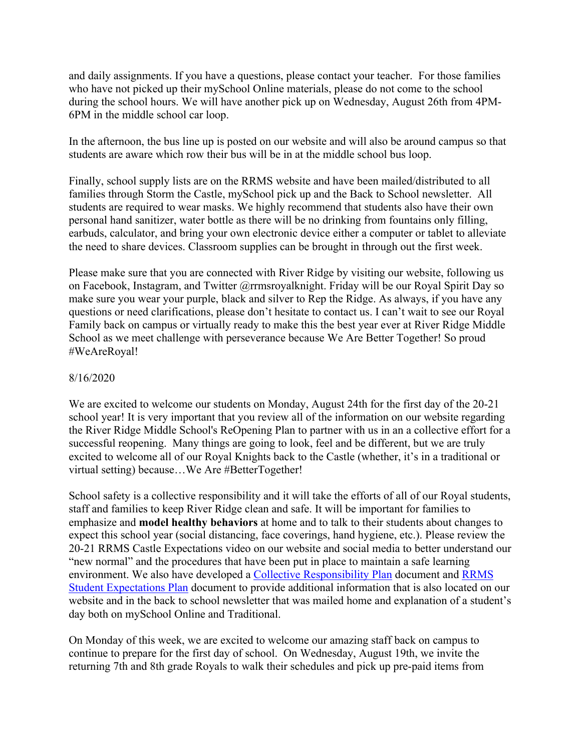and daily assignments. If you have a questions, please contact your teacher. For those families who have not picked up their mySchool Online materials, please do not come to the school during the school hours. We will have another pick up on Wednesday, August 26th from 4PM-6PM in the middle school car loop.

In the afternoon, the bus line up is posted on our website and will also be around campus so that students are aware which row their bus will be in at the middle school bus loop.

Finally, school supply lists are on the RRMS website and have been mailed/distributed to all families through Storm the Castle, mySchool pick up and the Back to School newsletter. All students are required to wear masks. We highly recommend that students also have their own personal hand sanitizer, water bottle as there will be no drinking from fountains only filling, earbuds, calculator, and bring your own electronic device either a computer or tablet to alleviate the need to share devices. Classroom supplies can be brought in through out the first week.

Please make sure that you are connected with River Ridge by visiting our website, following us on Facebook, Instagram, and Twitter @rrmsroyalknight. Friday will be our Royal Spirit Day so make sure you wear your purple, black and silver to Rep the Ridge. As always, if you have any questions or need clarifications, please don't hesitate to contact us. I can't wait to see our Royal Family back on campus or virtually ready to make this the best year ever at River Ridge Middle School as we meet challenge with perseverance because We Are Better Together! So proud #WeAreRoyal!

8/16/2020

We are excited to welcome our students on Monday, August 24th for the first day of the 20-21 school year! It is very important that you review all of the information on our website regarding the River Ridge Middle School's ReOpening Plan to partner with us in an a collective effort for a successful reopening. Many things are going to look, feel and be different, but we are truly excited to welcome all of our Royal Knights back to the Castle (whether, it's in a traditional or virtual setting) because…We Are #BetterTogether!

School safety is a collective responsibility and it will take the efforts of all of our Royal students, staff and families to keep River Ridge clean and safe. It will be important for families to emphasize and **model healthy behaviors** at home and to talk to their students about changes to expect this school year (social distancing, face coverings, hand hygiene, etc.). Please review the 20-21 RRMS Castle Expectations video on our website and social media to better understand our "new normal" and the procedures that have been put in place to maintain a safe learning environment. We also have developed a Collective Responsibility Plan document and RRMS Student Expectations Plan document to provide additional information that is also located on our website and in the back to school newsletter that was mailed home and explanation of a student's day both on mySchool Online and Traditional.

On Monday of this week, we are excited to welcome our amazing staff back on campus to continue to prepare for the first day of school. On Wednesday, August 19th, we invite the returning 7th and 8th grade Royals to walk their schedules and pick up pre-paid items from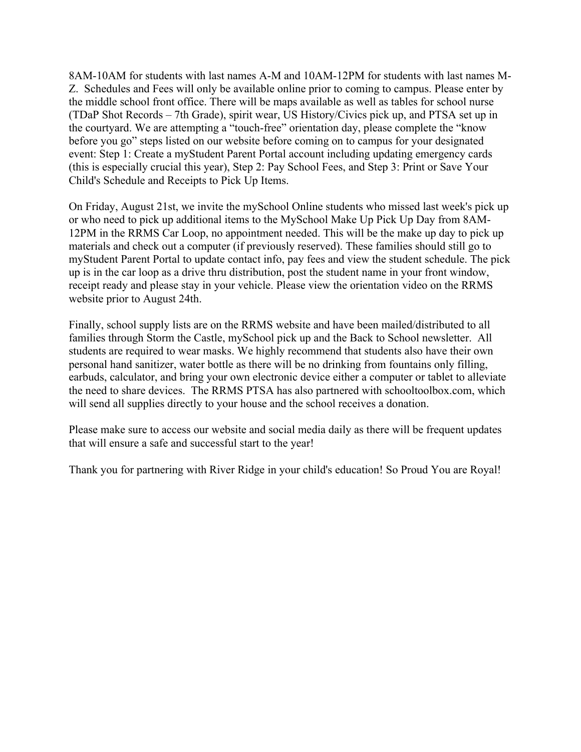8AM-10AM for students with last names A-M and 10AM-12PM for students with last names M-Z. Schedules and Fees will only be available online prior to coming to campus. Please enter by the middle school front office. There will be maps available as well as tables for school nurse (TDaP Shot Records – 7th Grade), spirit wear, US History/Civics pick up, and PTSA set up in the courtyard. We are attempting a "touch-free" orientation day, please complete the "know before you go" steps listed on our website before coming on to campus for your designated event: Step 1: Create a myStudent Parent Portal account including updating emergency cards (this is especially crucial this year), Step 2: Pay School Fees, and Step 3: Print or Save Your Child's Schedule and Receipts to Pick Up Items.

On Friday, August 21st, we invite the mySchool Online students who missed last week's pick up or who need to pick up additional items to the MySchool Make Up Pick Up Day from 8AM-12PM in the RRMS Car Loop, no appointment needed. This will be the make up day to pick up materials and check out a computer (if previously reserved). These families should still go to myStudent Parent Portal to update contact info, pay fees and view the student schedule. The pick up is in the car loop as a drive thru distribution, post the student name in your front window, receipt ready and please stay in your vehicle. Please view the orientation video on the RRMS website prior to August 24th.

Finally, school supply lists are on the RRMS website and have been mailed/distributed to all families through Storm the Castle, mySchool pick up and the Back to School newsletter. All students are required to wear masks. We highly recommend that students also have their own personal hand sanitizer, water bottle as there will be no drinking from fountains only filling, earbuds, calculator, and bring your own electronic device either a computer or tablet to alleviate the need to share devices. The RRMS PTSA has also partnered with schooltoolbox.com, which will send all supplies directly to your house and the school receives a donation.

Please make sure to access our website and social media daily as there will be frequent updates that will ensure a safe and successful start to the year!

Thank you for partnering with River Ridge in your child's education! So Proud You are Royal!